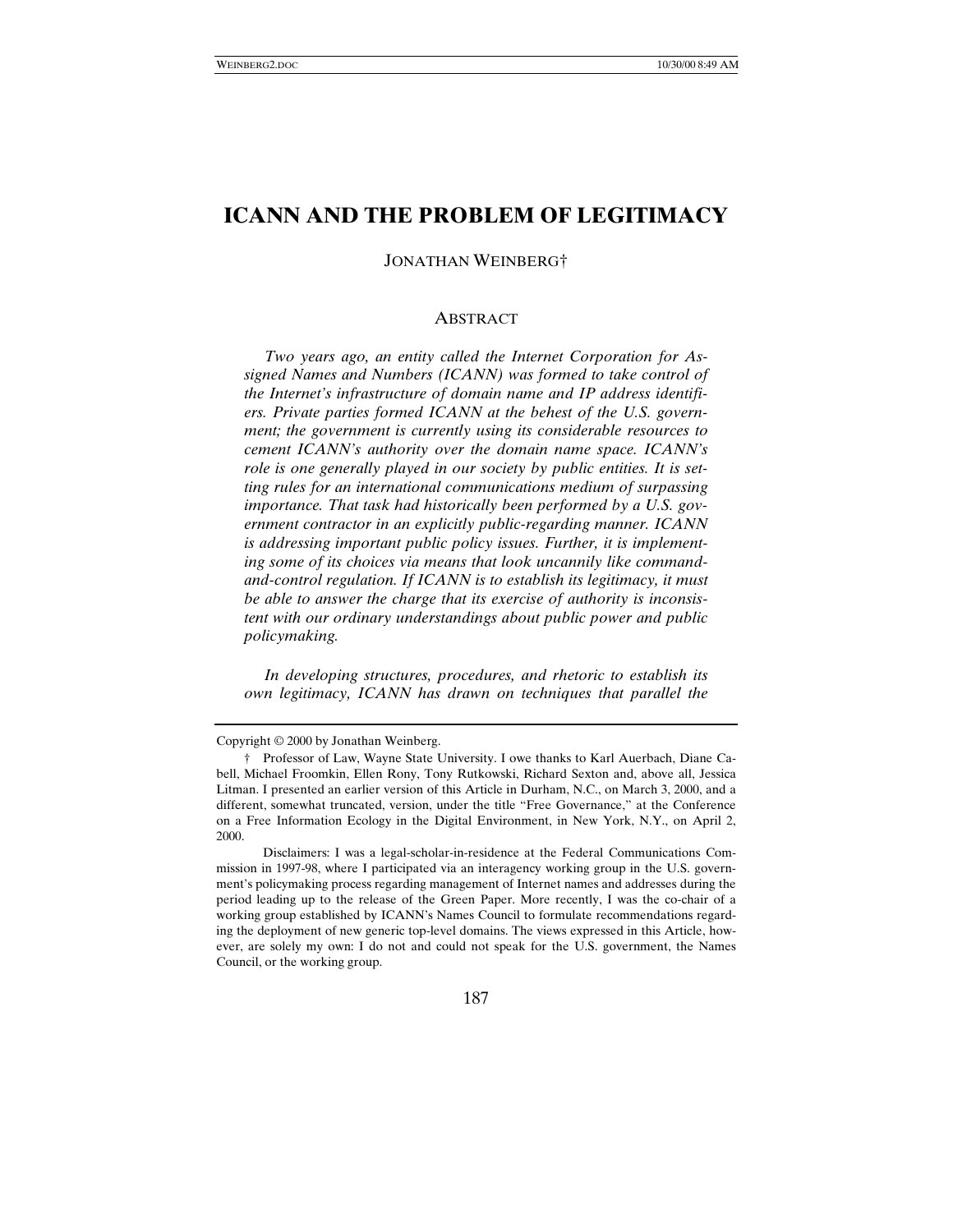# ICANN AND THE PROBLEM OF LEGITIMACY

JONATHAN WEINBERG†

## ABSTRACT

*Two years ago, an entity called the Internet Corporation for Assigned Names and Numbers (ICANN) was formed to take control of the Internet's infrastructure of domain name and IP address identifiers. Private parties formed ICANN at the behest of the U.S. government; the government is currently using its considerable resources to cement ICANN's authority over the domain name space. ICANN's role is one generally played in our society by public entities. It is setting rules for an international communications medium of surpassing importance. That task had historically been performed by a U.S. government contractor in an explicitly public-regarding manner. ICANN is addressing important public policy issues. Further, it is implementing some of its choices via means that look uncannily like command-and-control regulation. If ICANN is to establish its legitimacy, it must be able to answer the charge that its exercise of authority is inconsistent with our ordinary understandings about public power and public policymaking.*

*In developing structures, procedures, and rhetoric to establish its own legitimacy, ICANN has drawn on techniques that parallel the*

---

Copyright © 2000 by Jonathan Weinberg.

† Professor of Law, Wayne State University. I owe thanks to Karl Auerbach, Diane Cabell, Michael Froomkin, Ellen Rony, Tony Rutkowski, Richard Sexton and, above all, Jessica Litman. I presented an earlier version of this Article in Durham, N.C., on March 3, 2000, and a different, somewhat truncated, version, under the title "Free Governance," at the Conference on a Free Information Ecology in the Digital Environment, in New York, N.Y., on April 2, 2000.

Disclaimers: I was a legal-scholar-in-residence at the Federal Communications Commission in 1997-98, where I participated via an interagency working group in the U.S. government's policymaking process regarding management of Internet names and addresses during the period leading up to the release of the Green Paper. More recently, I was the co-chair of a working group established by ICANN's Names Council to formulate recommendations regarding the deployment of new generic top-level domains. The views expressed in this Article, however, are solely my own: I do not and could not speak for the U.S. government, the Names Council, or the working group.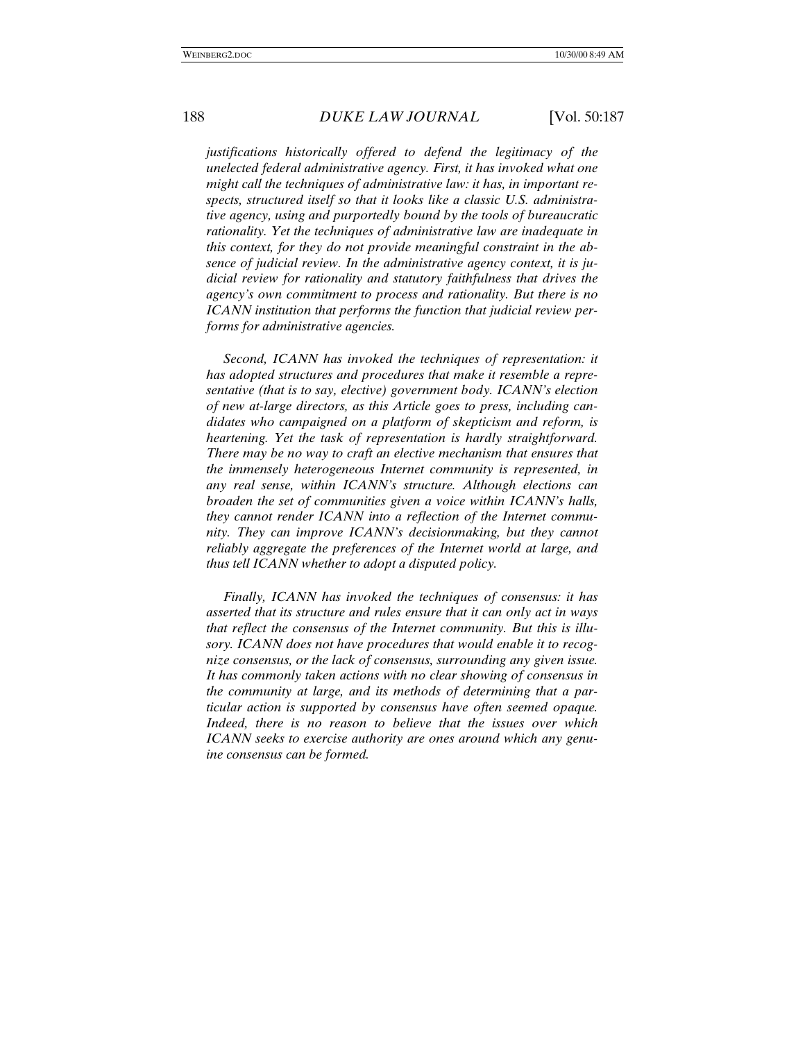*justifications historically offered to defend the legitimacy of the unelected federal administrative agency. First, it has invoked what one might call the techniques of administrative law: it has, in important respects, structured itself so that it looks like a classic U.S. administrative agency, using and purportedly bound by the tools of bureaucratic rationality. Yet the techniques of administrative law are inadequate in this context, for they do not provide meaningful constraint in the absence of judicial review. In the administrative agency context, it is judicial review for rationality and statutory faithfulness that drives the agency's own commitment to process and rationality. But there is no ICANN institution that performs the function that judicial review performs for administrative agencies.*

*Second, ICANN has invoked the techniques of representation: it has adopted structures and procedures that make it resemble a representative (that is to say, elective) government body. ICANN's election of new at-large directors, as this Article goes to press, including candidates who campaigned on a platform of skepticism and reform, is heartening. Yet the task of representation is hardly straightforward. There may be no way to craft an elective mechanism that ensures that the immensely heterogeneous Internet community is represented, in any real sense, within ICANN's structure. Although elections can broaden the set of communities given a voice within ICANN's halls, they cannot render ICANN into a reflection of the Internet community. They can improve ICANN's decisionmaking, but they cannot reliably aggregate the preferences of the Internet world at large, and thus tell ICANN whether to adopt a disputed policy.*

*Finally, ICANN has invoked the techniques of consensus: it has asserted that its structure and rules ensure that it can only act in ways that reflect the consensus of the Internet community. But this is illusory. ICANN does not have procedures that would enable it to recognize consensus, or the lack of consensus, surrounding any given issue. It has commonly taken actions with no clear showing of consensus in the community at large, and its methods of determining that a particular action is supported by consensus have often seemed opaque. Indeed, there is no reason to believe that the issues over which ICANN seeks to exercise authority are ones around which any genuine consensus can be formed.*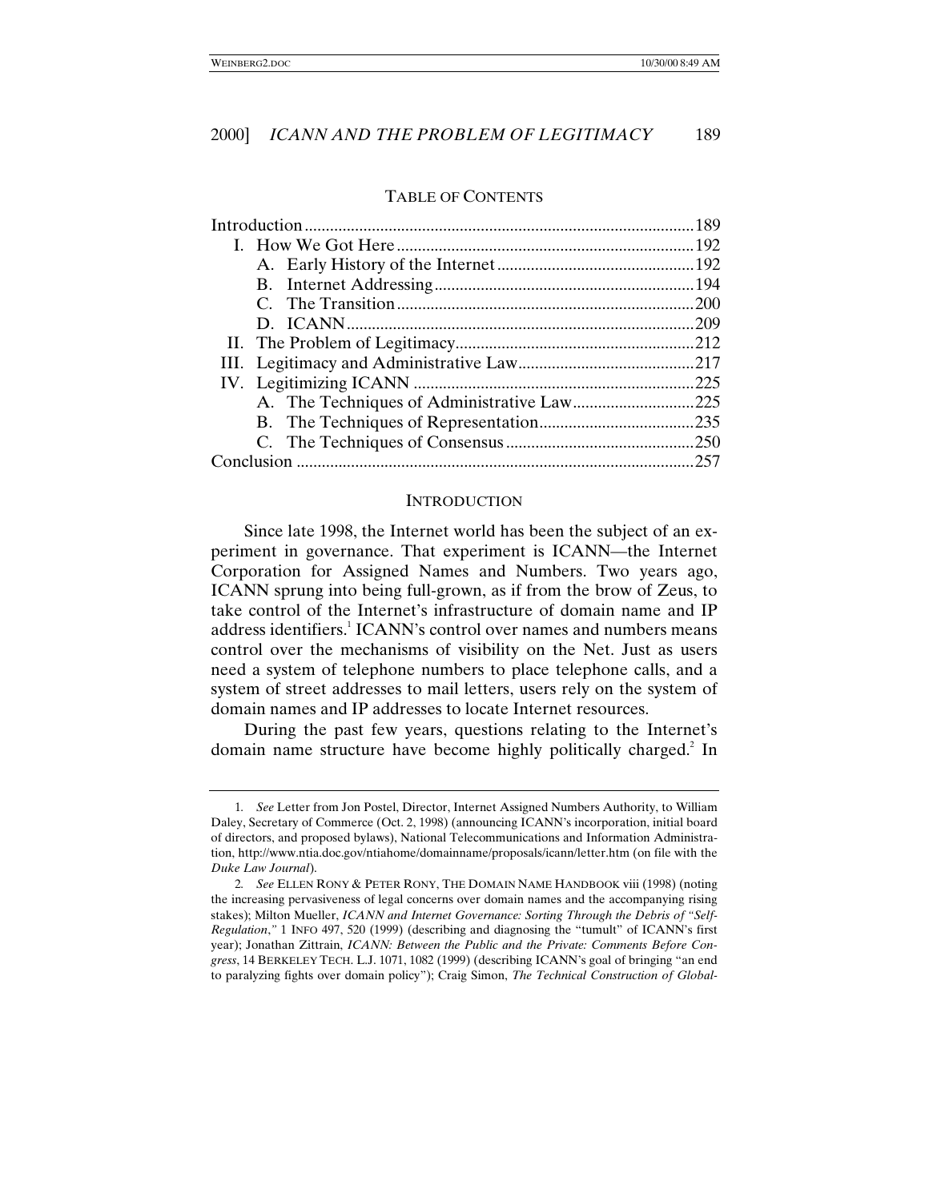## TABLE OF CONTENTS

| | |
|---|---|
| Introduction | 189 |
| I. How We Got Here | 192 |
| A. Early History of the Internet | 192 |
| B. Internet Addressing | 194 |
| C. The Transition | 200 |
| D. ICANN | 209 |
| II. The Problem of Legitimacy | 212 |
| III. Legitimacy and Administrative Law | 217 |
| IV. Legitimizing ICANN | 225 |
| A. The Techniques of Administrative Law | 225 |
| B. The Techniques of Representation | 235 |
| C. The Techniques of Consensus | 250 |
| Conclusion | 257 |

## INTRODUCTION

Since late 1998, the Internet world has been the subject of an experiment in governance. That experiment is ICANN—the Internet Corporation for Assigned Names and Numbers. Two years ago, ICANN sprung into being full-grown, as if from the brow of Zeus, to take control of the Internet's infrastructure of domain name and IP address identifiers.[1] ICANN's control over names and numbers means control over the mechanisms of visibility on the Net. Just as users need a system of telephone numbers to place telephone calls, and a system of street addresses to mail letters, users rely on the system of domain names and IP addresses to locate Internet resources.

During the past few years, questions relating to the Internet's domain name structure have become highly politically charged.[2] In

---

1. *See* Letter from Jon Postel, Director, Internet Assigned Numbers Authority, to William Daley, Secretary of Commerce (Oct. 2, 1998) (announcing ICANN's incorporation, initial board of directors, and proposed bylaws), National Telecommunications and Information Administration, http://www.ntia.doc.gov/ntiahome/domainname/proposals/icann/letter.htm (on file with the *Duke Law Journal*).

2. *See* ELLEN RONY & PETER RONY, THE DOMAIN NAME HANDBOOK viii (1998) (noting the increasing pervasiveness of legal concerns over domain names and the accompanying rising stakes); Milton Mueller, *ICANN and Internet Governance: Sorting Through the Debris of "Self-Regulation*,*"* 1 INFO 497, 520 (1999) (describing and diagnosing the "tumult" of ICANN's first year); Jonathan Zittrain, *ICANN: Between the Public and the Private: Comments Before Congress*, 14 BERKELEY TECH. L.J. 1071, 1082 (1999) (describing ICANN's goal of bringing "an end to paralyzing fights over domain policy"); Craig Simon, *The Technical Construction of Global-*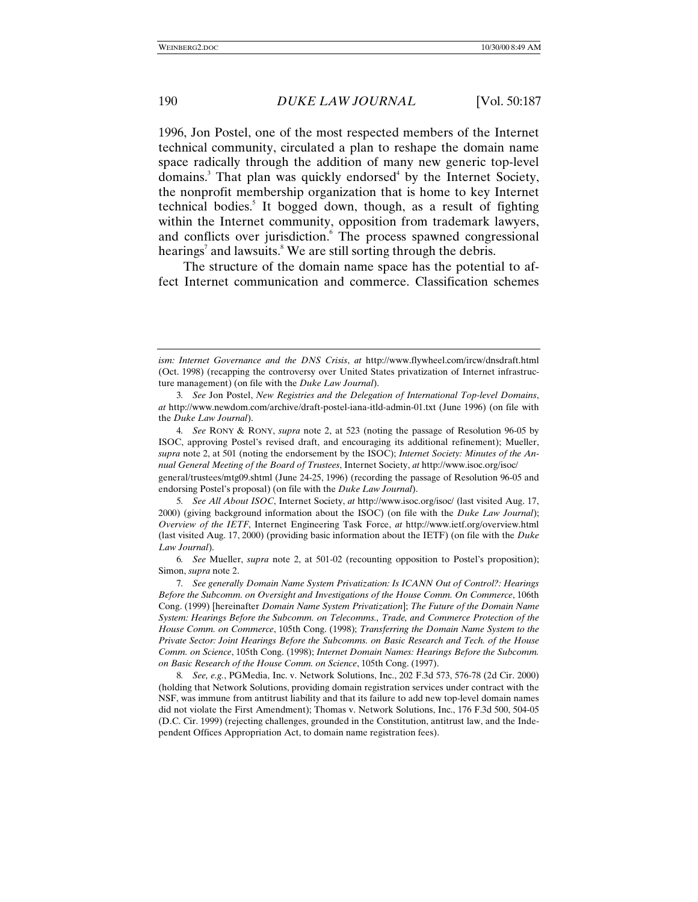1996, Jon Postel, one of the most respected members of the Internet technical community, circulated a plan to reshape the domain name space radically through the addition of many new generic top-level domains.[3] That plan was quickly endorsed[4] by the Internet Society, the nonprofit membership organization that is home to key Internet technical bodies.[5] It bogged down, though, as a result of fighting within the Internet community, opposition from trademark lawyers, and conflicts over jurisdiction.[6] The process spawned congressional hearings[7] and lawsuits.[8] We are still sorting through the debris.

The structure of the domain name space has the potential to affect Internet communication and commerce. Classification schemes

---

*ism: Internet Governance and the DNS Crisis*, *at* http://www.flywheel.com/ircw/dnsdraft.html (Oct. 1998) (recapping the controversy over United States privatization of Internet infrastructure management) (on file with the *Duke Law Journal*).

3. *See* Jon Postel, *New Registries and the Delegation of International Top-level Domains*, *at* http://www.newdom.com/archive/draft-postel-iana-itld-admin-01.txt (June 1996) (on file with the *Duke Law Journal*).

4. *See* RONY & RONY, *supra* note 2, at 523 (noting the passage of Resolution 96-05 by ISOC, approving Postel's revised draft, and encouraging its additional refinement); Mueller, *supra* note 2, at 501 (noting the endorsement by the ISOC); *Internet Society: Minutes of the Annual General Meeting of the Board of Trustees*, Internet Society, *at* http://www.isoc.org/isoc/general/trustees/mtg09.shtml (June 24-25, 1996) (recording the passage of Resolution 96-05 and endorsing Postel's proposal) (on file with the *Duke Law Journal*).

5. *See All About ISOC*, Internet Society, *at* http://www.isoc.org/isoc/ (last visited Aug. 17, 2000) (giving background information about the ISOC) (on file with the *Duke Law Journal*); *Overview of the IETF*, Internet Engineering Task Force, *at* http://www.ietf.org/overview.html (last visited Aug. 17, 2000) (providing basic information about the IETF) (on file with the *Duke Law Journal*).

6. *See* Mueller, *supra* note 2, at 501-02 (recounting opposition to Postel's proposition); Simon, *supra* note 2.

7. *See generally Domain Name System Privatization: Is ICANN Out of Control?: Hearings Before the Subcomm. on Oversight and Investigations of the House Comm. On Commerce*, 106th Cong. (1999) [hereinafter *Domain Name System Privatization*]; *The Future of the Domain Name System: Hearings Before the Subcomm. on Telecomms., Trade, and Commerce Protection of the House Comm. on Commerce*, 105th Cong. (1998); *Transferring the Domain Name System to the Private Sector: Joint Hearings Before the Subcomms. on Basic Research and Tech. of the House Comm. on Science*, 105th Cong. (1998); *Internet Domain Names: Hearings Before the Subcomm. on Basic Research of the House Comm. on Science*, 105th Cong. (1997).

8. *See, e.g.*, PGMedia, Inc. v. Network Solutions, Inc., 202 F.3d 573, 576-78 (2d Cir. 2000) (holding that Network Solutions, providing domain registration services under contract with the NSF, was immune from antitrust liability and that its failure to add new top-level domain names did not violate the First Amendment); Thomas v. Network Solutions, Inc., 176 F.3d 500, 504-05 (D.C. Cir. 1999) (rejecting challenges, grounded in the Constitution, antitrust law, and the Independent Offices Appropriation Act, to domain name registration fees).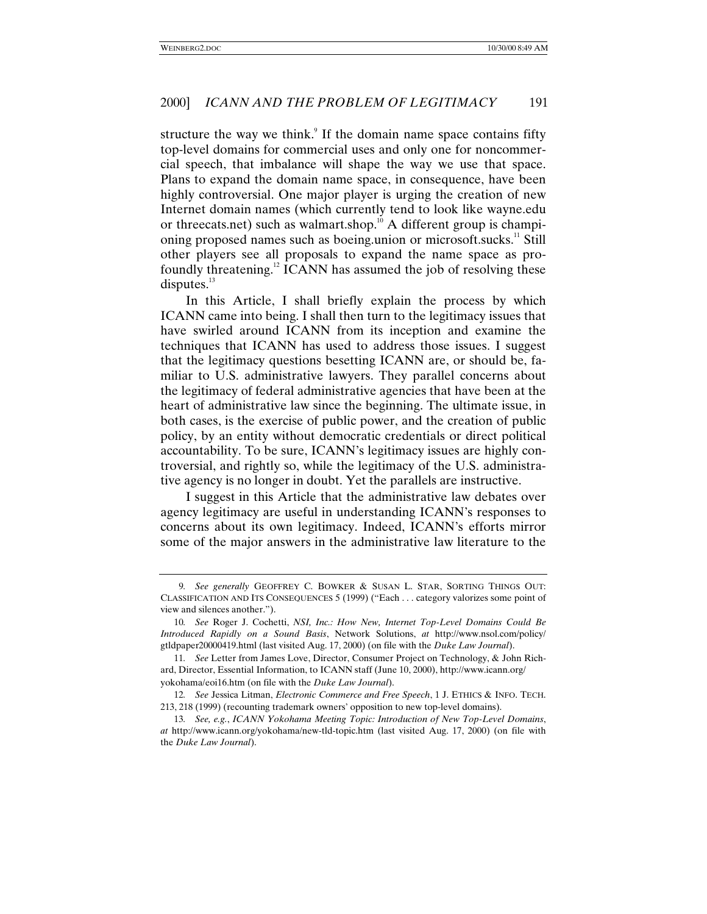structure the way we think.[9] If the domain name space contains fifty top-level domains for commercial uses and only one for noncommercial speech, that imbalance will shape the way we use that space. Plans to expand the domain name space, in consequence, have been highly controversial. One major player is urging the creation of new Internet domain names (which currently tend to look like wayne.edu or threecats.net) such as walmart.shop.[10] A different group is championing proposed names such as boeing.union or microsoft.sucks.[11] Still other players see all proposals to expand the name space as profoundly threatening.[12] ICANN has assumed the job of resolving these disputes.[13]

In this Article, I shall briefly explain the process by which ICANN came into being. I shall then turn to the legitimacy issues that have swirled around ICANN from its inception and examine the techniques that ICANN has used to address those issues. I suggest that the legitimacy questions besetting ICANN are, or should be, familiar to U.S. administrative lawyers. They parallel concerns about the legitimacy of federal administrative agencies that have been at the heart of administrative law since the beginning. The ultimate issue, in both cases, is the exercise of public power, and the creation of public policy, by an entity without democratic credentials or direct political accountability. To be sure, ICANN's legitimacy issues are highly controversial, and rightly so, while the legitimacy of the U.S. administrative agency is no longer in doubt. Yet the parallels are instructive.

I suggest in this Article that the administrative law debates over agency legitimacy are useful in understanding ICANN's responses to concerns about its own legitimacy. Indeed, ICANN's efforts mirror some of the major answers in the administrative law literature to the

---

9. *See generally* GEOFFREY C. BOWKER & SUSAN L. STAR, SORTING THINGS OUT: CLASSIFICATION AND ITS CONSEQUENCES 5 (1999) ("Each . . . category valorizes some point of view and silences another.").

10. *See* Roger J. Cochetti, *NSI, Inc.: How New, Internet Top-Level Domains Could Be Introduced Rapidly on a Sound Basis*, Network Solutions, *at* http://www.nsol.com/policy/gtldpaper20000419.html (last visited Aug. 17, 2000) (on file with the *Duke Law Journal*).

11. *See* Letter from James Love, Director, Consumer Project on Technology, & John Richard, Director, Essential Information, to ICANN staff (June 10, 2000), http://www.icann.org/yokohama/eoi16.htm (on file with the *Duke Law Journal*).

12. *See* Jessica Litman, *Electronic Commerce and Free Speech*, 1 J. ETHICS & INFO. TECH. 213, 218 (1999) (recounting trademark owners' opposition to new top-level domains).

13. *See, e.g.*, *ICANN Yokohama Meeting Topic: Introduction of New Top-Level Domains*, *at* http://www.icann.org/yokohama/new-tld-topic.htm (last visited Aug. 17, 2000) (on file with the *Duke Law Journal*).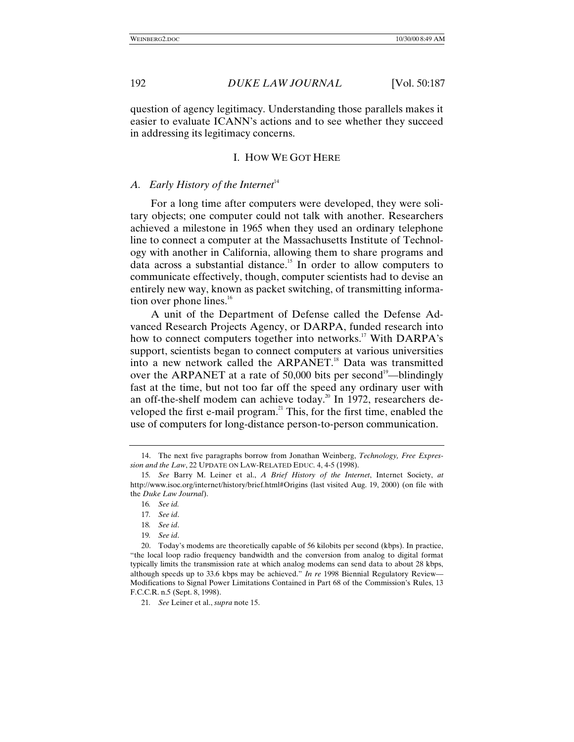question of agency legitimacy. Understanding those parallels makes it easier to evaluate ICANN's actions and to see whether they succeed in addressing its legitimacy concerns.

## I. HOW WE GOT HERE

### *A. Early History of the Internet*[14]

For a long time after computers were developed, they were solitary objects; one computer could not talk with another. Researchers achieved a milestone in 1965 when they used an ordinary telephone line to connect a computer at the Massachusetts Institute of Technology with another in California, allowing them to share programs and data across a substantial distance.[15] In order to allow computers to communicate effectively, though, computer scientists had to devise an entirely new way, known as packet switching, of transmitting information over phone lines.[16]

A unit of the Department of Defense called the Defense Advanced Research Projects Agency, or DARPA, funded research into how to connect computers together into networks.[17] With DARPA's support, scientists began to connect computers at various universities into a new network called the ARPANET.[18] Data was transmitted over the ARPANET at a rate of 50,000 bits per second[19]—blindingly fast at the time, but not too far off the speed any ordinary user with an off-the-shelf modem can achieve today.[20] In 1972, researchers developed the first e-mail program.[21] This, for the first time, enabled the use of computers for long-distance person-to-person communication.

---

14. The next five paragraphs borrow from Jonathan Weinberg, *Technology, Free Expression and the Law*, 22 UPDATE ON LAW-RELATED EDUC. 4, 4-5 (1998).

15. *See* Barry M. Leiner et al., *A Brief History of the Internet*, Internet Society, *at* http://www.isoc.org/internet/history/brief.html#Origins (last visited Aug. 19, 2000) (on file with the *Duke Law Journal*).

16. *See id.*

17. *See id*.

18. *See id*.

19. *See id*.

20. Today's modems are theoretically capable of 56 kilobits per second (kbps). In practice, "the local loop radio frequency bandwidth and the conversion from analog to digital format typically limits the transmission rate at which analog modems can send data to about 28 kbps, although speeds up to 33.6 kbps may be achieved." *In re* 1998 Biennial Regulatory Review—Modifications to Signal Power Limitations Contained in Part 68 of the Commission's Rules, 13 F.C.C.R. n.5 (Sept. 8, 1998).

21. *See* Leiner et al., *supra* note 15.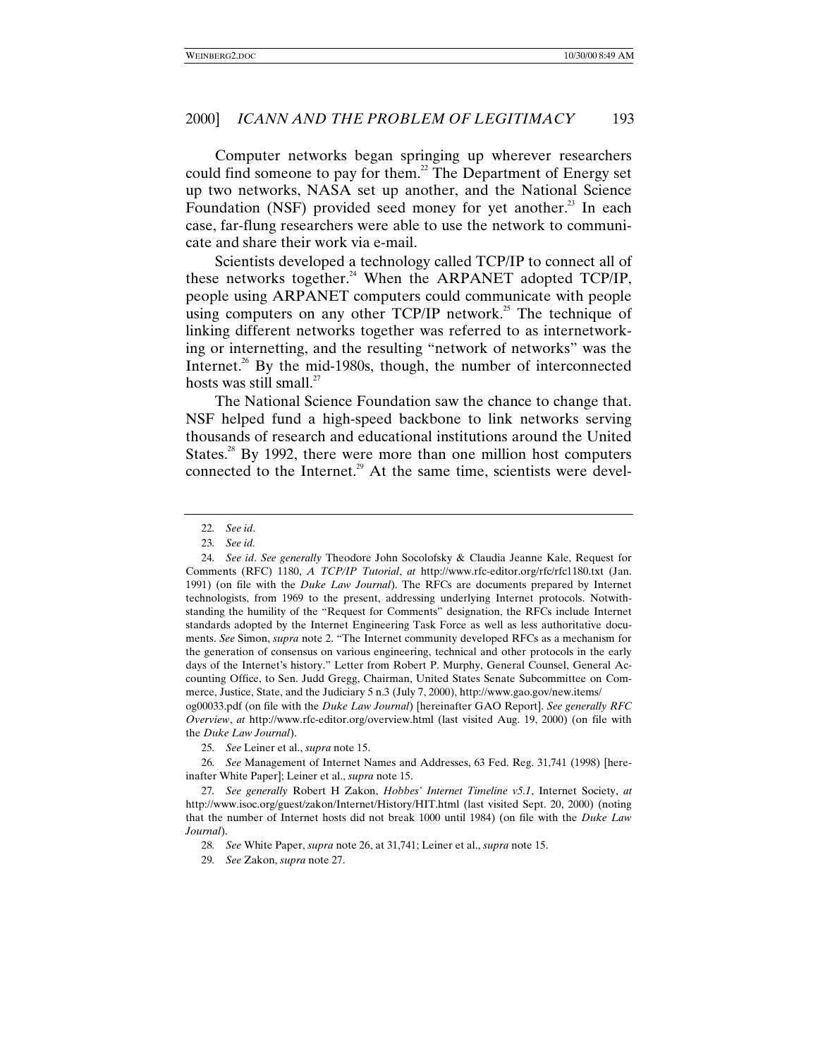Computer networks began springing up wherever researchers could find someone to pay for them.[22] The Department of Energy set up two networks, NASA set up another, and the National Science Foundation (NSF) provided seed money for yet another.[23] In each case, far-flung researchers were able to use the network to communicate and share their work via e-mail.

Scientists developed a technology called TCP/IP to connect all of these networks together.[24] When the ARPANET adopted TCP/IP, people using ARPANET computers could communicate with people using computers on any other TCP/IP network.[25] The technique of linking different networks together was referred to as internetworking or internetting, and the resulting "network of networks" was the Internet.[26] By the mid-1980s, though, the number of interconnected hosts was still small.[27]

The National Science Foundation saw the chance to change that. NSF helped fund a high-speed backbone to link networks serving thousands of research and educational institutions around the United States.[28] By 1992, there were more than one million host computers connected to the Internet.[29] At the same time, scientists were devel-

---

22. *See id*.

23. *See id.*

24. *See id*. *See generally* Theodore John Socolofsky & Claudia Jeanne Kale, Request for Comments (RFC) 1180, *A TCP/IP Tutorial*, *at* http://www.rfc-editor.org/rfc/rfc1180.txt (Jan. 1991) (on file with the *Duke Law Journal*). The RFCs are documents prepared by Internet technologists, from 1969 to the present, addressing underlying Internet protocols. Notwithstanding the humility of the "Request for Comments" designation, the RFCs include Internet standards adopted by the Internet Engineering Task Force as well as less authoritative documents. *See* Simon, *supra* note 2. "The Internet community developed RFCs as a mechanism for the generation of consensus on various engineering, technical and other protocols in the early days of the Internet's history." Letter from Robert P. Murphy, General Counsel, General Accounting Office, to Sen. Judd Gregg, Chairman, United States Senate Subcommittee on Commerce, Justice, State, and the Judiciary 5 n.3 (July 7, 2000), http://www.gao.gov/new.items/og00033.pdf (on file with the *Duke Law Journal*) [hereinafter GAO Report]. *See generally RFC Overview*, *at* http://www.rfc-editor.org/overview.html (last visited Aug. 19, 2000) (on file with the *Duke Law Journal*).

25. *See* Leiner et al., *supra* note 15.

26. *See* Management of Internet Names and Addresses, 63 Fed. Reg. 31,741 (1998) [hereinafter White Paper]; Leiner et al., *supra* note 15.

27. *See generally* Robert H Zakon, *Hobbes' Internet Timeline v5.1*, Internet Society, *at* http://www.isoc.org/guest/zakon/Internet/History/HIT.html (last visited Sept. 20, 2000) (noting that the number of Internet hosts did not break 1000 until 1984) (on file with the *Duke Law Journal*).

28. *See* White Paper, *supra* note 26, at 31,741; Leiner et al., *supra* note 15.

29. *See* Zakon, *supra* note 27.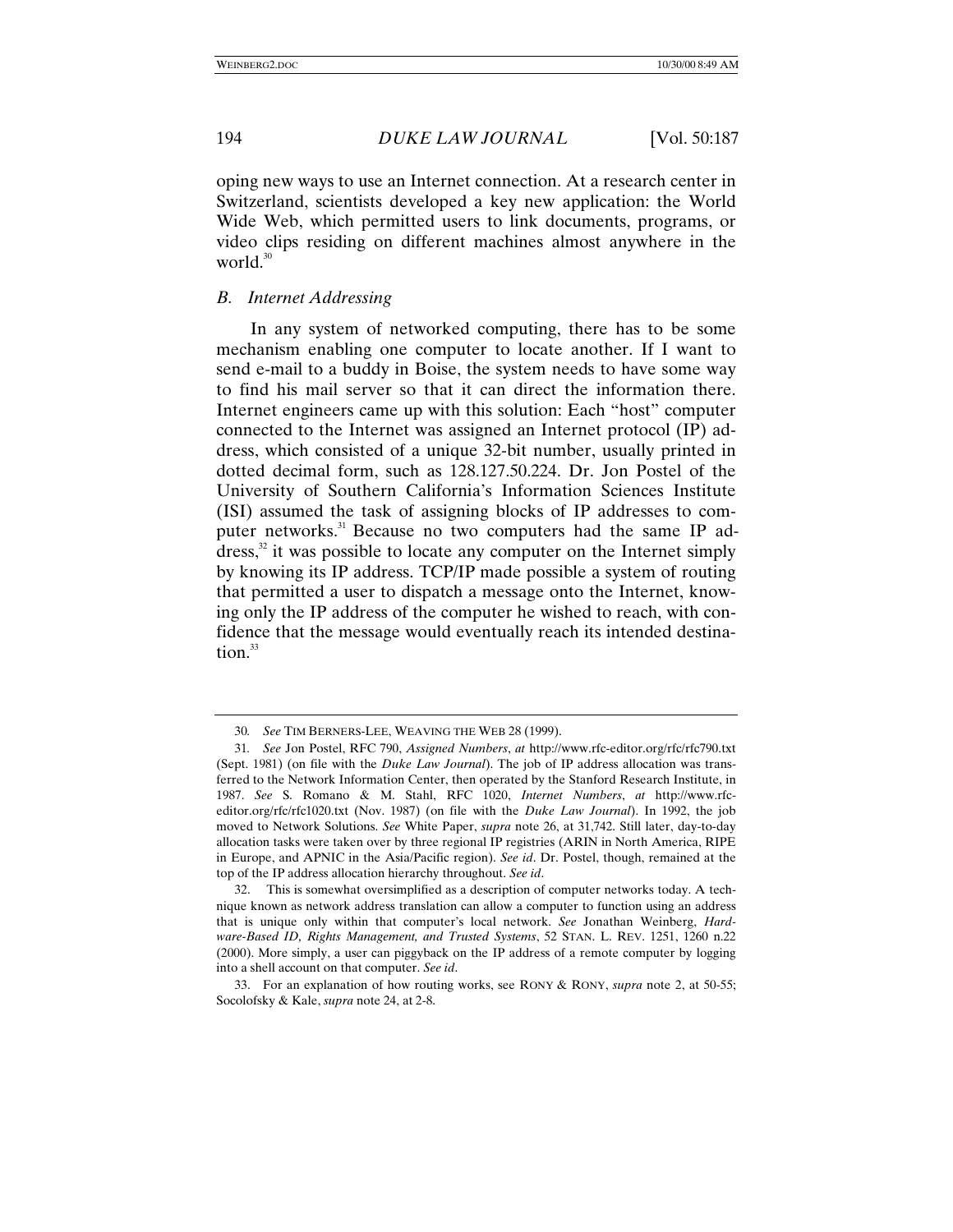oping new ways to use an Internet connection. At a research center in Switzerland, scientists developed a key new application: the World Wide Web, which permitted users to link documents, programs, or video clips residing on different machines almost anywhere in the world.[30]

### *B. Internet Addressing*

In any system of networked computing, there has to be some mechanism enabling one computer to locate another. If I want to send e-mail to a buddy in Boise, the system needs to have some way to find his mail server so that it can direct the information there. Internet engineers came up with this solution: Each "host" computer connected to the Internet was assigned an Internet protocol (IP) address, which consisted of a unique 32-bit number, usually printed in dotted decimal form, such as 128.127.50.224. Dr. Jon Postel of the University of Southern California's Information Sciences Institute (ISI) assumed the task of assigning blocks of IP addresses to computer networks.[31] Because no two computers had the same IP address,[32] it was possible to locate any computer on the Internet simply by knowing its IP address. TCP/IP made possible a system of routing that permitted a user to dispatch a message onto the Internet, knowing only the IP address of the computer he wished to reach, with confidence that the message would eventually reach its intended destination.[33]

---

30. *See* TIM BERNERS-LEE, WEAVING THE WEB 28 (1999).

31. *See* Jon Postel, RFC 790, *Assigned Numbers*, *at* http://www.rfc-editor.org/rfc/rfc790.txt (Sept. 1981) (on file with the *Duke Law Journal*). The job of IP address allocation was transferred to the Network Information Center, then operated by the Stanford Research Institute, in 1987. *See* S. Romano & M. Stahl, RFC 1020, *Internet Numbers*, *at* http://www.rfc-editor.org/rfc/rfc1020.txt (Nov. 1987) (on file with the *Duke Law Journal*). In 1992, the job moved to Network Solutions. *See* White Paper, *supra* note 26, at 31,742. Still later, day-to-day allocation tasks were taken over by three regional IP registries (ARIN in North America, RIPE in Europe, and APNIC in the Asia/Pacific region). *See id*. Dr. Postel, though, remained at the top of the IP address allocation hierarchy throughout. *See id*.

32. This is somewhat oversimplified as a description of computer networks today. A technique known as network address translation can allow a computer to function using an address that is unique only within that computer's local network. *See* Jonathan Weinberg, *Hardware-Based ID, Rights Management, and Trusted Systems*, 52 STAN. L. REV. 1251, 1260 n.22 (2000). More simply, a user can piggyback on the IP address of a remote computer by logging into a shell account on that computer. *See id*.

33. For an explanation of how routing works, see RONY & RONY, *supra* note 2, at 50-55; Socolofsky & Kale, *supra* note 24, at 2-8.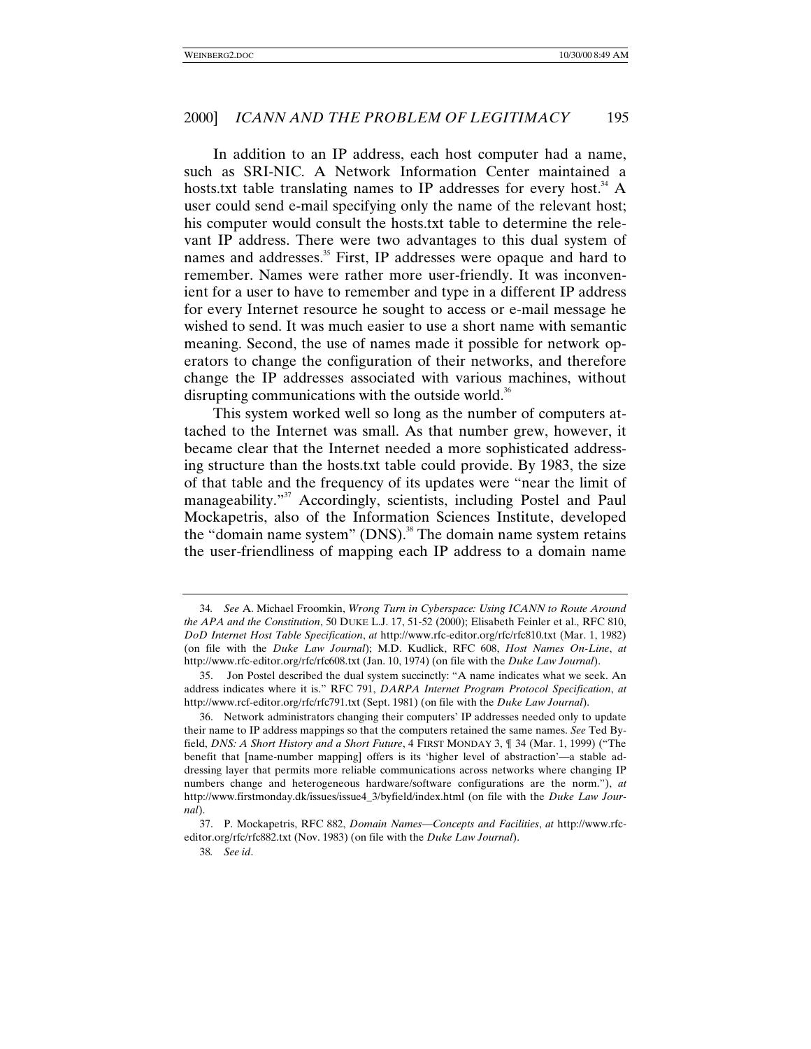In addition to an IP address, each host computer had a name, such as SRI-NIC. A Network Information Center maintained a hosts.txt table translating names to IP addresses for every host.[34] A user could send e-mail specifying only the name of the relevant host; his computer would consult the hosts.txt table to determine the relevant IP address. There were two advantages to this dual system of names and addresses.[35] First, IP addresses were opaque and hard to remember. Names were rather more user-friendly. It was inconvenient for a user to have to remember and type in a different IP address for every Internet resource he sought to access or e-mail message he wished to send. It was much easier to use a short name with semantic meaning. Second, the use of names made it possible for network operators to change the configuration of their networks, and therefore change the IP addresses associated with various machines, without disrupting communications with the outside world.[36]

This system worked well so long as the number of computers attached to the Internet was small. As that number grew, however, it became clear that the Internet needed a more sophisticated addressing structure than the hosts.txt table could provide. By 1983, the size of that table and the frequency of its updates were "near the limit of manageability."[37] Accordingly, scientists, including Postel and Paul Mockapetris, also of the Information Sciences Institute, developed the "domain name system" (DNS).[38] The domain name system retains the user-friendliness of mapping each IP address to a domain name

---

34. *See* A. Michael Froomkin, *Wrong Turn in Cyberspace: Using ICANN to Route Around the APA and the Constitution*, 50 DUKE L.J. 17, 51-52 (2000); Elisabeth Feinler et al., RFC 810, *DoD Internet Host Table Specification*, *at* http://www.rfc-editor.org/rfc/rfc810.txt (Mar. 1, 1982) (on file with the *Duke Law Journal*); M.D. Kudlick, RFC 608, *Host Names On-Line*, *at* http://www.rfc-editor.org/rfc/rfc608.txt (Jan. 10, 1974) (on file with the *Duke Law Journal*).

35. Jon Postel described the dual system succinctly: "A name indicates what we seek. An address indicates where it is." RFC 791, *DARPA Internet Program Protocol Specification*, *at* http://www.rcf-editor.org/rfc/rfc791.txt (Sept. 1981) (on file with the *Duke Law Journal*).

36. Network administrators changing their computers' IP addresses needed only to update their name to IP address mappings so that the computers retained the same names. *See* Ted Byfield, *DNS: A Short History and a Short Future*, 4 FIRST MONDAY 3, ¶ 34 (Mar. 1, 1999) ("The benefit that [name-number mapping] offers is its 'higher level of abstraction'—a stable addressing layer that permits more reliable communications across networks where changing IP numbers change and heterogeneous hardware/software configurations are the norm."), *at* http://www.firstmonday.dk/issues/issue4_3/byfield/index.html (on file with the *Duke Law Journal*).

37. P. Mockapetris, RFC 882, *Domain Names—Concepts and Facilities*, *at* http://www.rfc-editor.org/rfc/rfc882.txt (Nov. 1983) (on file with the *Duke Law Journal*).

38. *See id*.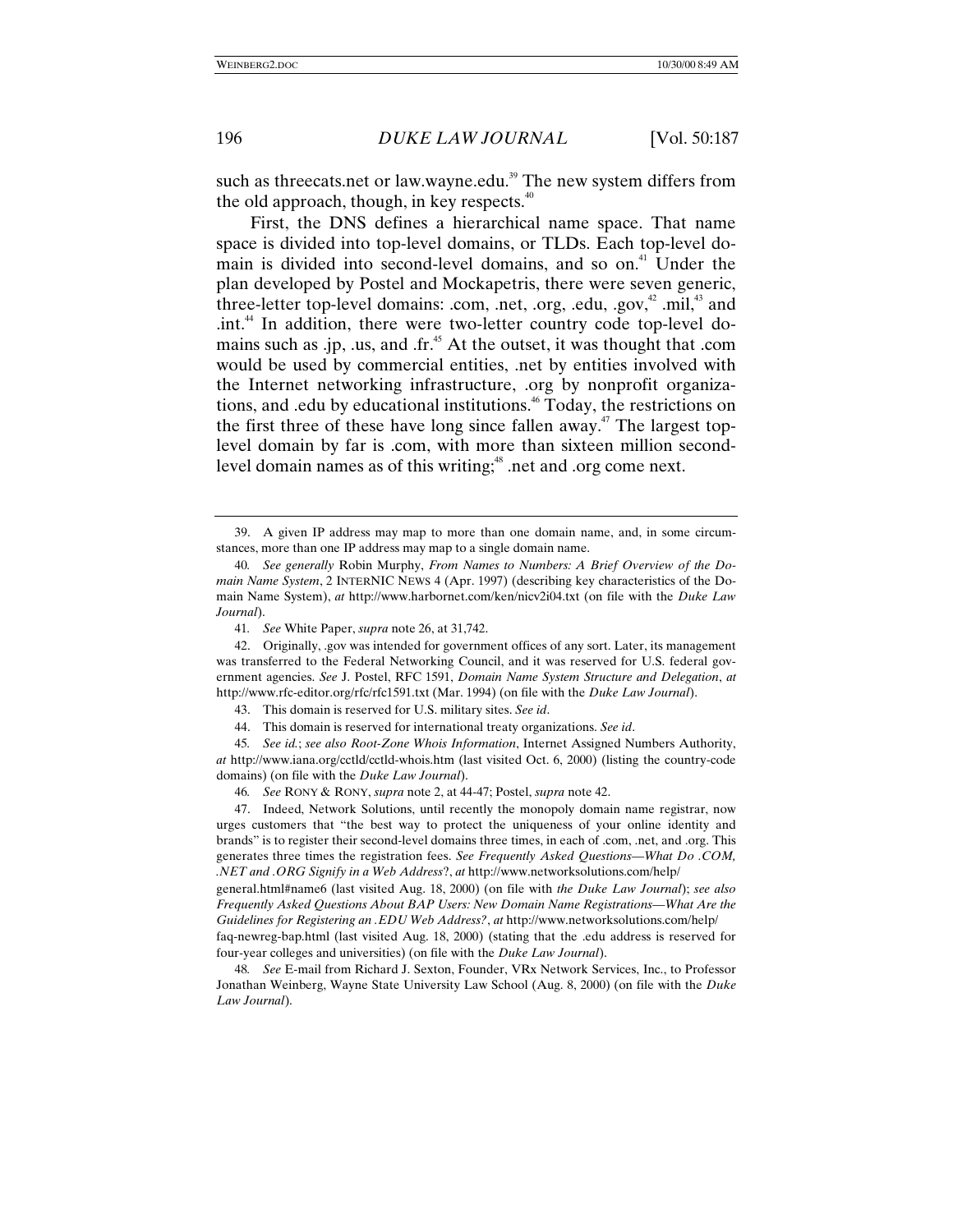such as threecats.net or law.wayne.edu.[39] The new system differs from the old approach, though, in key respects.[40]

First, the DNS defines a hierarchical name space. That name space is divided into top-level domains, or TLDs. Each top-level domain is divided into second-level domains, and so on.[41] Under the plan developed by Postel and Mockapetris, there were seven generic, three-letter top-level domains: .com, .net, .org, .edu, .gov,[42] .mil,[43] and .int.[44] In addition, there were two-letter country code top-level domains such as .jp, .us, and .fr.[45] At the outset, it was thought that .com would be used by commercial entities, .net by entities involved with the Internet networking infrastructure, .org by nonprofit organizations, and .edu by educational institutions.[46] Today, the restrictions on the first three of these have long since fallen away.[47] The largest top-level domain by far is .com, with more than sixteen million second-level domain names as of this writing;[48] .net and .org come next.

---

39. A given IP address may map to more than one domain name, and, in some circumstances, more than one IP address may map to a single domain name.

40. *See generally* Robin Murphy, *From Names to Numbers: A Brief Overview of the Domain Name System*, 2 INTERNIC NEWS 4 (Apr. 1997) (describing key characteristics of the Domain Name System), *at* http://www.harbornet.com/ken/nicv2i04.txt (on file with the *Duke Law Journal*).

41. *See* White Paper, *supra* note 26, at 31,742.

42. Originally, .gov was intended for government offices of any sort. Later, its management was transferred to the Federal Networking Council, and it was reserved for U.S. federal government agencies. *See* J. Postel, RFC 1591, *Domain Name System Structure and Delegation*, *at* http://www.rfc-editor.org/rfc/rfc1591.txt (Mar. 1994) (on file with the *Duke Law Journal*).

43. This domain is reserved for U.S. military sites. *See id*.

44. This domain is reserved for international treaty organizations. *See id*.

45. *See id.*; *see also Root-Zone Whois Information*, Internet Assigned Numbers Authority, *at* http://www.iana.org/cctld/cctld-whois.htm (last visited Oct. 6, 2000) (listing the country-code domains) (on file with the *Duke Law Journal*).

46. *See* RONY & RONY, *supra* note 2, at 44-47; Postel, *supra* note 42.

47. Indeed, Network Solutions, until recently the monopoly domain name registrar, now urges customers that "the best way to protect the uniqueness of your online identity and brands" is to register their second-level domains three times, in each of .com, .net, and .org. This generates three times the registration fees. *See Frequently Asked Questions—What Do .COM, .NET and .ORG Signify in a Web Address?*, *at* http://www.networksolutions.com/help/general.html#name6 (last visited Aug. 18, 2000) (on file with *the Duke Law Journal*); *see also Frequently Asked Questions About BAP Users: New Domain Name Registrations—What Are the Guidelines for Registering an .EDU Web Address?*, *at* http://www.networksolutions.com/help/faq-newreg-bap.html (last visited Aug. 18, 2000) (stating that the .edu address is reserved for four-year colleges and universities) (on file with the *Duke Law Journal*).

48. *See* E-mail from Richard J. Sexton, Founder, VRx Network Services, Inc., to Professor Jonathan Weinberg, Wayne State University Law School (Aug. 8, 2000) (on file with the *Duke Law Journal*).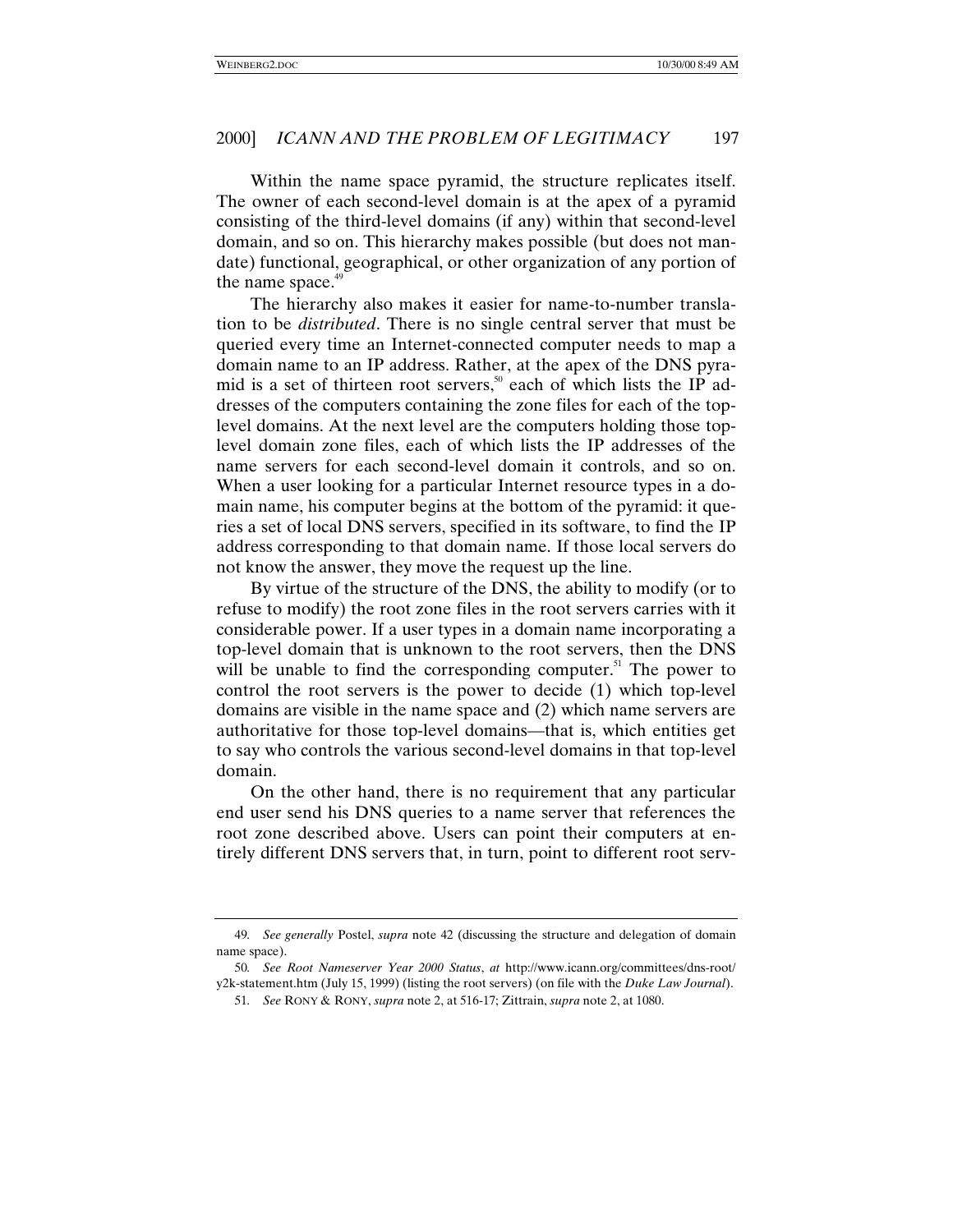Within the name space pyramid, the structure replicates itself. The owner of each second-level domain is at the apex of a pyramid consisting of the third-level domains (if any) within that second-level domain, and so on. This hierarchy makes possible (but does not mandate) functional, geographical, or other organization of any portion of the name space.[49]

The hierarchy also makes it easier for name-to-number translation to be *distributed*. There is no single central server that must be queried every time an Internet-connected computer needs to map a domain name to an IP address. Rather, at the apex of the DNS pyramid is a set of thirteen root servers,[50] each of which lists the IP addresses of the computers containing the zone files for each of the top-level domains. At the next level are the computers holding those top-level domain zone files, each of which lists the IP addresses of the name servers for each second-level domain it controls, and so on. When a user looking for a particular Internet resource types in a domain name, his computer begins at the bottom of the pyramid: it queries a set of local DNS servers, specified in its software, to find the IP address corresponding to that domain name. If those local servers do not know the answer, they move the request up the line.

By virtue of the structure of the DNS, the ability to modify (or to refuse to modify) the root zone files in the root servers carries with it considerable power. If a user types in a domain name incorporating a top-level domain that is unknown to the root servers, then the DNS will be unable to find the corresponding computer.[51] The power to control the root servers is the power to decide (1) which top-level domains are visible in the name space and (2) which name servers are authoritative for those top-level domains—that is, which entities get to say who controls the various second-level domains in that top-level domain.

On the other hand, there is no requirement that any particular end user send his DNS queries to a name server that references the root zone described above. Users can point their computers at entirely different DNS servers that, in turn, point to different root serv-

---

49. *See generally* Postel, *supra* note 42 (discussing the structure and delegation of domain name space).

50. *See Root Nameserver Year 2000 Status*, *at* http://www.icann.org/committees/dns-root/y2k-statement.htm (July 15, 1999) (listing the root servers) (on file with the *Duke Law Journal*).

51. *See* RONY & RONY, *supra* note 2, at 516-17; Zittrain, *supra* note 2, at 1080.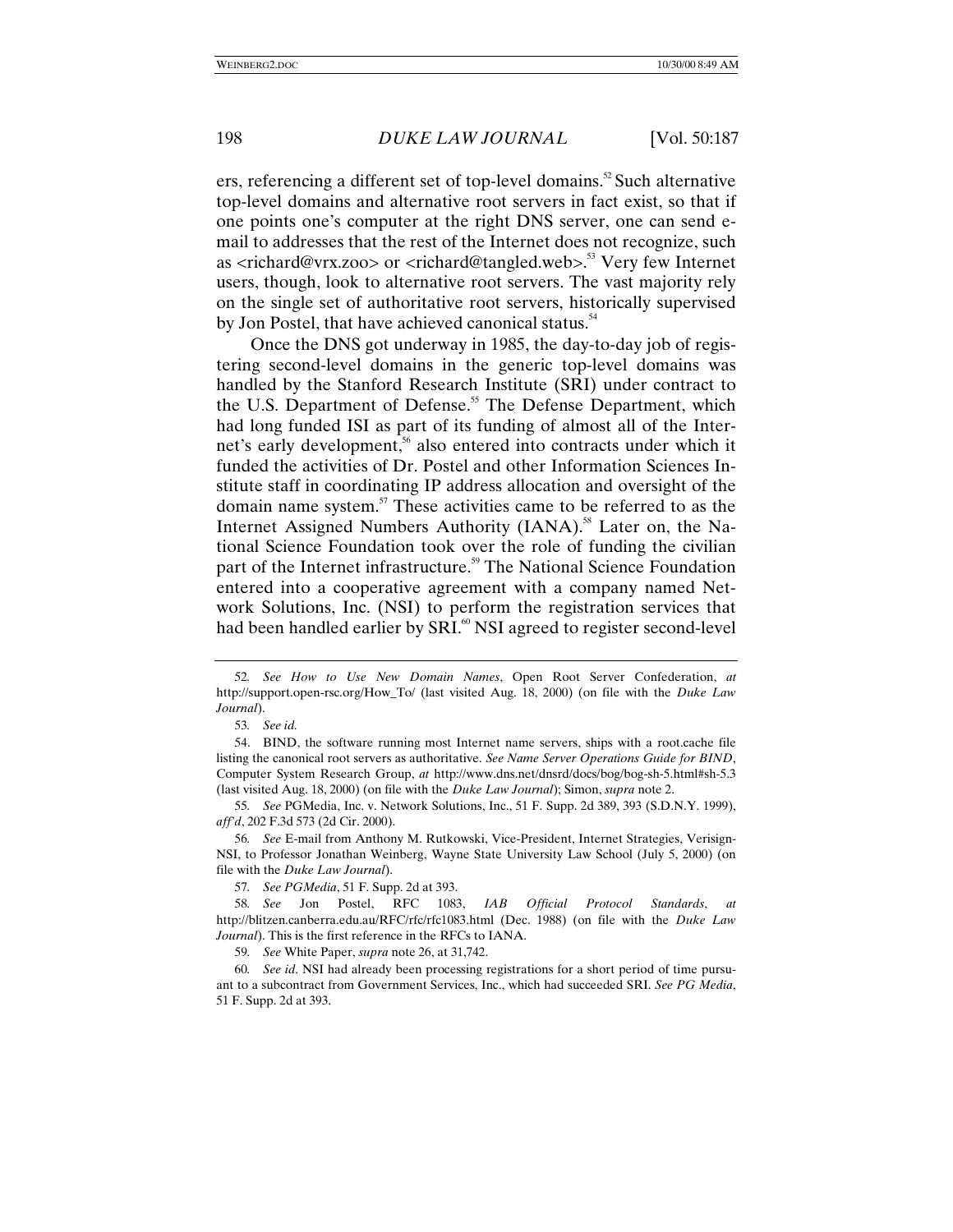ers, referencing a different set of top-level domains.[52] Such alternative top-level domains and alternative root servers in fact exist, so that if one points one's computer at the right DNS server, one can send e-mail to addresses that the rest of the Internet does not recognize, such as <richard@vrx.zoo> or <richard@tangled.web>.[53] Very few Internet users, though, look to alternative root servers. The vast majority rely on the single set of authoritative root servers, historically supervised by Jon Postel, that have achieved canonical status.[54]

Once the DNS got underway in 1985, the day-to-day job of registering second-level domains in the generic top-level domains was handled by the Stanford Research Institute (SRI) under contract to the U.S. Department of Defense.[55] The Defense Department, which had long funded ISI as part of its funding of almost all of the Internet's early development,[56] also entered into contracts under which it funded the activities of Dr. Postel and other Information Sciences Institute staff in coordinating IP address allocation and oversight of the domain name system.[57] These activities came to be referred to as the Internet Assigned Numbers Authority (IANA).[58] Later on, the National Science Foundation took over the role of funding the civilian part of the Internet infrastructure.[59] The National Science Foundation entered into a cooperative agreement with a company named Network Solutions, Inc. (NSI) to perform the registration services that had been handled earlier by SRI.[60] NSI agreed to register second-level

---

52. *See How to Use New Domain Names*, Open Root Server Confederation, *at* http://support.open-rsc.org/How_To/ (last visited Aug. 18, 2000) (on file with the *Duke Law Journal*).

53. *See id.*

54. BIND, the software running most Internet name servers, ships with a root.cache file listing the canonical root servers as authoritative. *See Name Server Operations Guide for BIND*, Computer System Research Group, *at* http://www.dns.net/dnsrd/docs/bog/bog-sh-5.html#sh-5.3 (last visited Aug. 18, 2000) (on file with the *Duke Law Journal*); Simon, *supra* note 2.

55. *See* PGMedia, Inc. v. Network Solutions, Inc., 51 F. Supp. 2d 389, 393 (S.D.N.Y. 1999), *aff'd*, 202 F.3d 573 (2d Cir. 2000).

56. *See* E-mail from Anthony M. Rutkowski, Vice-President, Internet Strategies, Verisign-NSI, to Professor Jonathan Weinberg, Wayne State University Law School (July 5, 2000) (on file with the *Duke Law Journal*).

57. *See PGMedia*, 51 F. Supp. 2d at 393.

58. *See* Jon Postel, RFC 1083, *IAB Official Protocol Standards*, *at* http://blitzen.canberra.edu.au/RFC/rfc/rfc1083.html (Dec. 1988) (on file with the *Duke Law Journal*). This is the first reference in the RFCs to IANA.

59. *See* White Paper, *supra* note 26, at 31,742.

60. *See id*. NSI had already been processing registrations for a short period of time pursuant to a subcontract from Government Services, Inc., which had succeeded SRI. *See PG Media*, 51 F. Supp. 2d at 393.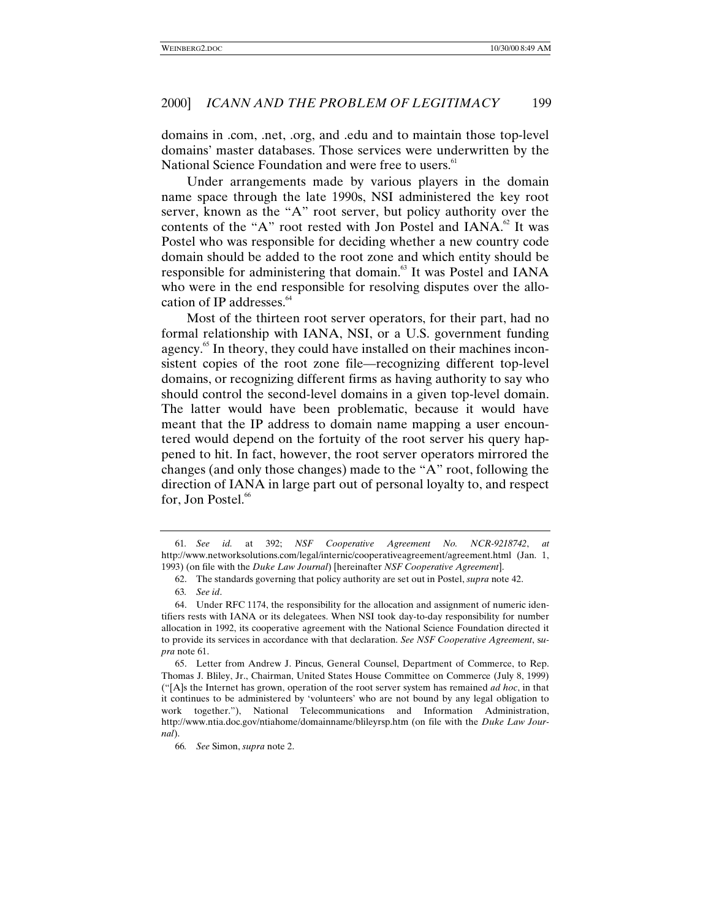domains in .com, .net, .org, and .edu and to maintain those top-level domains' master databases. Those services were underwritten by the National Science Foundation and were free to users.[61]

Under arrangements made by various players in the domain name space through the late 1990s, NSI administered the key root server, known as the "A" root server, but policy authority over the contents of the "A" root rested with Jon Postel and IANA.[62] It was Postel who was responsible for deciding whether a new country code domain should be added to the root zone and which entity should be responsible for administering that domain.[63] It was Postel and IANA who were in the end responsible for resolving disputes over the allocation of IP addresses.[64]

Most of the thirteen root server operators, for their part, had no formal relationship with IANA, NSI, or a U.S. government funding agency.[65] In theory, they could have installed on their machines inconsistent copies of the root zone file—recognizing different top-level domains, or recognizing different firms as having authority to say who should control the second-level domains in a given top-level domain. The latter would have been problematic, because it would have meant that the IP address to domain name mapping a user encountered would depend on the fortuity of the root server his query happened to hit. In fact, however, the root server operators mirrored the changes (and only those changes) made to the "A" root, following the direction of IANA in large part out of personal loyalty to, and respect for, Jon Postel.[66]

---

61. *See id.* at 392; *NSF Cooperative Agreement No. NCR-9218742*, *at* http://www.networksolutions.com/legal/internic/cooperativeagreement/agreement.html (Jan. 1, 1993) (on file with the *Duke Law Journal*) [hereinafter *NSF Cooperative Agreement*].

62. The standards governing that policy authority are set out in Postel, *supra* note 42.

63. *See id*.

64. Under RFC 1174, the responsibility for the allocation and assignment of numeric identifiers rests with IANA or its delegatees. When NSI took day-to-day responsibility for number allocation in 1992, its cooperative agreement with the National Science Foundation directed it to provide its services in accordance with that declaration. *See NSF Cooperative Agreement*, *supra* note 61.

65. Letter from Andrew J. Pincus, General Counsel, Department of Commerce, to Rep. Thomas J. Bliley, Jr., Chairman, United States House Committee on Commerce (July 8, 1999) ("[A]s the Internet has grown, operation of the root server system has remained *ad hoc*, in that it continues to be administered by 'volunteers' who are not bound by any legal obligation to work together."), National Telecommunications and Information Administration, http://www.ntia.doc.gov/ntiahome/domainname/blileyrsp.htm (on file with the *Duke Law Journal*).

66. *See* Simon, *supra* note 2.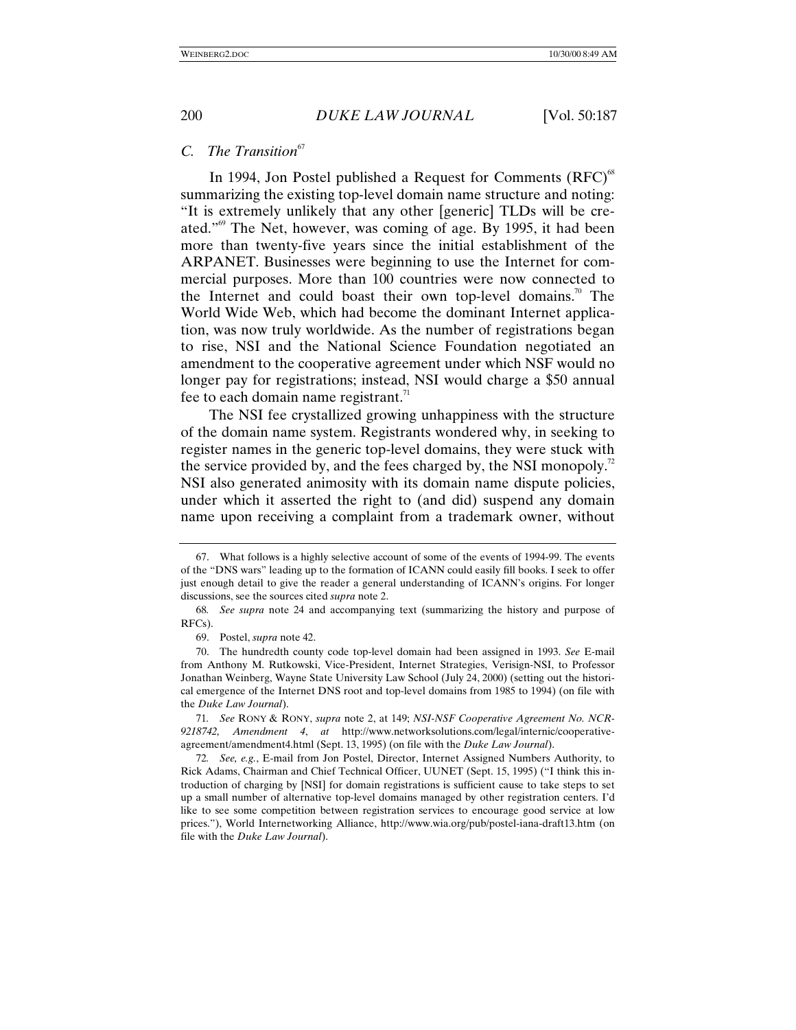### C. The Transition[67]

In 1994, Jon Postel published a Request for Comments (RFC)[68] summarizing the existing top-level domain name structure and noting: "It is extremely unlikely that any other [generic] TLDs will be created."[69] The Net, however, was coming of age. By 1995, it had been more than twenty-five years since the initial establishment of the ARPANET. Businesses were beginning to use the Internet for commercial purposes. More than 100 countries were now connected to the Internet and could boast their own top-level domains.[70] The World Wide Web, which had become the dominant Internet application, was now truly worldwide. As the number of registrations began to rise, NSI and the National Science Foundation negotiated an amendment to the cooperative agreement under which NSF would no longer pay for registrations; instead, NSI would charge a $50 annual fee to each domain name registrant.[71]

The NSI fee crystallized growing unhappiness with the structure of the domain name system. Registrants wondered why, in seeking to register names in the generic top-level domains, they were stuck with the service provided by, and the fees charged by, the NSI monopoly.[72] NSI also generated animosity with its domain name dispute policies, under which it asserted the right to (and did) suspend any domain name upon receiving a complaint from a trademark owner, without

---

67. What follows is a highly selective account of some of the events of 1994-99. The events of the "DNS wars" leading up to the formation of ICANN could easily fill books. I seek to offer just enough detail to give the reader a general understanding of ICANN's origins. For longer discussions, see the sources cited *supra* note 2.

68. *See supra* note 24 and accompanying text (summarizing the history and purpose of RFCs).

69. Postel, *supra* note 42.

70. The hundredth county code top-level domain had been assigned in 1993. *See* E-mail from Anthony M. Rutkowski, Vice-President, Internet Strategies, Verisign-NSI, to Professor Jonathan Weinberg, Wayne State University Law School (July 24, 2000) (setting out the historical emergence of the Internet DNS root and top-level domains from 1985 to 1994) (on file with the *Duke Law Journal*).

71. *See* RONY & RONY, *supra* note 2, at 149; *NSI-NSF Cooperative Agreement No. NCR-9218742, Amendment 4*, *at* http://www.networksolutions.com/legal/internic/cooperative-agreement/amendment4.html (Sept. 13, 1995) (on file with the *Duke Law Journal*).

72. *See, e.g.*, E-mail from Jon Postel, Director, Internet Assigned Numbers Authority, to Rick Adams, Chairman and Chief Technical Officer, UUNET (Sept. 15, 1995) ("I think this introduction of charging by [NSI] for domain registrations is sufficient cause to take steps to set up a small number of alternative top-level domains managed by other registration centers. I'd like to see some competition between registration services to encourage good service at low prices."), World Internetworking Alliance, http://www.wia.org/pub/postel-iana-draft13.htm (on file with the *Duke Law Journal*).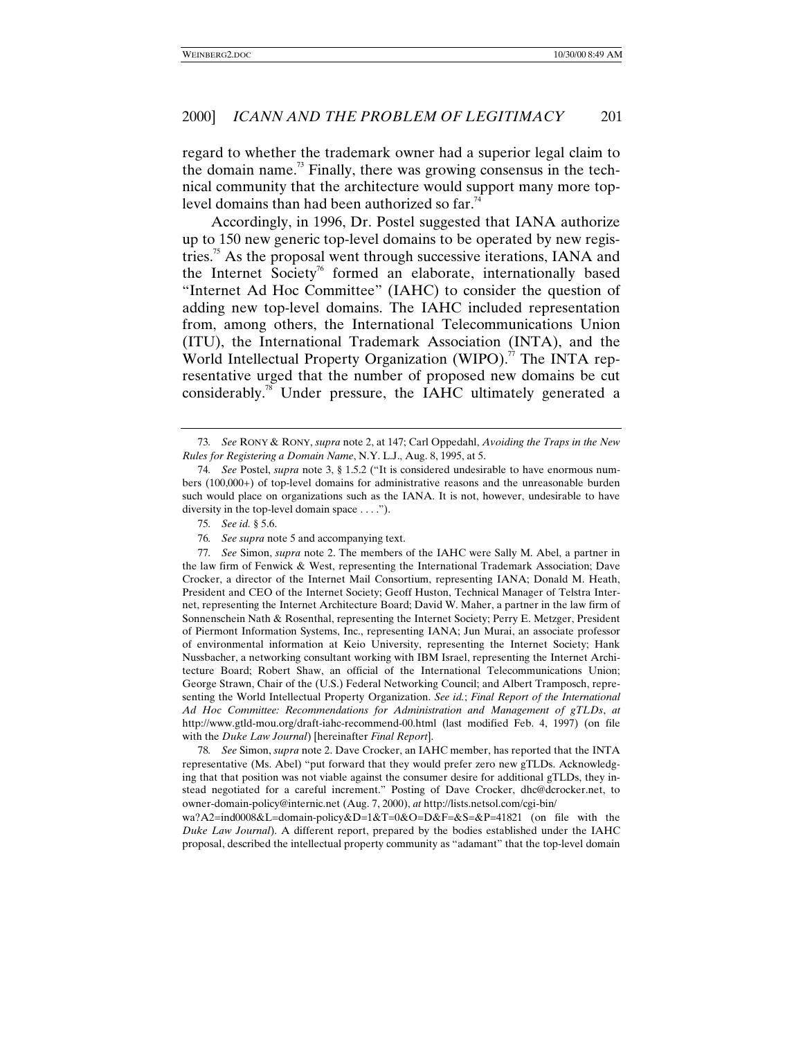regard to whether the trademark owner had a superior legal claim to the domain name.[73] Finally, there was growing consensus in the technical community that the architecture would support many more top-level domains than had been authorized so far.[74]

Accordingly, in 1996, Dr. Postel suggested that IANA authorize up to 150 new generic top-level domains to be operated by new registries.[75] As the proposal went through successive iterations, IANA and the Internet Society[76] formed an elaborate, internationally based "Internet Ad Hoc Committee" (IAHC) to consider the question of adding new top-level domains. The IAHC included representation from, among others, the International Telecommunications Union (ITU), the International Trademark Association (INTA), and the World Intellectual Property Organization (WIPO).[77] The INTA representative urged that the number of proposed new domains be cut considerably.[78] Under pressure, the IAHC ultimately generated a

---

73. *See* RONY & RONY, *supra* note 2, at 147; Carl Oppedahl, *Avoiding the Traps in the New Rules for Registering a Domain Name*, N.Y. L.J., Aug. 8, 1995, at 5.

74. *See* Postel, *supra* note 3, § 1.5.2 ("It is considered undesirable to have enormous numbers (100,000+) of top-level domains for administrative reasons and the unreasonable burden such would place on organizations such as the IANA. It is not, however, undesirable to have diversity in the top-level domain space . . . .").

75. *See id.* § 5.6.

76. *See supra* note 5 and accompanying text.

77. *See* Simon, *supra* note 2. The members of the IAHC were Sally M. Abel, a partner in the law firm of Fenwick & West, representing the International Trademark Association; Dave Crocker, a director of the Internet Mail Consortium, representing IANA; Donald M. Heath, President and CEO of the Internet Society; Geoff Huston, Technical Manager of Telstra Internet, representing the Internet Architecture Board; David W. Maher, a partner in the law firm of Sonnenschein Nath & Rosenthal, representing the Internet Society; Perry E. Metzger, President of Piermont Information Systems, Inc., representing IANA; Jun Murai, an associate professor of environmental information at Keio University, representing the Internet Society; Hank Nussbacher, a networking consultant working with IBM Israel, representing the Internet Architecture Board; Robert Shaw, an official of the International Telecommunications Union; George Strawn, Chair of the (U.S.) Federal Networking Council; and Albert Tramposch, representing the World Intellectual Property Organization. *See id.*; *Final Report of the International Ad Hoc Committee: Recommendations for Administration and Management of gTLDs*, *at* http://www.gtld-mou.org/draft-iahc-recommend-00.html (last modified Feb. 4, 1997) (on file with the *Duke Law Journal*) [hereinafter *Final Report*].

78. *See* Simon, *supra* note 2. Dave Crocker, an IAHC member, has reported that the INTA representative (Ms. Abel) "put forward that they would prefer zero new gTLDs. Acknowledging that that position was not viable against the consumer desire for additional gTLDs, they instead negotiated for a careful increment." Posting of Dave Crocker, dhc@dcrocker.net, to owner-domain-policy@internic.net (Aug. 7, 2000), *at* http://lists.netsol.com/cgi-bin/wa?A2=ind0008&L=domain-policy&D=1&T=0&O=D&F=&S=&P=41821 (on file with the *Duke Law Journal*). A different report, prepared by the bodies established under the IAHC proposal, described the intellectual property community as "adamant" that the top-level domain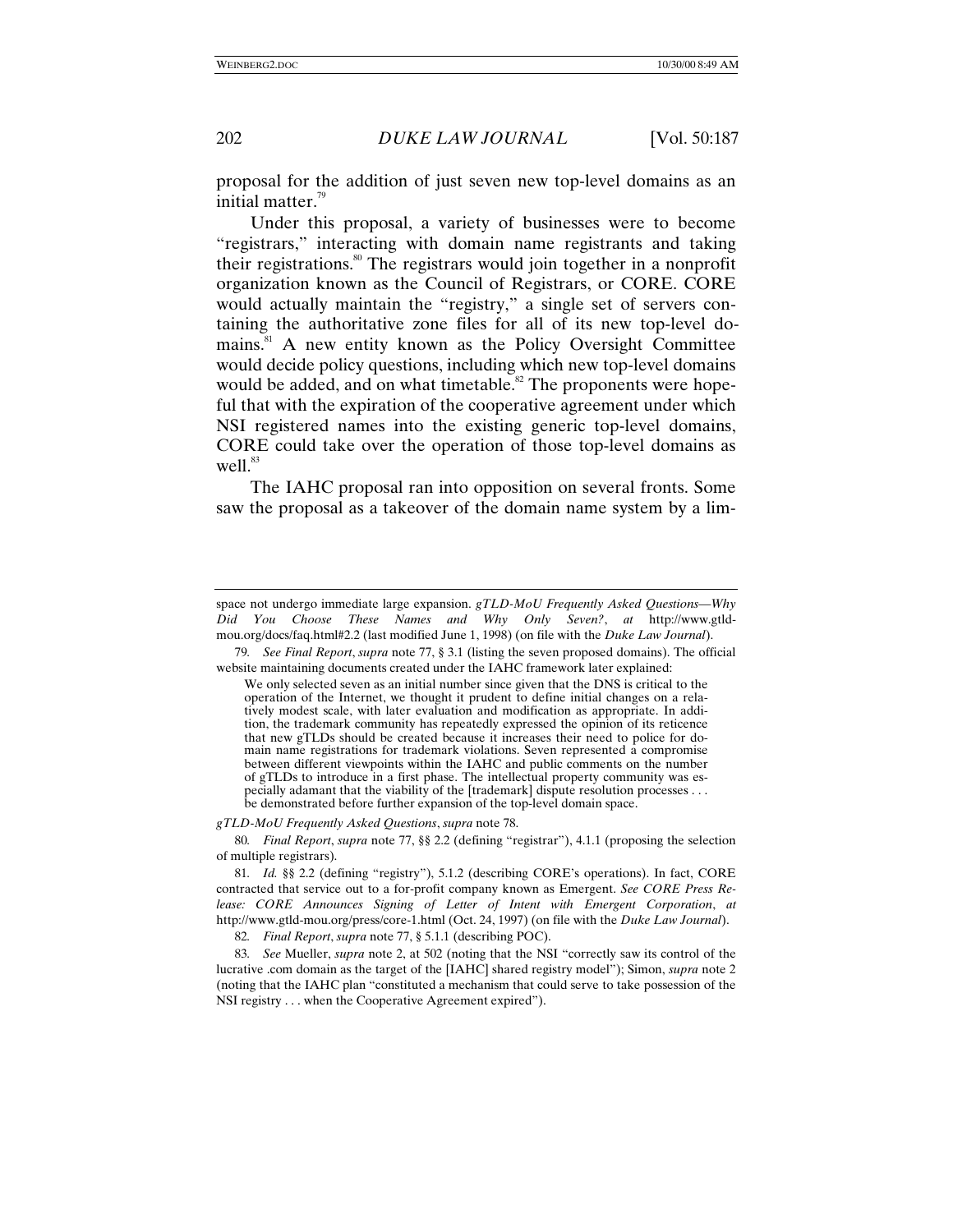proposal for the addition of just seven new top-level domains as an initial matter.[79]

Under this proposal, a variety of businesses were to become "registrars," interacting with domain name registrants and taking their registrations.[80] The registrars would join together in a nonprofit organization known as the Council of Registrars, or CORE. CORE would actually maintain the "registry," a single set of servers containing the authoritative zone files for all of its new top-level domains.[81] A new entity known as the Policy Oversight Committee would decide policy questions, including which new top-level domains would be added, and on what timetable.[82] The proponents were hopeful that with the expiration of the cooperative agreement under which NSI registered names into the existing generic top-level domains, CORE could take over the operation of those top-level domains as well.[83]

The IAHC proposal ran into opposition on several fronts. Some saw the proposal as a takeover of the domain name system by a lim-

---

space not undergo immediate large expansion. *gTLD-MoU Frequently Asked Questions—Why Did You Choose These Names and Why Only Seven?*, *at* http://www.gtld-mou.org/docs/faq.html#2.2 (last modified June 1, 1998) (on file with the *Duke Law Journal*).

79. *See Final Report*, *supra* note 77, § 3.1 (listing the seven proposed domains). The official website maintaining documents created under the IAHC framework later explained:

> We only selected seven as an initial number since given that the DNS is critical to the operation of the Internet, we thought it prudent to define initial changes on a relatively modest scale, with later evaluation and modification as appropriate. In addition, the trademark community has repeatedly expressed the opinion of its reticence that new gTLDs should be created because it increases their need to police for domain name registrations for trademark violations. Seven represented a compromise between different viewpoints within the IAHC and public comments on the number of gTLDs to introduce in a first phase. The intellectual property community was especially adamant that the viability of the [trademark] dispute resolution processes . . . be demonstrated before further expansion of the top-level domain space.

*gTLD-MoU Frequently Asked Questions*, *supra* note 78.

80. *Final Report*, *supra* note 77, §§ 2.2 (defining "registrar"), 4.1.1 (proposing the selection of multiple registrars).

81. *Id.* §§ 2.2 (defining "registry"), 5.1.2 (describing CORE's operations). In fact, CORE contracted that service out to a for-profit company known as Emergent. *See CORE Press Release: CORE Announces Signing of Letter of Intent with Emergent Corporation*, *at* http://www.gtld-mou.org/press/core-1.html (Oct. 24, 1997) (on file with the *Duke Law Journal*).

82. *Final Report*, *supra* note 77, § 5.1.1 (describing POC).

83. *See* Mueller, *supra* note 2, at 502 (noting that the NSI "correctly saw its control of the lucrative .com domain as the target of the [IAHC] shared registry model"); Simon, *supra* note 2 (noting that the IAHC plan "constituted a mechanism that could serve to take possession of the NSI registry . . . when the Cooperative Agreement expired").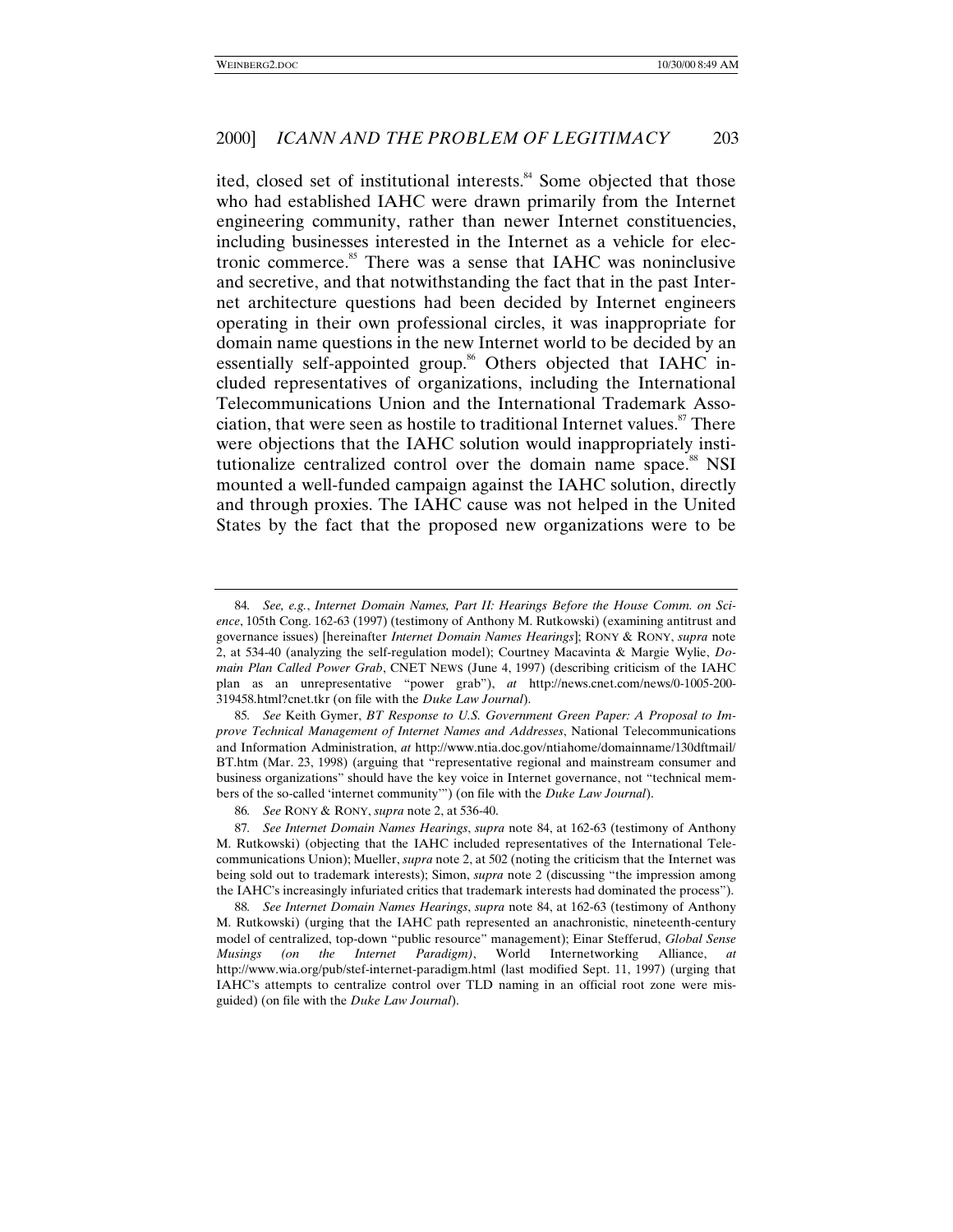ited, closed set of institutional interests.[84] Some objected that those who had established IAHC were drawn primarily from the Internet engineering community, rather than newer Internet constituencies, including businesses interested in the Internet as a vehicle for electronic commerce.[85] There was a sense that IAHC was noninclusive and secretive, and that notwithstanding the fact that in the past Internet architecture questions had been decided by Internet engineers operating in their own professional circles, it was inappropriate for domain name questions in the new Internet world to be decided by an essentially self-appointed group.[86] Others objected that IAHC included representatives of organizations, including the International Telecommunications Union and the International Trademark Association, that were seen as hostile to traditional Internet values.[87] There were objections that the IAHC solution would inappropriately institutionalize centralized control over the domain name space.[88] NSI mounted a well-funded campaign against the IAHC solution, directly and through proxies. The IAHC cause was not helped in the United States by the fact that the proposed new organizations were to be

---

84. *See, e.g.*, *Internet Domain Names, Part II: Hearings Before the House Comm. on Science*, 105th Cong. 162-63 (1997) (testimony of Anthony M. Rutkowski) (examining antitrust and governance issues) [hereinafter *Internet Domain Names Hearings*]; RONY & RONY, *supra* note 2, at 534-40 (analyzing the self-regulation model); Courtney Macavinta & Margie Wylie, *Domain Plan Called Power Grab*, CNET NEWS (June 4, 1997) (describing criticism of the IAHC plan as an unrepresentative "power grab"), *at* http://news.cnet.com/news/0-1005-200-319458.html?cnet.tkr (on file with the *Duke Law Journal*).

85. *See* Keith Gymer, *BT Response to U.S. Government Green Paper: A Proposal to Improve Technical Management of Internet Names and Addresses*, National Telecommunications and Information Administration, *at* http://www.ntia.doc.gov/ntiahome/domainname/130dftmail/BT.htm (Mar. 23, 1998) (arguing that "representative regional and mainstream consumer and business organizations" should have the key voice in Internet governance, not "technical members of the so-called 'internet community'") (on file with the *Duke Law Journal*).

86. *See* RONY & RONY, *supra* note 2, at 536-40.

87. *See Internet Domain Names Hearings*, *supra* note 84, at 162-63 (testimony of Anthony M. Rutkowski) (objecting that the IAHC included representatives of the International Telecommunications Union); Mueller, *supra* note 2, at 502 (noting the criticism that the Internet was being sold out to trademark interests); Simon, *supra* note 2 (discussing "the impression among the IAHC's increasingly infuriated critics that trademark interests had dominated the process").

88. *See Internet Domain Names Hearings*, *supra* note 84, at 162-63 (testimony of Anthony M. Rutkowski) (urging that the IAHC path represented an anachronistic, nineteenth-century model of centralized, top-down "public resource" management); Einar Stefferud, *Global Sense Musings (on the Internet Paradigm)*, World Internetworking Alliance, *at* http://www.wia.org/pub/stef-internet-paradigm.html (last modified Sept. 11, 1997) (urging that IAHC's attempts to centralize control over TLD naming in an official root zone were misguided) (on file with the *Duke Law Journal*).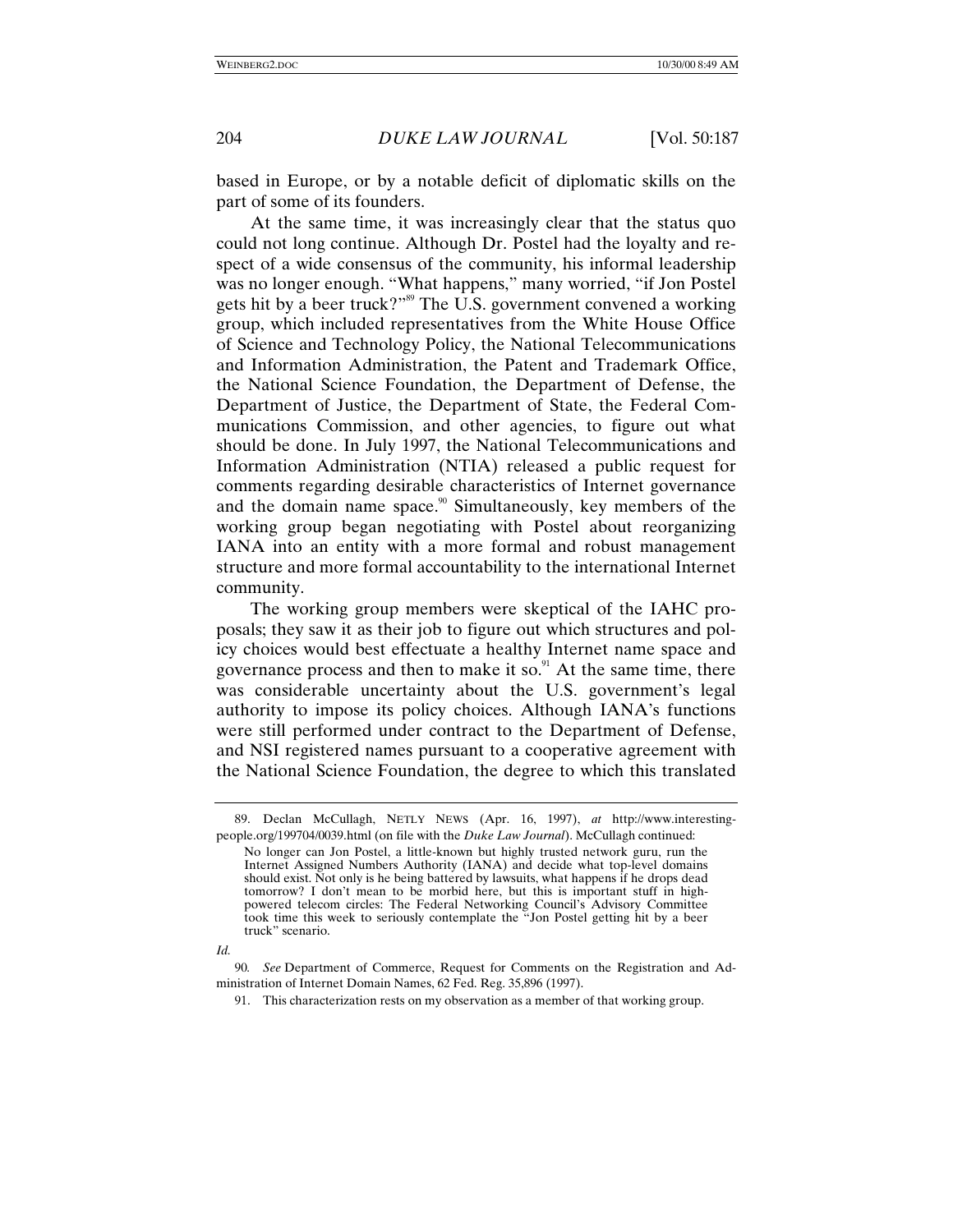based in Europe, or by a notable deficit of diplomatic skills on the part of some of its founders.

At the same time, it was increasingly clear that the status quo could not long continue. Although Dr. Postel had the loyalty and respect of a wide consensus of the community, his informal leadership was no longer enough. "What happens," many worried, "if Jon Postel gets hit by a beer truck?"[89] The U.S. government convened a working group, which included representatives from the White House Office of Science and Technology Policy, the National Telecommunications and Information Administration, the Patent and Trademark Office, the National Science Foundation, the Department of Defense, the Department of Justice, the Department of State, the Federal Communications Commission, and other agencies, to figure out what should be done. In July 1997, the National Telecommunications and Information Administration (NTIA) released a public request for comments regarding desirable characteristics of Internet governance and the domain name space.[90] Simultaneously, key members of the working group began negotiating with Postel about reorganizing IANA into an entity with a more formal and robust management structure and more formal accountability to the international Internet community.

The working group members were skeptical of the IAHC proposals; they saw it as their job to figure out which structures and policy choices would best effectuate a healthy Internet name space and governance process and then to make it so.[91] At the same time, there was considerable uncertainty about the U.S. government's legal authority to impose its policy choices. Although IANA's functions were still performed under contract to the Department of Defense, and NSI registered names pursuant to a cooperative agreement with the National Science Foundation, the degree to which this translated

---

89. Declan McCullagh, NETLY NEWS (Apr. 16, 1997), *at* http://www.interesting-people.org/199704/0039.html (on file with the *Duke Law Journal*). McCullagh continued:

> No longer can Jon Postel, a little-known but highly trusted network guru, run the Internet Assigned Numbers Authority (IANA) and decide what top-level domains should exist. Not only is he being battered by lawsuits, what happens if he drops dead tomorrow? I don't mean to be morbid here, but this is important stuff in high-powered telecom circles: The Federal Networking Council's Advisory Committee took time this week to seriously contemplate the "Jon Postel getting hit by a beer truck" scenario.

*Id.*

90. *See* Department of Commerce, Request for Comments on the Registration and Administration of Internet Domain Names, 62 Fed. Reg. 35,896 (1997).

91. This characterization rests on my observation as a member of that working group.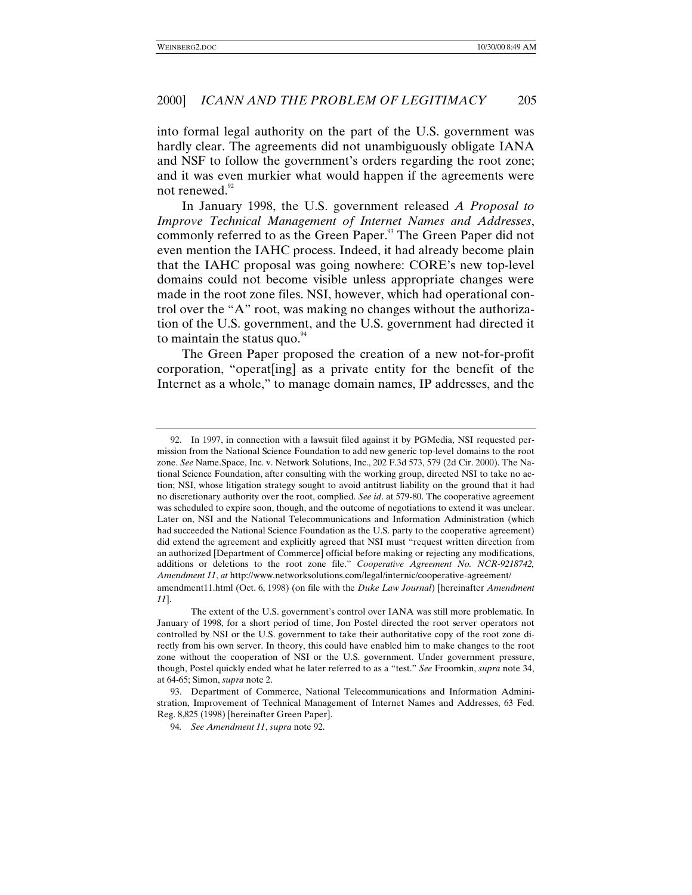into formal legal authority on the part of the U.S. government was hardly clear. The agreements did not unambiguously obligate IANA and NSF to follow the government's orders regarding the root zone; and it was even murkier what would happen if the agreements were not renewed.[92]

In January 1998, the U.S. government released *A Proposal to Improve Technical Management of Internet Names and Addresses*, commonly referred to as the Green Paper.[93] The Green Paper did not even mention the IAHC process. Indeed, it had already become plain that the IAHC proposal was going nowhere: CORE's new top-level domains could not become visible unless appropriate changes were made in the root zone files. NSI, however, which had operational control over the "A" root, was making no changes without the authorization of the U.S. government, and the U.S. government had directed it to maintain the status quo.[94]

The Green Paper proposed the creation of a new not-for-profit corporation, "operat[ing] as a private entity for the benefit of the Internet as a whole," to manage domain names, IP addresses, and the

---

92. In 1997, in connection with a lawsuit filed against it by PGMedia, NSI requested permission from the National Science Foundation to add new generic top-level domains to the root zone. *See* Name.Space, Inc. v. Network Solutions, Inc., 202 F.3d 573, 579 (2d Cir. 2000). The National Science Foundation, after consulting with the working group, directed NSI to take no action; NSI, whose litigation strategy sought to avoid antitrust liability on the ground that it had no discretionary authority over the root, complied. *See id*. at 579-80. The cooperative agreement was scheduled to expire soon, though, and the outcome of negotiations to extend it was unclear. Later on, NSI and the National Telecommunications and Information Administration (which had succeeded the National Science Foundation as the U.S. party to the cooperative agreement) did extend the agreement and explicitly agreed that NSI must "request written direction from an authorized [Department of Commerce] official before making or rejecting any modifications, additions or deletions to the root zone file." *Cooperative Agreement No. NCR-9218742, Amendment 11*, *at* http://www.networksolutions.com/legal/internic/cooperative-agreement/amendment11.html (Oct. 6, 1998) (on file with the *Duke Law Journal*) [hereinafter *Amendment 11*].

The extent of the U.S. government's control over IANA was still more problematic. In January of 1998, for a short period of time, Jon Postel directed the root server operators not controlled by NSI or the U.S. government to take their authoritative copy of the root zone directly from his own server. In theory, this could have enabled him to make changes to the root zone without the cooperation of NSI or the U.S. government. Under government pressure, though, Postel quickly ended what he later referred to as a "test." *See* Froomkin, *supra* note 34, at 64-65; Simon, *supra* note 2.

93. Department of Commerce, National Telecommunications and Information Administration, Improvement of Technical Management of Internet Names and Addresses, 63 Fed. Reg. 8,825 (1998) [hereinafter Green Paper].

94. *See Amendment 11*, *supra* note 92.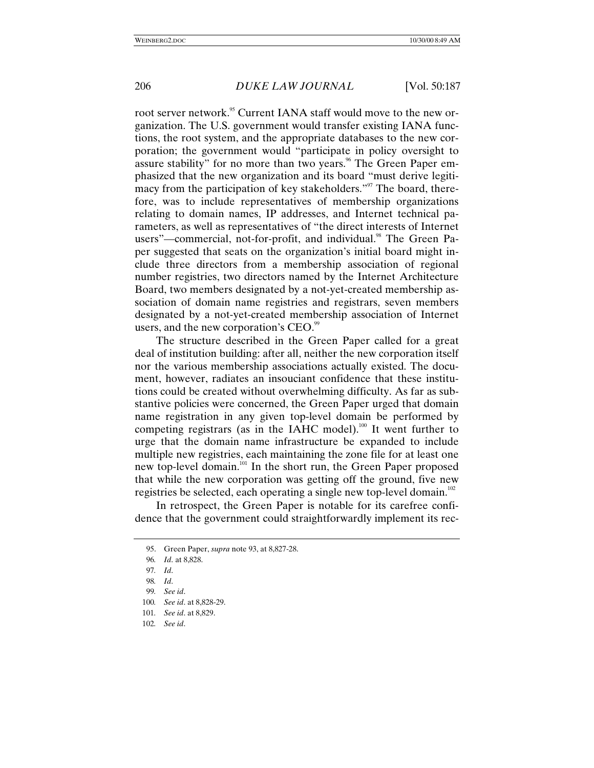root server network.[95] Current IANA staff would move to the new organization. The U.S. government would transfer existing IANA functions, the root system, and the appropriate databases to the new corporation; the government would "participate in policy oversight to assure stability" for no more than two years.[96] The Green Paper emphasized that the new organization and its board "must derive legitimacy from the participation of key stakeholders."[97] The board, therefore, was to include representatives of membership organizations relating to domain names, IP addresses, and Internet technical parameters, as well as representatives of "the direct interests of Internet users"—commercial, not-for-profit, and individual.[98] The Green Paper suggested that seats on the organization's initial board might include three directors from a membership association of regional number registries, two directors named by the Internet Architecture Board, two members designated by a not-yet-created membership association of domain name registries and registrars, seven members designated by a not-yet-created membership association of Internet users, and the new corporation's CEO.[99]

The structure described in the Green Paper called for a great deal of institution building: after all, neither the new corporation itself nor the various membership associations actually existed. The document, however, radiates an insouciant confidence that these institutions could be created without overwhelming difficulty. As far as substantive policies were concerned, the Green Paper urged that domain name registration in any given top-level domain be performed by competing registrars (as in the IAHC model).[100] It went further to urge that the domain name infrastructure be expanded to include multiple new registries, each maintaining the zone file for at least one new top-level domain.[101] In the short run, the Green Paper proposed that while the new corporation was getting off the ground, five new registries be selected, each operating a single new top-level domain.[102]

In retrospect, the Green Paper is notable for its carefree confidence that the government could straightforwardly implement its rec-

---

95. Green Paper, *supra* note 93, at 8,827-28.

96. *Id*. at 8,828.

97. *Id*.

98. *Id*.

99. *See id*.

100. *See id*. at 8,828-29.

101. *See id*. at 8,829.

102. *See id*.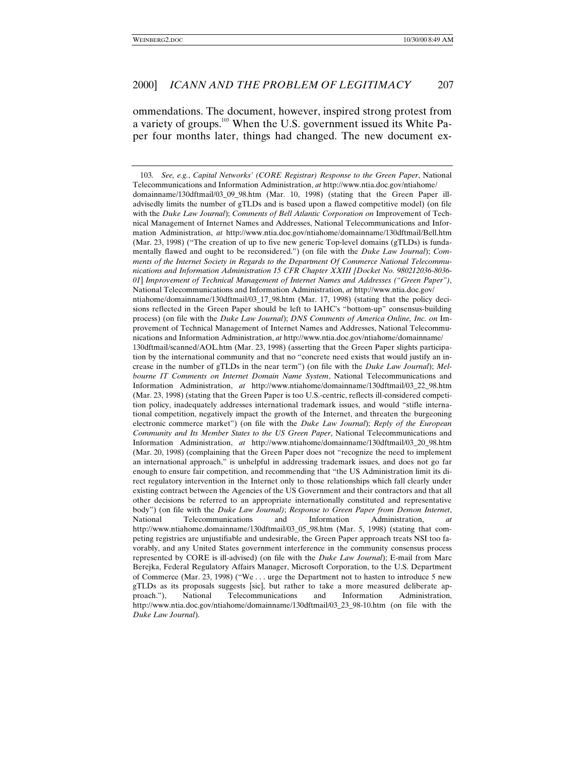ommendations. The document, however, inspired strong protest from a variety of groups.[103] When the U.S. government issued its White Paper four months later, things had changed. The new document ex-

---

103. *See, e.g.*, *Capital Networks' (CORE Registrar) Response to the Green Paper*, National Telecommunications and Information Administration, *at* http://www.ntia.doc.gov/ntiahome/domainname/130dftmail/03_09_98.htm (Mar. 10, 1998) (stating that the Green Paper ill-advisedly limits the number of gTLDs and is based upon a flawed competitive model) (on file with the *Duke Law Journal*); *Comments of Bell Atlantic Corporation on* Improvement of Technical Management of Internet Names and Addresses, National Telecommunications and Information Administration, *at* http://www.ntia.doc.gov/ntiahome/domainname/130dftmail/Bell.htm (Mar. 23, 1998) ("The creation of up to five new generic Top-level domains (gTLDs) is fundamentally flawed and ought to be reconsidered.") (on file with the *Duke Law Journal*); *Comments of the Internet Society in Regards to the Department Of Commerce National Telecommunications and Information Administration 15 CFR Chapter XXIII [Docket No. 980212036-8036-01] Improvement of Technical Management of Internet Names and Addresses ("Green Paper")*, National Telecommunications and Information Administration, *at* http://www.ntia.doc.gov/ntiahome/domainname/130dftmail/03_17_98.htm (Mar. 17, 1998) (stating that the policy decisions reflected in the Green Paper should be left to IAHC's "bottom-up" consensus-building process) (on file with the *Duke Law Journal*); *DNS Comments of America Online, Inc. on* Improvement of Technical Management of Internet Names and Addresses, National Telecommunications and Information Administration, *at* http://www.ntia.doc.gov/ntiahome/domainname/130dftmail/scanned/AOL.htm (Mar. 23, 1998) (asserting that the Green Paper slights participation by the international community and that no "concrete need exists that would justify an increase in the number of gTLDs in the near term") (on file with the *Duke Law Journal*); *Melbourne IT Comments on Internet Domain Name System*, National Telecommunications and Information Administration, *at* http://www.ntiahome/domainname/130dftmail/03_22_98.htm (Mar. 23, 1998) (stating that the Green Paper is too U.S.-centric, reflects ill-considered competition policy, inadequately addresses international trademark issues, and would "stifle international competition, negatively impact the growth of the Internet, and threaten the burgeoning electronic commerce market") (on file with the *Duke Law Journal*); *Reply of the European Community and Its Member States to the US Green Paper*, National Telecommunications and Information Administration, *at* http://www.ntiahome/domainname/130dftmail/03_20_98.htm (Mar. 20, 1998) (complaining that the Green Paper does not "recognize the need to implement an international approach," is unhelpful in addressing trademark issues, and does not go far enough to ensure fair competition, and recommending that "the US Administration limit its direct regulatory intervention in the Internet only to those relationships which fall clearly under existing contract between the Agencies of the US Government and their contractors and that all other decisions be referred to an appropriate internationally constituted and representative body") (on file with the *Duke Law Journal)*; *Response to Green Paper from Demon Internet*, National Telecommunications and Information Administration, *at* http://www.ntiahome.domainname/130dftmail/03_05_98.htm (Mar. 5, 1998) (stating that competing registries are unjustifiable and undesirable, the Green Paper approach treats NSI too favorably, and any United States government interference in the community consensus process represented by CORE is ill-advised) (on file with the *Duke Law Journal*); E-mail from Marc Berejka, Federal Regulatory Affairs Manager, Microsoft Corporation, to the U.S. Department of Commerce (Mar. 23, 1998) ("We . . . urge the Department not to hasten to introduce 5 new gTLDs as its proposals suggests [sic], but rather to take a more measured deliberate approach."), National Telecommunications and Information Administration, http://www.ntia.doc.gov/ntiahome/domainname/130dftmail/03_23_98-10.htm (on file with the *Duke Law Journal*).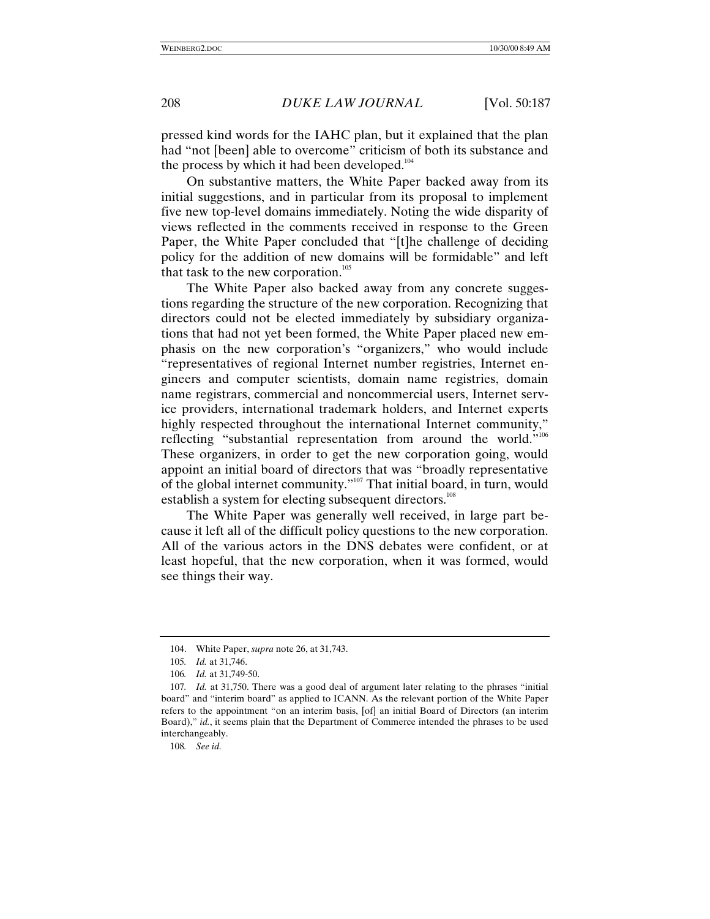pressed kind words for the IAHC plan, but it explained that the plan had "not [been] able to overcome" criticism of both its substance and the process by which it had been developed.[104]

On substantive matters, the White Paper backed away from its initial suggestions, and in particular from its proposal to implement five new top-level domains immediately. Noting the wide disparity of views reflected in the comments received in response to the Green Paper, the White Paper concluded that "[t]he challenge of deciding policy for the addition of new domains will be formidable" and left that task to the new corporation.[105]

The White Paper also backed away from any concrete suggestions regarding the structure of the new corporation. Recognizing that directors could not be elected immediately by subsidiary organizations that had not yet been formed, the White Paper placed new emphasis on the new corporation's "organizers," who would include "representatives of regional Internet number registries, Internet engineers and computer scientists, domain name registries, domain name registrars, commercial and noncommercial users, Internet service providers, international trademark holders, and Internet experts highly respected throughout the international Internet community," reflecting "substantial representation from around the world."[106] These organizers, in order to get the new corporation going, would appoint an initial board of directors that was "broadly representative of the global internet community."[107] That initial board, in turn, would establish a system for electing subsequent directors.[108]

The White Paper was generally well received, in large part because it left all of the difficult policy questions to the new corporation. All of the various actors in the DNS debates were confident, or at least hopeful, that the new corporation, when it was formed, would see things their way.

---

104. White Paper, *supra* note 26, at 31,743.

105. *Id.* at 31,746.

106. *Id.* at 31,749-50.

107. *Id.* at 31,750. There was a good deal of argument later relating to the phrases "initial board" and "interim board" as applied to ICANN. As the relevant portion of the White Paper refers to the appointment "on an interim basis, [of] an initial Board of Directors (an interim Board)," *id.*, it seems plain that the Department of Commerce intended the phrases to be used interchangeably.

108. *See id.*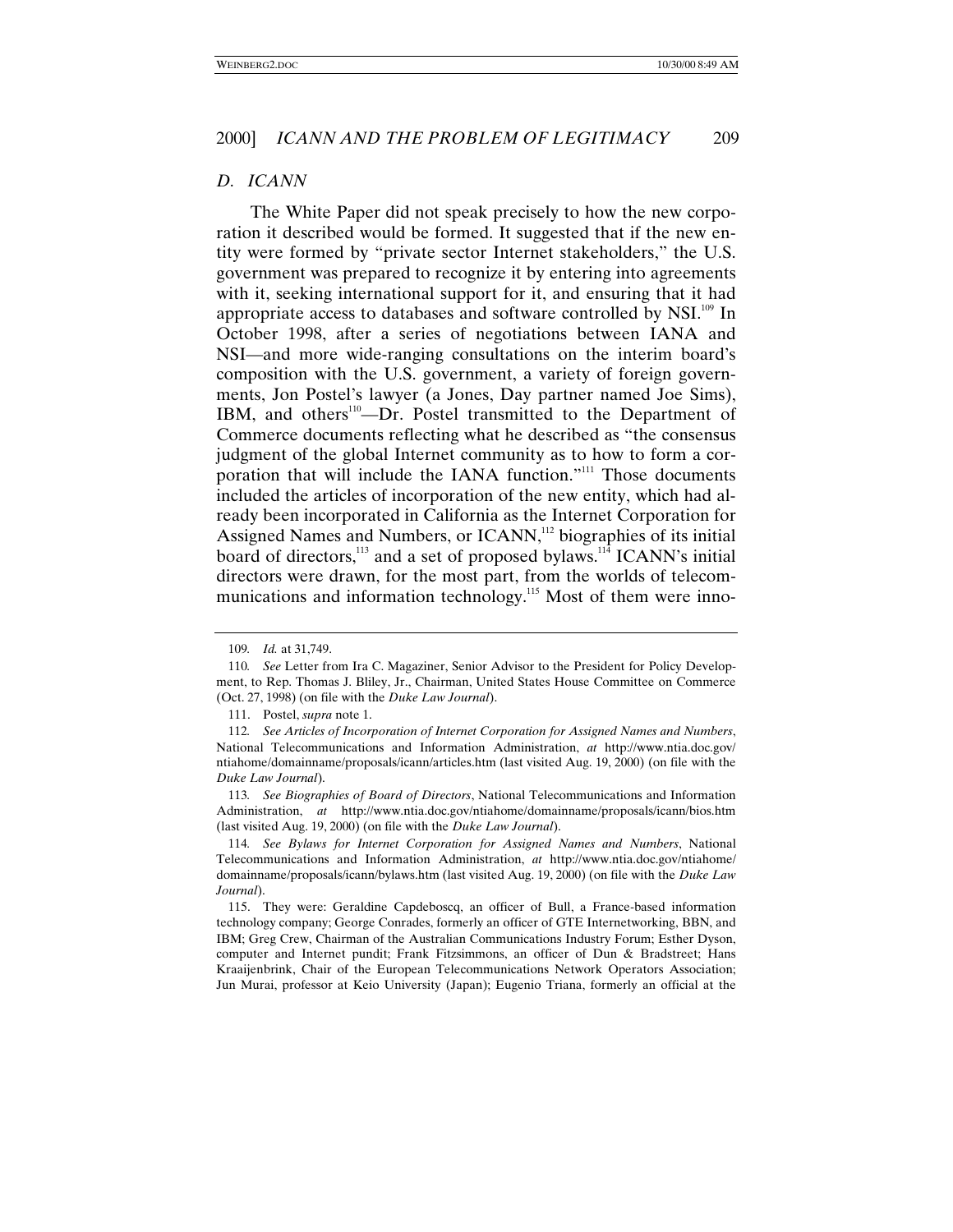### D. ICANN

The White Paper did not speak precisely to how the new corporation it described would be formed. It suggested that if the new entity were formed by "private sector Internet stakeholders," the U.S. government was prepared to recognize it by entering into agreements with it, seeking international support for it, and ensuring that it had appropriate access to databases and software controlled by NSI.[109] In October 1998, after a series of negotiations between IANA and NSI—and more wide-ranging consultations on the interim board's composition with the U.S. government, a variety of foreign governments, Jon Postel's lawyer (a Jones, Day partner named Joe Sims), IBM, and others[110]—Dr. Postel transmitted to the Department of Commerce documents reflecting what he described as "the consensus judgment of the global Internet community as to how to form a corporation that will include the IANA function."[111] Those documents included the articles of incorporation of the new entity, which had already been incorporated in California as the Internet Corporation for Assigned Names and Numbers, or ICANN,[112] biographies of its initial board of directors,[113] and a set of proposed bylaws.[114] ICANN's initial directors were drawn, for the most part, from the worlds of telecommunications and information technology.[115] Most of them were inno-

---

109. *Id.* at 31,749.

110. *See* Letter from Ira C. Magaziner, Senior Advisor to the President for Policy Development, to Rep. Thomas J. Bliley, Jr., Chairman, United States House Committee on Commerce (Oct. 27, 1998) (on file with the *Duke Law Journal*).

111. Postel, *supra* note 1.

112. *See Articles of Incorporation of Internet Corporation for Assigned Names and Numbers*, National Telecommunications and Information Administration, *at* http://www.ntia.doc.gov/ntiahome/domainname/proposals/icann/articles.htm (last visited Aug. 19, 2000) (on file with the *Duke Law Journal*).

113. *See Biographies of Board of Directors*, National Telecommunications and Information Administration, *at* http://www.ntia.doc.gov/ntiahome/domainname/proposals/icann/bios.htm (last visited Aug. 19, 2000) (on file with the *Duke Law Journal*).

114. *See Bylaws for Internet Corporation for Assigned Names and Numbers*, National Telecommunications and Information Administration, *at* http://www.ntia.doc.gov/ntiahome/domainname/proposals/icann/bylaws.htm (last visited Aug. 19, 2000) (on file with the *Duke Law Journal*).

115. They were: Geraldine Capdeboscq, an officer of Bull, a France-based information technology company; George Conrades, formerly an officer of GTE Internetworking, BBN, and IBM; Greg Crew, Chairman of the Australian Communications Industry Forum; Esther Dyson, computer and Internet pundit; Frank Fitzsimmons, an officer of Dun & Bradstreet; Hans Kraaijenbrink, Chair of the European Telecommunications Network Operators Association; Jun Murai, professor at Keio University (Japan); Eugenio Triana, formerly an official at the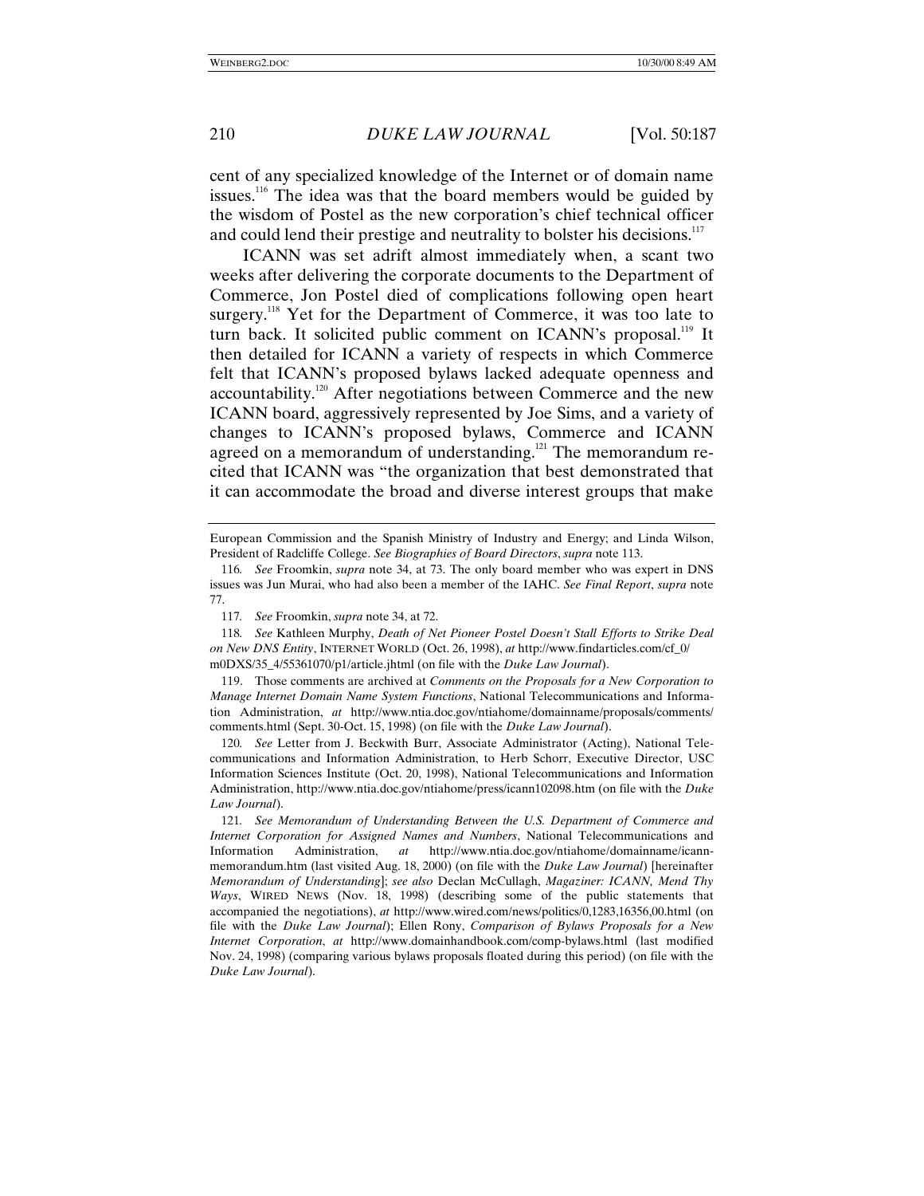cent of any specialized knowledge of the Internet or of domain name issues.[116] The idea was that the board members would be guided by the wisdom of Postel as the new corporation's chief technical officer and could lend their prestige and neutrality to bolster his decisions.[117]

ICANN was set adrift almost immediately when, a scant two weeks after delivering the corporate documents to the Department of Commerce, Jon Postel died of complications following open heart surgery.[118] Yet for the Department of Commerce, it was too late to turn back. It solicited public comment on ICANN's proposal.[119] It then detailed for ICANN a variety of respects in which Commerce felt that ICANN's proposed bylaws lacked adequate openness and accountability.[120] After negotiations between Commerce and the new ICANN board, aggressively represented by Joe Sims, and a variety of changes to ICANN's proposed bylaws, Commerce and ICANN agreed on a memorandum of understanding.[121] The memorandum recited that ICANN was "the organization that best demonstrated that it can accommodate the broad and diverse interest groups that make

---

European Commission and the Spanish Ministry of Industry and Energy; and Linda Wilson, President of Radcliffe College. *See Biographies of Board Directors*, *supra* note 113.

116. *See* Froomkin, *supra* note 34, at 73. The only board member who was expert in DNS issues was Jun Murai, who had also been a member of the IAHC. *See Final Report*, *supra* note 77.

117. *See* Froomkin, *supra* note 34, at 72.

118. *See* Kathleen Murphy, *Death of Net Pioneer Postel Doesn't Stall Efforts to Strike Deal on New DNS Entity*, INTERNET WORLD (Oct. 26, 1998), *at* http://www.findarticles.com/cf_0/m0DXS/35_4/55361070/p1/article.jhtml (on file with the *Duke Law Journal*).

119. Those comments are archived at *Comments on the Proposals for a New Corporation to Manage Internet Domain Name System Functions*, National Telecommunications and Information Administration, *at* http://www.ntia.doc.gov/ntiahome/domainname/proposals/comments/comments.html (Sept. 30-Oct. 15, 1998) (on file with the *Duke Law Journal*).

120. *See* Letter from J. Beckwith Burr, Associate Administrator (Acting), National Telecommunications and Information Administration, to Herb Schorr, Executive Director, USC Information Sciences Institute (Oct. 20, 1998), National Telecommunications and Information Administration, http://www.ntia.doc.gov/ntiahome/press/icann102098.htm (on file with the *Duke Law Journal*).

121. *See Memorandum of Understanding Between the U.S. Department of Commerce and Internet Corporation for Assigned Names and Numbers*, National Telecommunications and Information Administration, *at* http://www.ntia.doc.gov/ntiahome/domainname/icann-memorandum.htm (last visited Aug. 18, 2000) (on file with the *Duke Law Journal*) [hereinafter *Memorandum of Understanding*]; *see also* Declan McCullagh, *Magaziner: ICANN, Mend Thy Ways*, WIRED NEWS (Nov. 18, 1998) (describing some of the public statements that accompanied the negotiations), *at* http://www.wired.com/news/politics/0,1283,16356,00.html (on file with the *Duke Law Journal*); Ellen Rony, *Comparison of Bylaws Proposals for a New Internet Corporation*, *at* http://www.domainhandbook.com/comp-bylaws.html (last modified Nov. 24, 1998) (comparing various bylaws proposals floated during this period) (on file with the *Duke Law Journal*).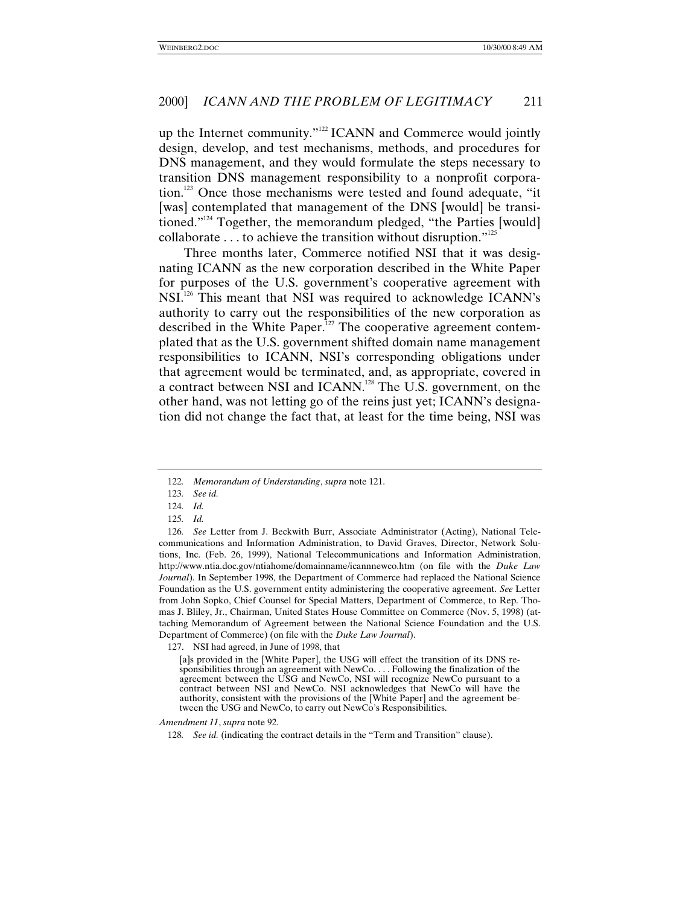up the Internet community."[122] ICANN and Commerce would jointly design, develop, and test mechanisms, methods, and procedures for DNS management, and they would formulate the steps necessary to transition DNS management responsibility to a nonprofit corporation.[123] Once those mechanisms were tested and found adequate, "it [was] contemplated that management of the DNS [would] be transitioned."[124] Together, the memorandum pledged, "the Parties [would] collaborate . . . to achieve the transition without disruption."[125]

Three months later, Commerce notified NSI that it was designating ICANN as the new corporation described in the White Paper for purposes of the U.S. government's cooperative agreement with NSI.[126] This meant that NSI was required to acknowledge ICANN's authority to carry out the responsibilities of the new corporation as described in the White Paper.[127] The cooperative agreement contemplated that as the U.S. government shifted domain name management responsibilities to ICANN, NSI's corresponding obligations under that agreement would be terminated, and, as appropriate, covered in a contract between NSI and ICANN.[128] The U.S. government, on the other hand, was not letting go of the reins just yet; ICANN's designation did not change the fact that, at least for the time being, NSI was

---

122. *Memorandum of Understanding*, *supra* note 121.

123. *See id.*

124. *Id.*

125. *Id.*

126. *See* Letter from J. Beckwith Burr, Associate Administrator (Acting), National Telecommunications and Information Administration, to David Graves, Director, Network Solutions, Inc. (Feb. 26, 1999), National Telecommunications and Information Administration, http://www.ntia.doc.gov/ntiahome/domainname/icannnewco.htm (on file with the *Duke Law Journal*). In September 1998, the Department of Commerce had replaced the National Science Foundation as the U.S. government entity administering the cooperative agreement. *See* Letter from John Sopko, Chief Counsel for Special Matters, Department of Commerce, to Rep. Thomas J. Bliley, Jr., Chairman, United States House Committee on Commerce (Nov. 5, 1998) (attaching Memorandum of Agreement between the National Science Foundation and the U.S. Department of Commerce) (on file with the *Duke Law Journal*).

127. NSI had agreed, in June of 1998, that

> [a]s provided in the [White Paper], the USG will effect the transition of its DNS responsibilities through an agreement with NewCo. . . . Following the finalization of the agreement between the USG and NewCo, NSI will recognize NewCo pursuant to a contract between NSI and NewCo. NSI acknowledges that NewCo will have the authority, consistent with the provisions of the [White Paper] and the agreement between the USG and NewCo, to carry out NewCo's Responsibilities.

*Amendment 11*, *supra* note 92.

128. *See id.* (indicating the contract details in the "Term and Transition" clause).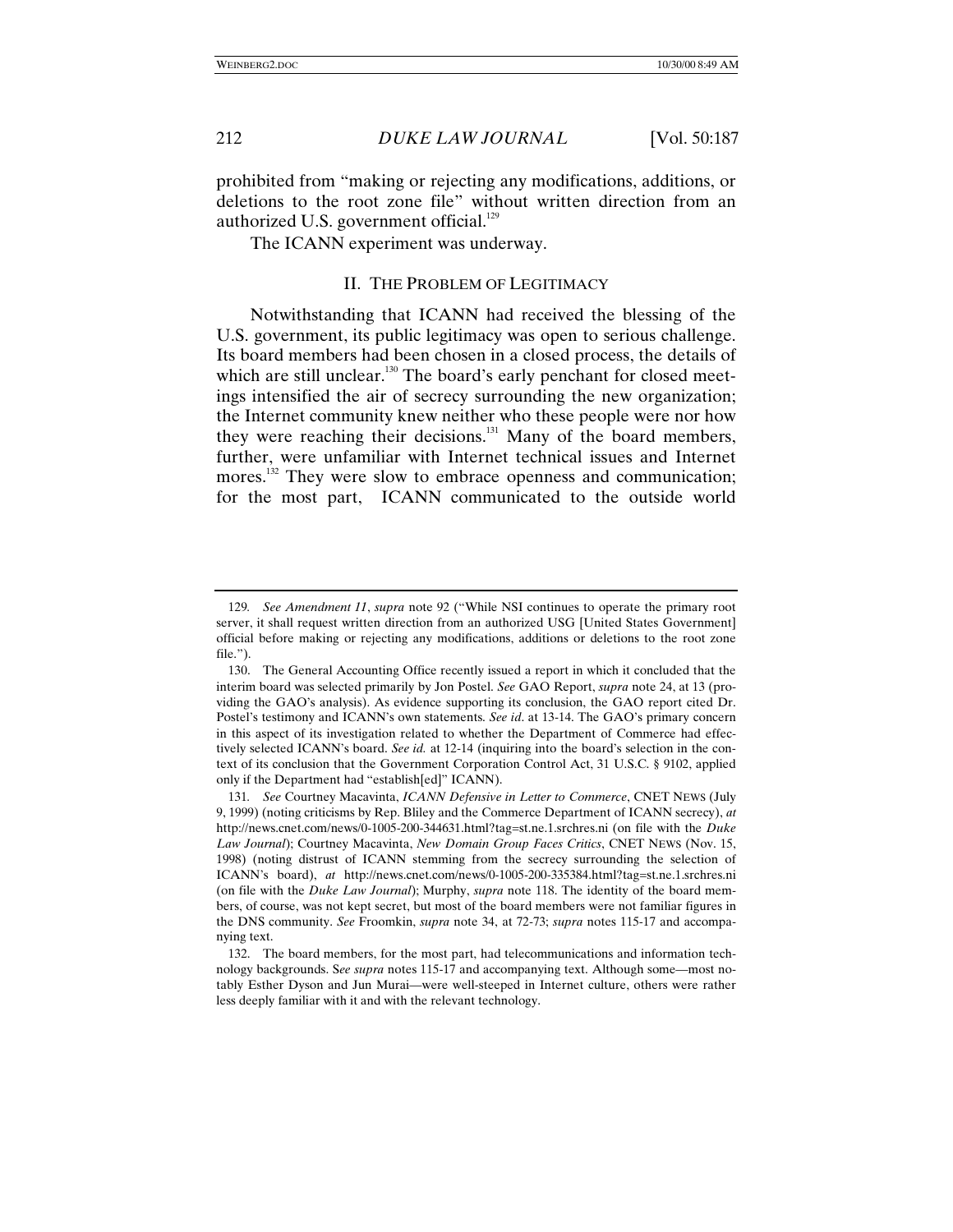prohibited from "making or rejecting any modifications, additions, or deletions to the root zone file" without written direction from an authorized U.S. government official.[129]

The ICANN experiment was underway.

## II. THE PROBLEM OF LEGITIMACY

Notwithstanding that ICANN had received the blessing of the U.S. government, its public legitimacy was open to serious challenge. Its board members had been chosen in a closed process, the details of which are still unclear.[130] The board's early penchant for closed meetings intensified the air of secrecy surrounding the new organization; the Internet community knew neither who these people were nor how they were reaching their decisions.[131] Many of the board members, further, were unfamiliar with Internet technical issues and Internet mores.[132] They were slow to embrace openness and communication; for the most part, ICANN communicated to the outside world

---

129. *See Amendment 11*, *supra* note 92 ("While NSI continues to operate the primary root server, it shall request written direction from an authorized USG [United States Government] official before making or rejecting any modifications, additions or deletions to the root zone file.").

130. The General Accounting Office recently issued a report in which it concluded that the interim board was selected primarily by Jon Postel. *See* GAO Report, *supra* note 24, at 13 (providing the GAO's analysis). As evidence supporting its conclusion, the GAO report cited Dr. Postel's testimony and ICANN's own statements. *See id*. at 13-14. The GAO's primary concern in this aspect of its investigation related to whether the Department of Commerce had effectively selected ICANN's board. *See id.* at 12-14 (inquiring into the board's selection in the context of its conclusion that the Government Corporation Control Act, 31 U.S.C. § 9102, applied only if the Department had "establish[ed]" ICANN).

131. *See* Courtney Macavinta, *ICANN Defensive in Letter to Commerce*, CNET NEWS (July 9, 1999) (noting criticisms by Rep. Bliley and the Commerce Department of ICANN secrecy), *at* http://news.cnet.com/news/0-1005-200-344631.html?tag=st.ne.1.srchres.ni (on file with the *Duke Law Journal*); Courtney Macavinta, *New Domain Group Faces Critics*, CNET NEWS (Nov. 15, 1998) (noting distrust of ICANN stemming from the secrecy surrounding the selection of ICANN's board), *at* http://news.cnet.com/news/0-1005-200-335384.html?tag=st.ne.1.srchres.ni (on file with the *Duke Law Journal*); Murphy, *supra* note 118. The identity of the board members, of course, was not kept secret, but most of the board members were not familiar figures in the DNS community. *See* Froomkin, *supra* note 34, at 72-73; *supra* notes 115-17 and accompanying text.

132. The board members, for the most part, had telecommunications and information technology backgrounds. S*ee supra* notes 115-17 and accompanying text. Although some—most notably Esther Dyson and Jun Murai—were well-steeped in Internet culture, others were rather less deeply familiar with it and with the relevant technology.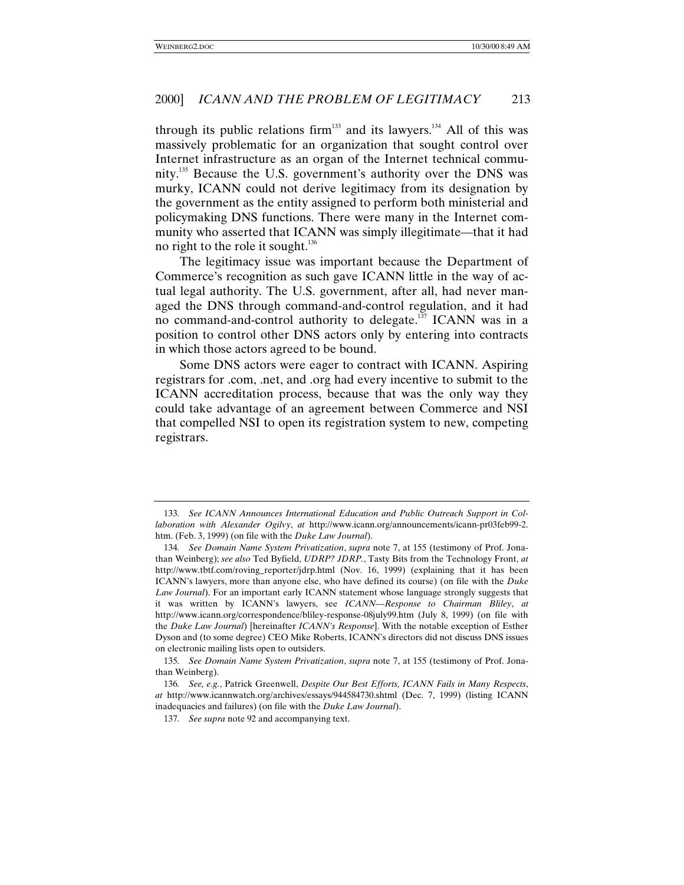through its public relations firm[133] and its lawyers.[134] All of this was massively problematic for an organization that sought control over Internet infrastructure as an organ of the Internet technical community.[135] Because the U.S. government's authority over the DNS was murky, ICANN could not derive legitimacy from its designation by the government as the entity assigned to perform both ministerial and policymaking DNS functions. There were many in the Internet community who asserted that ICANN was simply illegitimate—that it had no right to the role it sought.[136]

The legitimacy issue was important because the Department of Commerce's recognition as such gave ICANN little in the way of actual legal authority. The U.S. government, after all, had never managed the DNS through command-and-control regulation, and it had no command-and-control authority to delegate.[137] ICANN was in a position to control other DNS actors only by entering into contracts in which those actors agreed to be bound.

Some DNS actors were eager to contract with ICANN. Aspiring registrars for .com, .net, and .org had every incentive to submit to the ICANN accreditation process, because that was the only way they could take advantage of an agreement between Commerce and NSI that compelled NSI to open its registration system to new, competing registrars.

---

133. *See ICANN Announces International Education and Public Outreach Support in Collaboration with Alexander Ogilvy*, *at* http://www.icann.org/announcements/icann-pr03feb99-2.htm. (Feb. 3, 1999) (on file with the *Duke Law Journal*).

134. *See Domain Name System Privatization*, *supra* note 7, at 155 (testimony of Prof. Jonathan Weinberg); *see also* Ted Byfield, *UDRP? JDRP.*, Tasty Bits from the Technology Front, *at* http://www.tbtf.com/roving_reporter/jdrp.html (Nov. 16, 1999) (explaining that it has been ICANN's lawyers, more than anyone else, who have defined its course) (on file with the *Duke Law Journal*). For an important early ICANN statement whose language strongly suggests that it was written by ICANN's lawyers, see *ICANN—Response to Chairman Bliley*, *at* http://www.icann.org/correspondence/bliley-response-08july99.htm (July 8, 1999) (on file with the *Duke Law Journal*) [hereinafter *ICANN's Response*]. With the notable exception of Esther Dyson and (to some degree) CEO Mike Roberts, ICANN's directors did not discuss DNS issues on electronic mailing lists open to outsiders.

135. *See Domain Name System Privatization*, *supra* note 7, at 155 (testimony of Prof. Jonathan Weinberg).

136. *See, e.g.*, Patrick Greenwell, *Despite Our Best Efforts, ICANN Fails in Many Respects*, *at* http://www.icannwatch.org/archives/essays/944584730.shtml (Dec. 7, 1999) (listing ICANN inadequacies and failures) (on file with the *Duke Law Journal*).

137. *See supra* note 92 and accompanying text.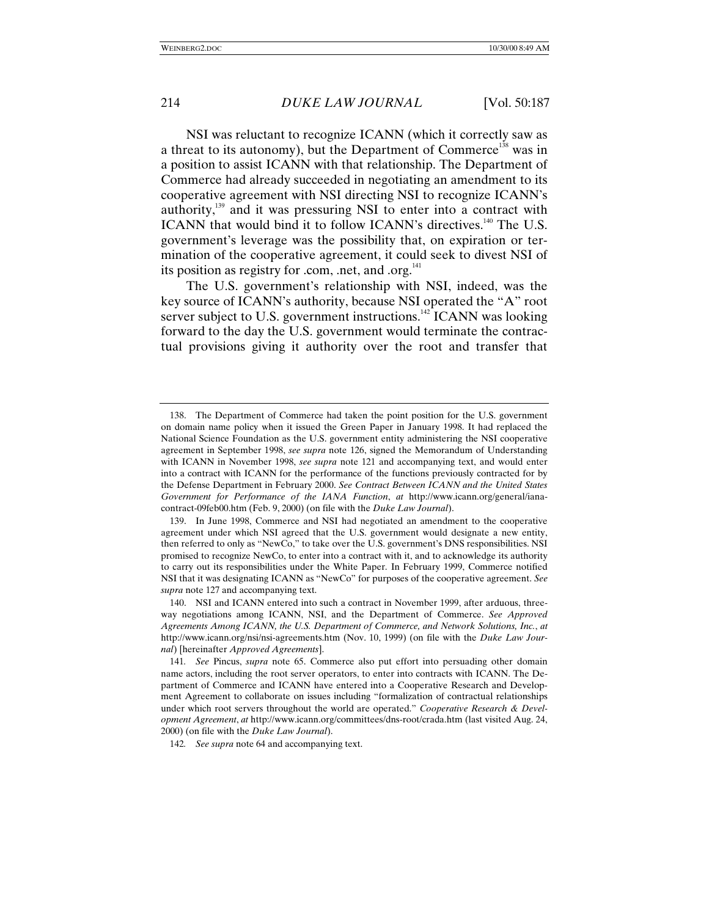NSI was reluctant to recognize ICANN (which it correctly saw as a threat to its autonomy), but the Department of Commerce[138] was in a position to assist ICANN with that relationship. The Department of Commerce had already succeeded in negotiating an amendment to its cooperative agreement with NSI directing NSI to recognize ICANN's authority,[139] and it was pressuring NSI to enter into a contract with ICANN that would bind it to follow ICANN's directives.[140] The U.S. government's leverage was the possibility that, on expiration or termination of the cooperative agreement, it could seek to divest NSI of its position as registry for .com, .net, and .org.[141]

The U.S. government's relationship with NSI, indeed, was the key source of ICANN's authority, because NSI operated the "A" root server subject to U.S. government instructions.[142] ICANN was looking forward to the day the U.S. government would terminate the contractual provisions giving it authority over the root and transfer that

---

138. The Department of Commerce had taken the point position for the U.S. government on domain name policy when it issued the Green Paper in January 1998. It had replaced the National Science Foundation as the U.S. government entity administering the NSI cooperative agreement in September 1998, *see supra* note 126, signed the Memorandum of Understanding with ICANN in November 1998, *see supra* note 121 and accompanying text, and would enter into a contract with ICANN for the performance of the functions previously contracted for by the Defense Department in February 2000. *See Contract Between ICANN and the United States Government for Performance of the IANA Function*, *at* http://www.icann.org/general/iana-contract-09feb00.htm (Feb. 9, 2000) (on file with the *Duke Law Journal*).

139. In June 1998, Commerce and NSI had negotiated an amendment to the cooperative agreement under which NSI agreed that the U.S. government would designate a new entity, then referred to only as "NewCo," to take over the U.S. government's DNS responsibilities. NSI promised to recognize NewCo, to enter into a contract with it, and to acknowledge its authority to carry out its responsibilities under the White Paper. In February 1999, Commerce notified NSI that it was designating ICANN as "NewCo" for purposes of the cooperative agreement. *See supra* note 127 and accompanying text.

140. NSI and ICANN entered into such a contract in November 1999, after arduous, three-way negotiations among ICANN, NSI, and the Department of Commerce. *See Approved Agreements Among ICANN, the U.S. Department of Commerce, and Network Solutions, Inc.*, *at* http://www.icann.org/nsi/nsi-agreements.htm (Nov. 10, 1999) (on file with the *Duke Law Journal*) [hereinafter *Approved Agreements*].

141. *See* Pincus, *supra* note 65. Commerce also put effort into persuading other domain name actors, including the root server operators, to enter into contracts with ICANN. The Department of Commerce and ICANN have entered into a Cooperative Research and Development Agreement to collaborate on issues including "formalization of contractual relationships under which root servers throughout the world are operated." *Cooperative Research & Development Agreement*, *at* http://www.icann.org/committees/dns-root/crada.htm (last visited Aug. 24, 2000) (on file with the *Duke Law Journal*).

142. *See supra* note 64 and accompanying text.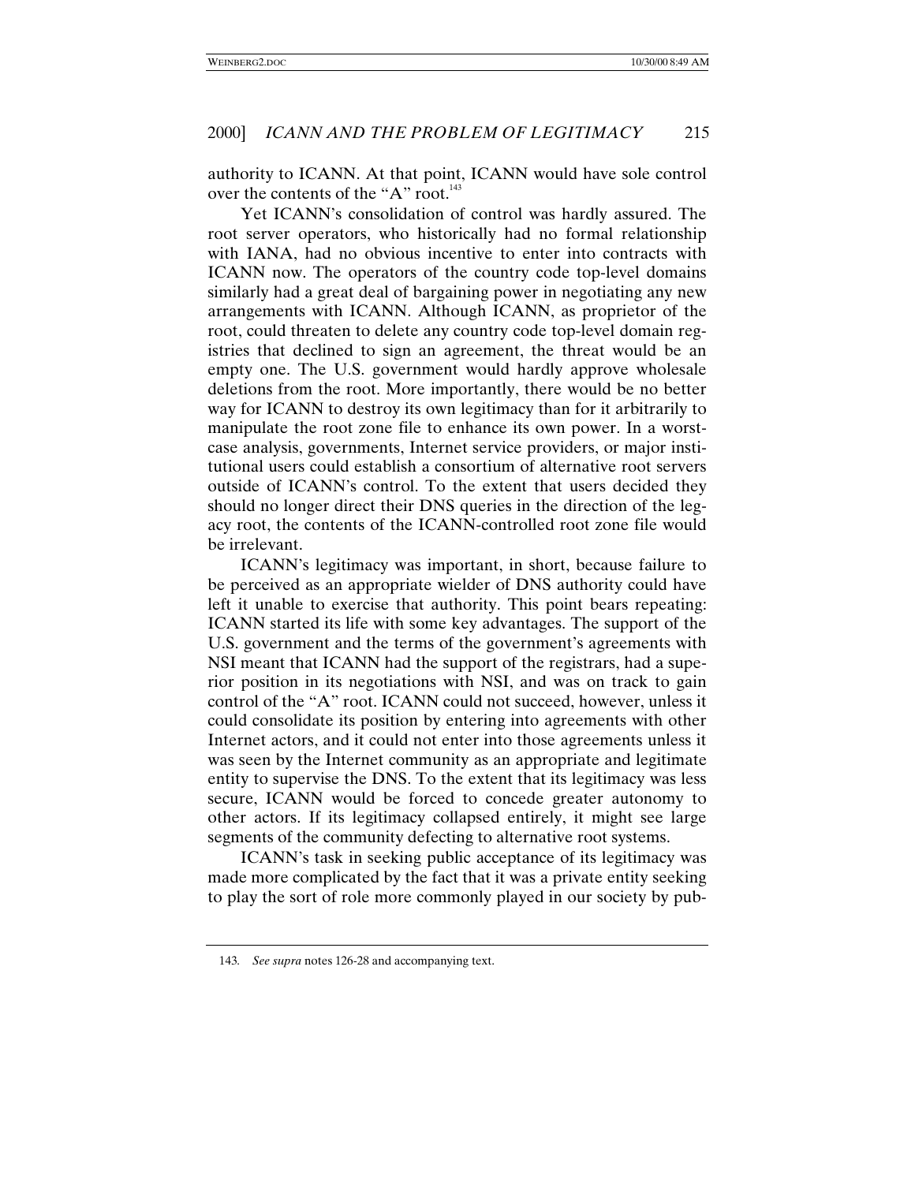authority to ICANN. At that point, ICANN would have sole control over the contents of the "A" root.[143]

Yet ICANN's consolidation of control was hardly assured. The root server operators, who historically had no formal relationship with IANA, had no obvious incentive to enter into contracts with ICANN now. The operators of the country code top-level domains similarly had a great deal of bargaining power in negotiating any new arrangements with ICANN. Although ICANN, as proprietor of the root, could threaten to delete any country code top-level domain registries that declined to sign an agreement, the threat would be an empty one. The U.S. government would hardly approve wholesale deletions from the root. More importantly, there would be no better way for ICANN to destroy its own legitimacy than for it arbitrarily to manipulate the root zone file to enhance its own power. In a worst-case analysis, governments, Internet service providers, or major institutional users could establish a consortium of alternative root servers outside of ICANN's control. To the extent that users decided they should no longer direct their DNS queries in the direction of the legacy root, the contents of the ICANN-controlled root zone file would be irrelevant.

ICANN's legitimacy was important, in short, because failure to be perceived as an appropriate wielder of DNS authority could have left it unable to exercise that authority. This point bears repeating: ICANN started its life with some key advantages. The support of the U.S. government and the terms of the government's agreements with NSI meant that ICANN had the support of the registrars, had a superior position in its negotiations with NSI, and was on track to gain control of the "A" root. ICANN could not succeed, however, unless it could consolidate its position by entering into agreements with other Internet actors, and it could not enter into those agreements unless it was seen by the Internet community as an appropriate and legitimate entity to supervise the DNS. To the extent that its legitimacy was less secure, ICANN would be forced to concede greater autonomy to other actors. If its legitimacy collapsed entirely, it might see large segments of the community defecting to alternative root systems.

ICANN's task in seeking public acceptance of its legitimacy was made more complicated by the fact that it was a private entity seeking to play the sort of role more commonly played in our society by pub-

143. *See supra* notes 126-28 and accompanying text.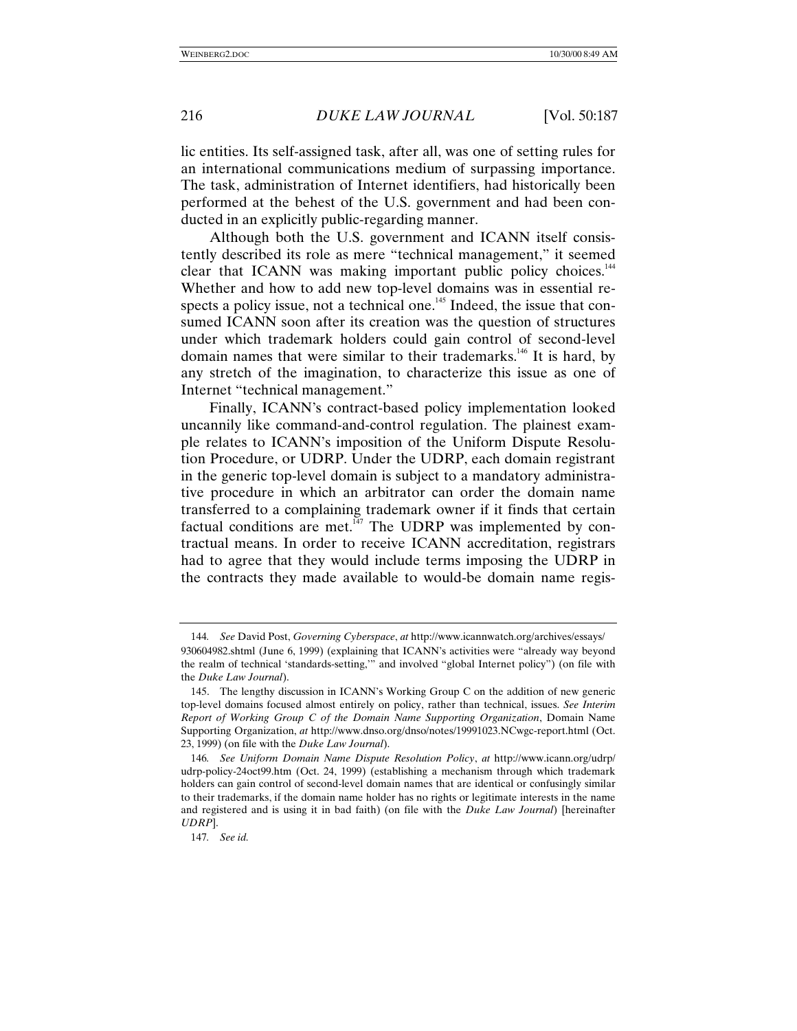lic entities. Its self-assigned task, after all, was one of setting rules for an international communications medium of surpassing importance. The task, administration of Internet identifiers, had historically been performed at the behest of the U.S. government and had been conducted in an explicitly public-regarding manner.

Although both the U.S. government and ICANN itself consistently described its role as mere "technical management," it seemed clear that ICANN was making important public policy choices.[144] Whether and how to add new top-level domains was in essential respects a policy issue, not a technical one.[145] Indeed, the issue that consumed ICANN soon after its creation was the question of structures under which trademark holders could gain control of second-level domain names that were similar to their trademarks.[146] It is hard, by any stretch of the imagination, to characterize this issue as one of Internet "technical management."

Finally, ICANN's contract-based policy implementation looked uncannily like command-and-control regulation. The plainest example relates to ICANN's imposition of the Uniform Dispute Resolution Procedure, or UDRP. Under the UDRP, each domain registrant in the generic top-level domain is subject to a mandatory administrative procedure in which an arbitrator can order the domain name transferred to a complaining trademark owner if it finds that certain factual conditions are met.[147] The UDRP was implemented by contractual means. In order to receive ICANN accreditation, registrars had to agree that they would include terms imposing the UDRP in the contracts they made available to would-be domain name regis-

---

144. *See* David Post, *Governing Cyberspace*, *at* http://www.icannwatch.org/archives/essays/930604982.shtml (June 6, 1999) (explaining that ICANN's activities were "already way beyond the realm of technical 'standards-setting,'" and involved "global Internet policy") (on file with the *Duke Law Journal*).

145. The lengthy discussion in ICANN's Working Group C on the addition of new generic top-level domains focused almost entirely on policy, rather than technical, issues. *See Interim Report of Working Group C of the Domain Name Supporting Organization*, Domain Name Supporting Organization, *at* http://www.dnso.org/dnso/notes/19991023.NCwgc-report.html (Oct. 23, 1999) (on file with the *Duke Law Journal*).

146. *See Uniform Domain Name Dispute Resolution Policy*, *at* http://www.icann.org/udrp/udrp-policy-24oct99.htm (Oct. 24, 1999) (establishing a mechanism through which trademark holders can gain control of second-level domain names that are identical or confusingly similar to their trademarks, if the domain name holder has no rights or legitimate interests in the name and registered and is using it in bad faith) (on file with the *Duke Law Journal*) [hereinafter *UDRP*].

147. *See id.*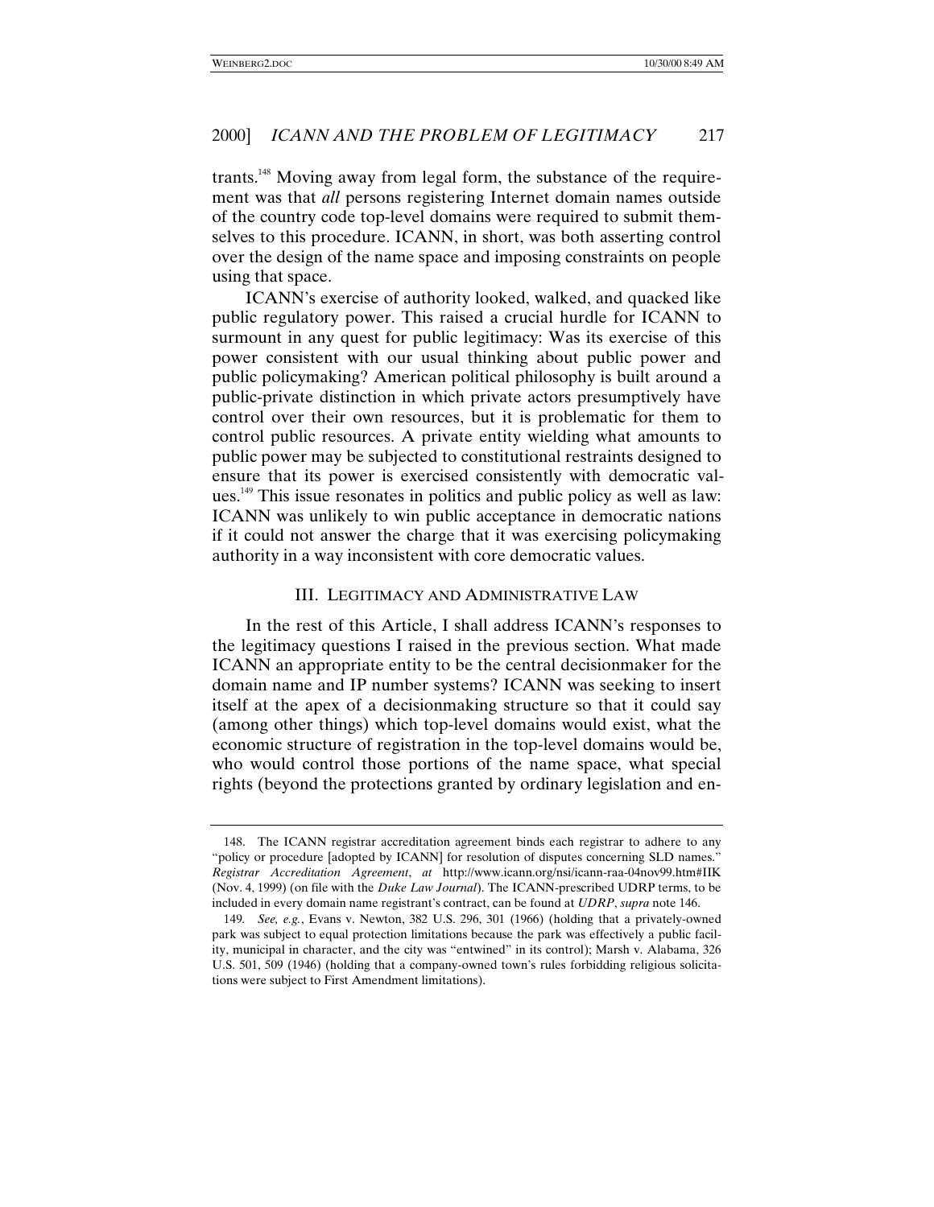trants.[148] Moving away from legal form, the substance of the requirement was that *all* persons registering Internet domain names outside of the country code top-level domains were required to submit themselves to this procedure. ICANN, in short, was both asserting control over the design of the name space and imposing constraints on people using that space.

ICANN's exercise of authority looked, walked, and quacked like public regulatory power. This raised a crucial hurdle for ICANN to surmount in any quest for public legitimacy: Was its exercise of this power consistent with our usual thinking about public power and public policymaking? American political philosophy is built around a public-private distinction in which private actors presumptively have control over their own resources, but it is problematic for them to control public resources. A private entity wielding what amounts to public power may be subjected to constitutional restraints designed to ensure that its power is exercised consistently with democratic values.[149] This issue resonates in politics and public policy as well as law: ICANN was unlikely to win public acceptance in democratic nations if it could not answer the charge that it was exercising policymaking authority in a way inconsistent with core democratic values.

## III. LEGITIMACY AND ADMINISTRATIVE LAW

In the rest of this Article, I shall address ICANN's responses to the legitimacy questions I raised in the previous section. What made ICANN an appropriate entity to be the central decisionmaker for the domain name and IP number systems? ICANN was seeking to insert itself at the apex of a decisionmaking structure so that it could say (among other things) which top-level domains would exist, what the economic structure of registration in the top-level domains would be, who would control those portions of the name space, what special rights (beyond the protections granted by ordinary legislation and en-

---

148. The ICANN registrar accreditation agreement binds each registrar to adhere to any "policy or procedure [adopted by ICANN] for resolution of disputes concerning SLD names." *Registrar Accreditation Agreement*, *at* http://www.icann.org/nsi/icann-raa-04nov99.htm#IIK (Nov. 4, 1999) (on file with the *Duke Law Journal*). The ICANN-prescribed UDRP terms, to be included in every domain name registrant's contract, can be found at *UDRP*, *supra* note 146.

149. *See, e.g.*, Evans v. Newton, 382 U.S. 296, 301 (1966) (holding that a privately-owned park was subject to equal protection limitations because the park was effectively a public facility, municipal in character, and the city was "entwined" in its control); Marsh v. Alabama, 326 U.S. 501, 509 (1946) (holding that a company-owned town's rules forbidding religious solicitations were subject to First Amendment limitations).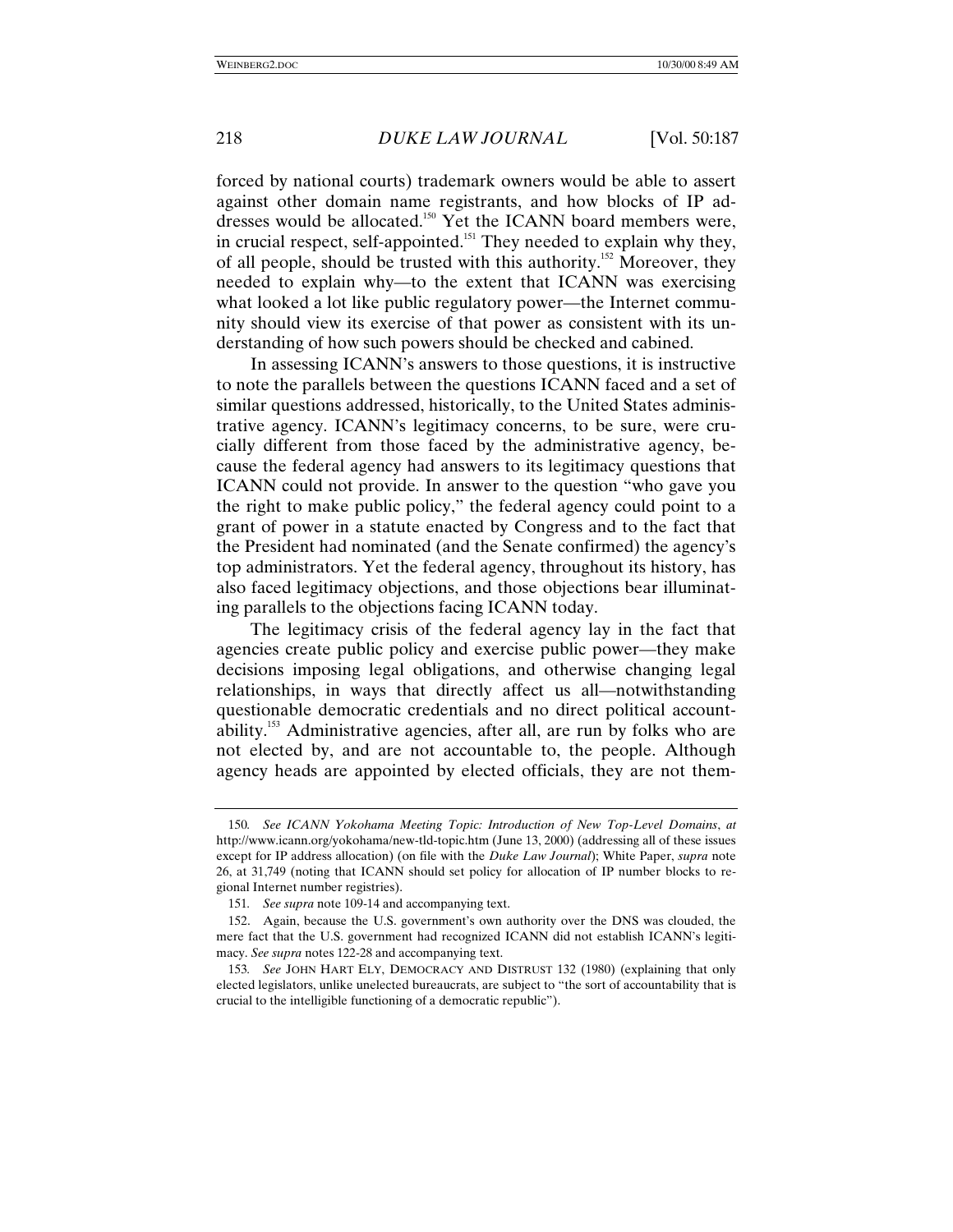forced by national courts) trademark owners would be able to assert against other domain name registrants, and how blocks of IP addresses would be allocated.[150] Yet the ICANN board members were, in crucial respect, self-appointed.[151] They needed to explain why they, of all people, should be trusted with this authority.[152] Moreover, they needed to explain why—to the extent that ICANN was exercising what looked a lot like public regulatory power—the Internet community should view its exercise of that power as consistent with its understanding of how such powers should be checked and cabined.

In assessing ICANN's answers to those questions, it is instructive to note the parallels between the questions ICANN faced and a set of similar questions addressed, historically, to the United States administrative agency. ICANN's legitimacy concerns, to be sure, were crucially different from those faced by the administrative agency, because the federal agency had answers to its legitimacy questions that ICANN could not provide. In answer to the question "who gave you the right to make public policy," the federal agency could point to a grant of power in a statute enacted by Congress and to the fact that the President had nominated (and the Senate confirmed) the agency's top administrators. Yet the federal agency, throughout its history, has also faced legitimacy objections, and those objections bear illuminating parallels to the objections facing ICANN today.

The legitimacy crisis of the federal agency lay in the fact that agencies create public policy and exercise public power—they make decisions imposing legal obligations, and otherwise changing legal relationships, in ways that directly affect us all—notwithstanding questionable democratic credentials and no direct political accountability.[153] Administrative agencies, after all, are run by folks who are not elected by, and are not accountable to, the people. Although agency heads are appointed by elected officials, they are not them-

---

150. *See ICANN Yokohama Meeting Topic: Introduction of New Top-Level Domains*, *at* http://www.icann.org/yokohama/new-tld-topic.htm (June 13, 2000) (addressing all of these issues except for IP address allocation) (on file with the *Duke Law Journal*); White Paper, *supra* note 26, at 31,749 (noting that ICANN should set policy for allocation of IP number blocks to regional Internet number registries).

151. *See supra* note 109-14 and accompanying text.

152. Again, because the U.S. government's own authority over the DNS was clouded, the mere fact that the U.S. government had recognized ICANN did not establish ICANN's legitimacy. *See supra* notes 122-28 and accompanying text.

153. *See* JOHN HART ELY, DEMOCRACY AND DISTRUST 132 (1980) (explaining that only elected legislators, unlike unelected bureaucrats, are subject to "the sort of accountability that is crucial to the intelligible functioning of a democratic republic").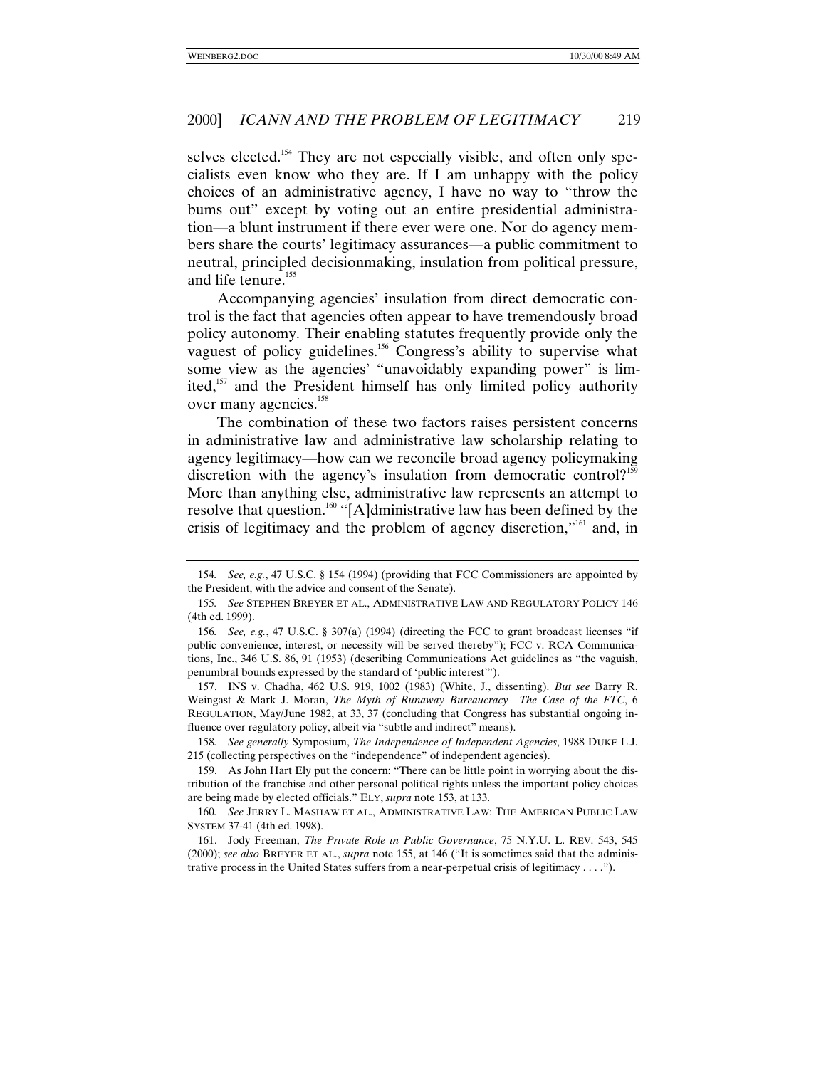selves elected.[154] They are not especially visible, and often only specialists even know who they are. If I am unhappy with the policy choices of an administrative agency, I have no way to "throw the bums out" except by voting out an entire presidential administration—a blunt instrument if there ever were one. Nor do agency members share the courts' legitimacy assurances—a public commitment to neutral, principled decisionmaking, insulation from political pressure, and life tenure.[155]

Accompanying agencies' insulation from direct democratic control is the fact that agencies often appear to have tremendously broad policy autonomy. Their enabling statutes frequently provide only the vaguest of policy guidelines.[156] Congress's ability to supervise what some view as the agencies' "unavoidably expanding power" is limited,[157] and the President himself has only limited policy authority over many agencies.[158]

The combination of these two factors raises persistent concerns in administrative law and administrative law scholarship relating to agency legitimacy—how can we reconcile broad agency policymaking discretion with the agency's insulation from democratic control?[159] More than anything else, administrative law represents an attempt to resolve that question.[160] "[A]dministrative law has been defined by the crisis of legitimacy and the problem of agency discretion,"[161] and, in

---

154. *See, e.g.*, 47 U.S.C. § 154 (1994) (providing that FCC Commissioners are appointed by the President, with the advice and consent of the Senate).

155. *See* STEPHEN BREYER ET AL., ADMINISTRATIVE LAW AND REGULATORY POLICY 146 (4th ed. 1999).

156. *See, e.g.*, 47 U.S.C. § 307(a) (1994) (directing the FCC to grant broadcast licenses "if public convenience, interest, or necessity will be served thereby"); FCC v. RCA Communications, Inc., 346 U.S. 86, 91 (1953) (describing Communications Act guidelines as "the vaguish, penumbral bounds expressed by the standard of 'public interest'").

157. INS v. Chadha, 462 U.S. 919, 1002 (1983) (White, J., dissenting). *But see* Barry R. Weingast & Mark J. Moran, *The Myth of Runaway Bureaucracy—The Case of the FTC*, 6 REGULATION, May/June 1982, at 33, 37 (concluding that Congress has substantial ongoing influence over regulatory policy, albeit via "subtle and indirect" means).

158. *See generally* Symposium, *The Independence of Independent Agencies*, 1988 DUKE L.J. 215 (collecting perspectives on the "independence" of independent agencies).

159. As John Hart Ely put the concern: "There can be little point in worrying about the distribution of the franchise and other personal political rights unless the important policy choices are being made by elected officials." ELY, *supra* note 153, at 133.

160. *See* JERRY L. MASHAW ET AL., ADMINISTRATIVE LAW: THE AMERICAN PUBLIC LAW SYSTEM 37-41 (4th ed. 1998).

161. Jody Freeman, *The Private Role in Public Governance*, 75 N.Y.U. L. REV. 543, 545 (2000); *see also* BREYER ET AL., *supra* note 155, at 146 ("It is sometimes said that the administrative process in the United States suffers from a near-perpetual crisis of legitimacy . . . .").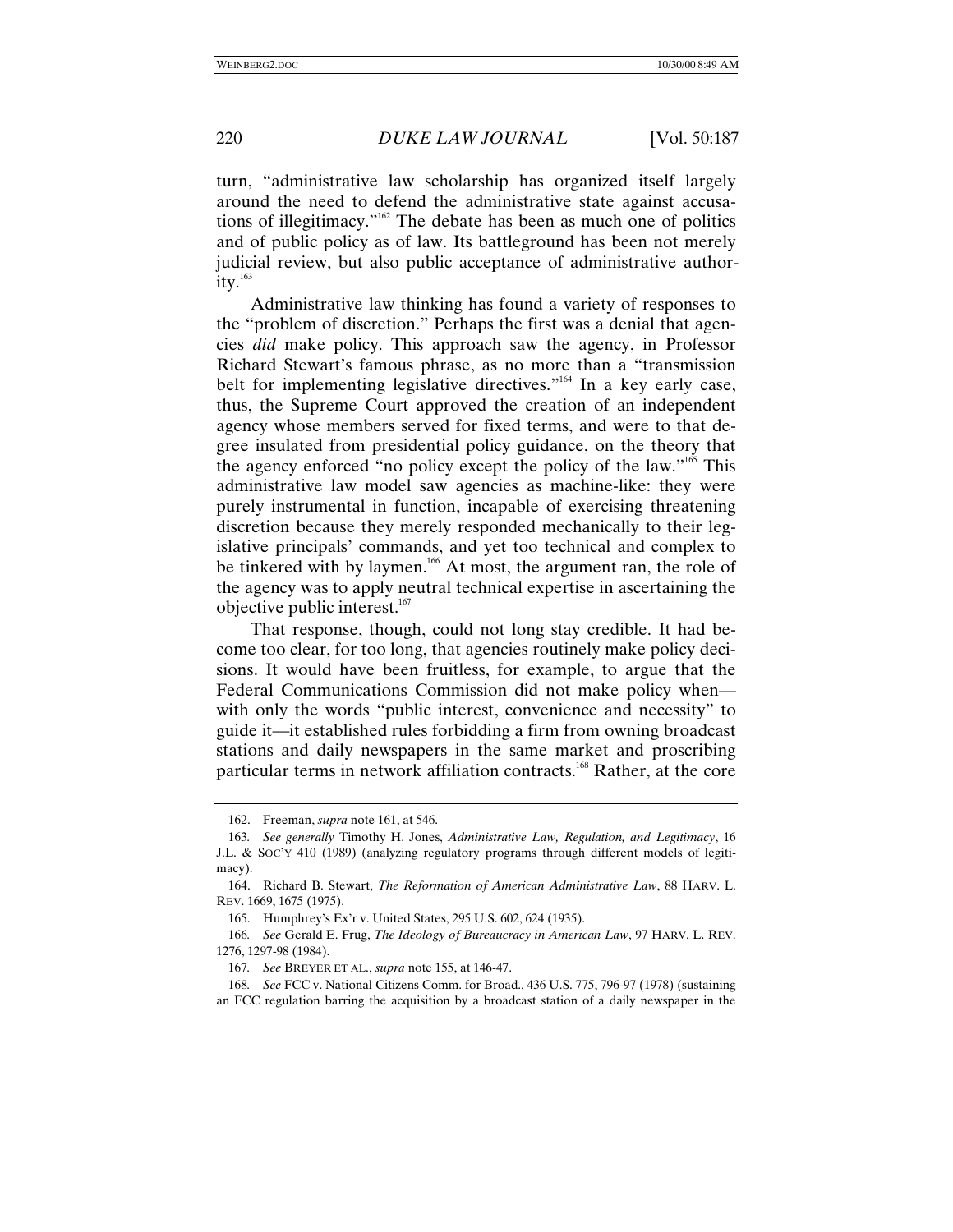turn, "administrative law scholarship has organized itself largely around the need to defend the administrative state against accusations of illegitimacy."[162] The debate has been as much one of politics and of public policy as of law. Its battleground has been not merely judicial review, but also public acceptance of administrative authority.[163]

Administrative law thinking has found a variety of responses to the "problem of discretion." Perhaps the first was a denial that agencies *did* make policy. This approach saw the agency, in Professor Richard Stewart's famous phrase, as no more than a "transmission belt for implementing legislative directives."[164] In a key early case, thus, the Supreme Court approved the creation of an independent agency whose members served for fixed terms, and were to that degree insulated from presidential policy guidance, on the theory that the agency enforced "no policy except the policy of the law."[165] This administrative law model saw agencies as machine-like: they were purely instrumental in function, incapable of exercising threatening discretion because they merely responded mechanically to their legislative principals' commands, and yet too technical and complex to be tinkered with by laymen.[166] At most, the argument ran, the role of the agency was to apply neutral technical expertise in ascertaining the objective public interest.[167]

That response, though, could not long stay credible. It had become too clear, for too long, that agencies routinely make policy decisions. It would have been fruitless, for example, to argue that the Federal Communications Commission did not make policy when—with only the words "public interest, convenience and necessity" to guide it—it established rules forbidding a firm from owning broadcast stations and daily newspapers in the same market and proscribing particular terms in network affiliation contracts.[168] Rather, at the core

---

162. Freeman, *supra* note 161, at 546.

163. *See generally* Timothy H. Jones, *Administrative Law, Regulation, and Legitimacy*, 16 J.L. & SOC'Y 410 (1989) (analyzing regulatory programs through different models of legitimacy).

164. Richard B. Stewart, *The Reformation of American Administrative Law*, 88 HARV. L. REV. 1669, 1675 (1975).

165. Humphrey's Ex'r v. United States, 295 U.S. 602, 624 (1935).

166. *See* Gerald E. Frug, *The Ideology of Bureaucracy in American Law*, 97 HARV. L. REV. 1276, 1297-98 (1984).

167. *See* BREYER ET AL., *supra* note 155, at 146-47.

168. *See* FCC v. National Citizens Comm. for Broad., 436 U.S. 775, 796-97 (1978) (sustaining an FCC regulation barring the acquisition by a broadcast station of a daily newspaper in the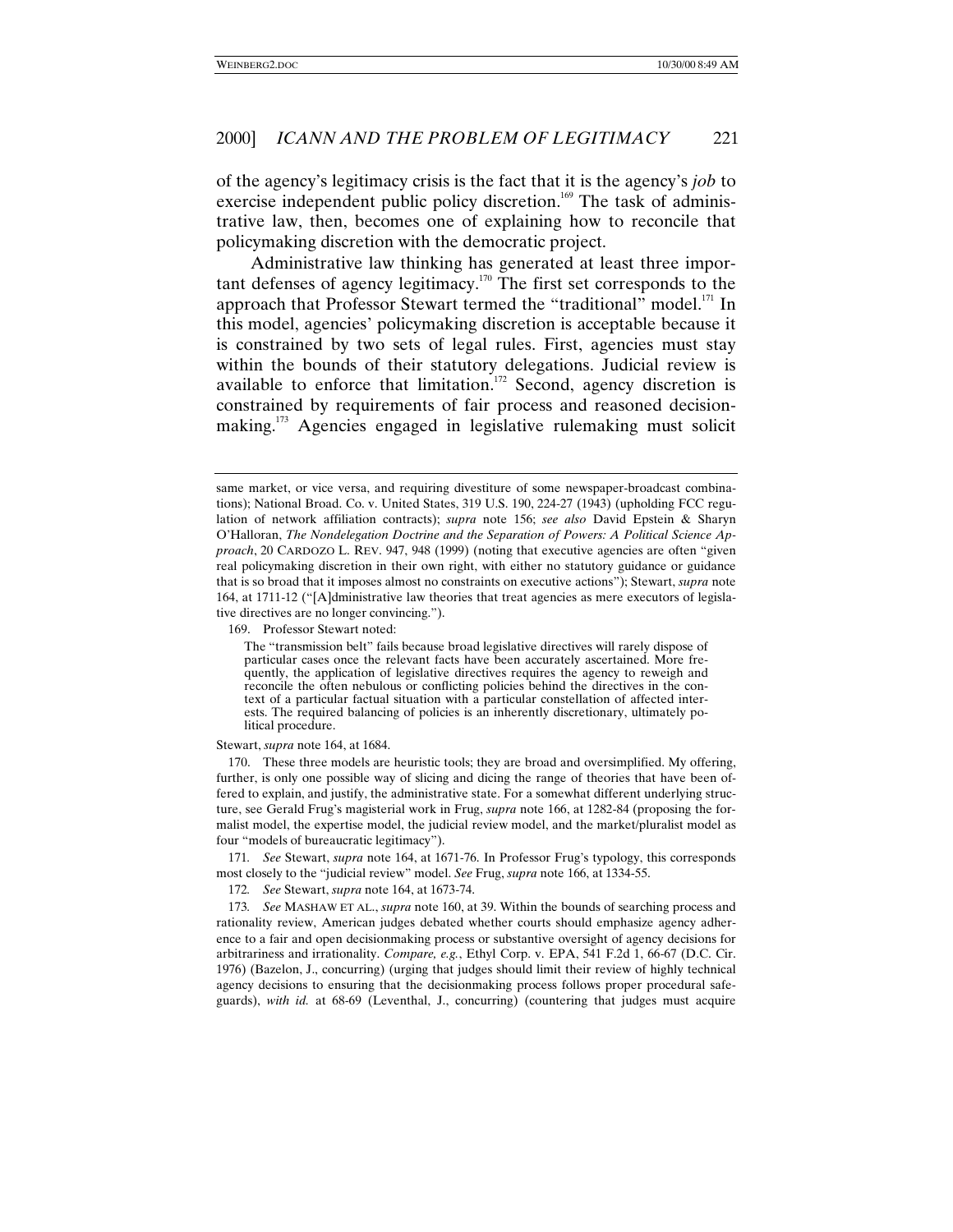of the agency's legitimacy crisis is the fact that it is the agency's *job* to exercise independent public policy discretion.[169] The task of administrative law, then, becomes one of explaining how to reconcile that policymaking discretion with the democratic project.

Administrative law thinking has generated at least three important defenses of agency legitimacy.[170] The first set corresponds to the approach that Professor Stewart termed the "traditional" model.[171] In this model, agencies' policymaking discretion is acceptable because it is constrained by two sets of legal rules. First, agencies must stay within the bounds of their statutory delegations. Judicial review is available to enforce that limitation.[172] Second, agency discretion is constrained by requirements of fair process and reasoned decisionmaking.[173] Agencies engaged in legislative rulemaking must solicit

---

same market, or vice versa, and requiring divestiture of some newspaper-broadcast combinations); National Broad. Co. v. United States, 319 U.S. 190, 224-27 (1943) (upholding FCC regulation of network affiliation contracts); *supra* note 156; *see also* David Epstein & Sharyn O'Halloran, *The Nondelegation Doctrine and the Separation of Powers: A Political Science Approach*, 20 CARDOZO L. REV. 947, 948 (1999) (noting that executive agencies are often "given real policymaking discretion in their own right, with either no statutory guidance or guidance that is so broad that it imposes almost no constraints on executive actions"); Stewart, *supra* note 164, at 1711-12 ("[A]dministrative law theories that treat agencies as mere executors of legislative directives are no longer convincing.").

169. Professor Stewart noted:

> The "transmission belt" fails because broad legislative directives will rarely dispose of particular cases once the relevant facts have been accurately ascertained. More frequently, the application of legislative directives requires the agency to reweigh and reconcile the often nebulous or conflicting policies behind the directives in the context of a particular factual situation with a particular constellation of affected interests. The required balancing of policies is an inherently discretionary, ultimately political procedure.

Stewart, *supra* note 164, at 1684.

170. These three models are heuristic tools; they are broad and oversimplified. My offering, further, is only one possible way of slicing and dicing the range of theories that have been offered to explain, and justify, the administrative state. For a somewhat different underlying structure, see Gerald Frug's magisterial work in Frug, *supra* note 166, at 1282-84 (proposing the formalist model, the expertise model, the judicial review model, and the market/pluralist model as four "models of bureaucratic legitimacy").

171. *See* Stewart, *supra* note 164, at 1671-76. In Professor Frug's typology, this corresponds most closely to the "judicial review" model. *See* Frug, *supra* note 166, at 1334-55.

172. *See* Stewart, *supra* note 164, at 1673-74.

173. *See* MASHAW ET AL., *supra* note 160, at 39. Within the bounds of searching process and rationality review, American judges debated whether courts should emphasize agency adherence to a fair and open decisionmaking process or substantive oversight of agency decisions for arbitrariness and irrationality. *Compare, e.g.*, Ethyl Corp. v. EPA, 541 F.2d 1, 66-67 (D.C. Cir. 1976) (Bazelon, J., concurring) (urging that judges should limit their review of highly technical agency decisions to ensuring that the decisionmaking process follows proper procedural safeguards), *with id.* at 68-69 (Leventhal, J., concurring) (countering that judges must acquire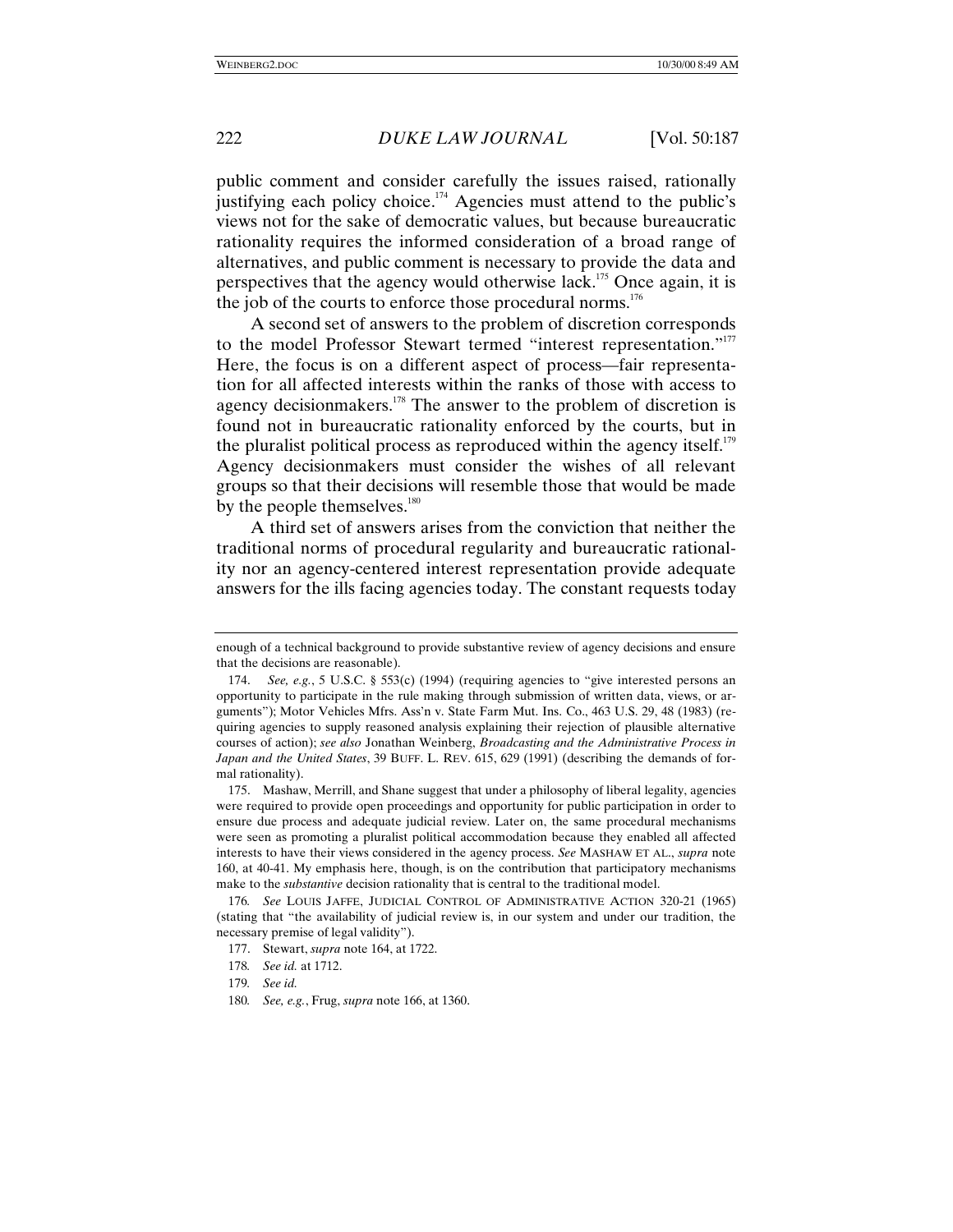public comment and consider carefully the issues raised, rationally justifying each policy choice.[174] Agencies must attend to the public's views not for the sake of democratic values, but because bureaucratic rationality requires the informed consideration of a broad range of alternatives, and public comment is necessary to provide the data and perspectives that the agency would otherwise lack.[175] Once again, it is the job of the courts to enforce those procedural norms.[176]

A second set of answers to the problem of discretion corresponds to the model Professor Stewart termed "interest representation."[177] Here, the focus is on a different aspect of process—fair representation for all affected interests within the ranks of those with access to agency decisionmakers.[178] The answer to the problem of discretion is found not in bureaucratic rationality enforced by the courts, but in the pluralist political process as reproduced within the agency itself.[179] Agency decisionmakers must consider the wishes of all relevant groups so that their decisions will resemble those that would be made by the people themselves.[180]

A third set of answers arises from the conviction that neither the traditional norms of procedural regularity and bureaucratic rationality nor an agency-centered interest representation provide adequate answers for the ills facing agencies today. The constant requests today

---

enough of a technical background to provide substantive review of agency decisions and ensure that the decisions are reasonable).

174. *See, e.g.*, 5 U.S.C. § 553(c) (1994) (requiring agencies to "give interested persons an opportunity to participate in the rule making through submission of written data, views, or arguments"); Motor Vehicles Mfrs. Ass'n v. State Farm Mut. Ins. Co., 463 U.S. 29, 48 (1983) (requiring agencies to supply reasoned analysis explaining their rejection of plausible alternative courses of action); *see also* Jonathan Weinberg, *Broadcasting and the Administrative Process in Japan and the United States*, 39 BUFF. L. REV. 615, 629 (1991) (describing the demands of formal rationality).

175. Mashaw, Merrill, and Shane suggest that under a philosophy of liberal legality, agencies were required to provide open proceedings and opportunity for public participation in order to ensure due process and adequate judicial review. Later on, the same procedural mechanisms were seen as promoting a pluralist political accommodation because they enabled all affected interests to have their views considered in the agency process. *See* MASHAW ET AL., *supra* note 160, at 40-41. My emphasis here, though, is on the contribution that participatory mechanisms make to the *substantive* decision rationality that is central to the traditional model.

176. *See* LOUIS JAFFE, JUDICIAL CONTROL OF ADMINISTRATIVE ACTION 320-21 (1965) (stating that "the availability of judicial review is, in our system and under our tradition, the necessary premise of legal validity").

177. Stewart, *supra* note 164, at 1722.

178. *See id.* at 1712.

179. *See id.*

180. *See, e.g.*, Frug, *supra* note 166, at 1360.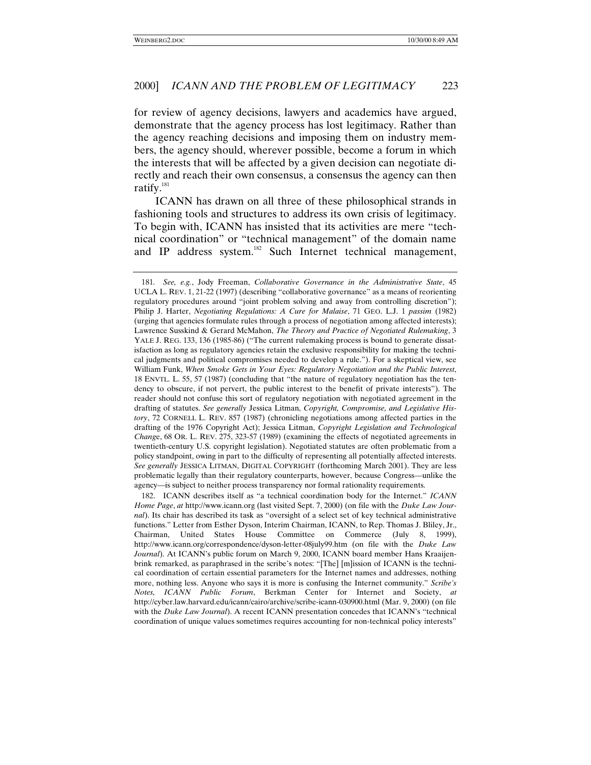for review of agency decisions, lawyers and academics have argued, demonstrate that the agency process has lost legitimacy. Rather than the agency reaching decisions and imposing them on industry members, the agency should, wherever possible, become a forum in which the interests that will be affected by a given decision can negotiate directly and reach their own consensus, a consensus the agency can then ratify.[181]

ICANN has drawn on all three of these philosophical strands in fashioning tools and structures to address its own crisis of legitimacy. To begin with, ICANN has insisted that its activities are mere "technical coordination" or "technical management" of the domain name and IP address system.[182] Such Internet technical management,

---

181. *See, e.g.*, Jody Freeman, *Collaborative Governance in the Administrative State*, 45 UCLA L. REV. 1, 21-22 (1997) (describing "collaborative governance" as a means of reorienting regulatory procedures around "joint problem solving and away from controlling discretion"); Philip J. Harter, *Negotiating Regulations: A Cure for Malaise*, 71 GEO. L.J. 1 *passim* (1982) (urging that agencies formulate rules through a process of negotiation among affected interests); Lawrence Susskind & Gerard McMahon, *The Theory and Practice of Negotiated Rulemaking*, 3 YALE J. REG. 133, 136 (1985-86) ("The current rulemaking process is bound to generate dissatisfaction as long as regulatory agencies retain the exclusive responsibility for making the technical judgments and political compromises needed to develop a rule."). For a skeptical view, see William Funk, *When Smoke Gets in Your Eyes: Regulatory Negotiation and the Public Interest*, 18 ENVTL. L. 55, 57 (1987) (concluding that "the nature of regulatory negotiation has the tendency to obscure, if not pervert, the public interest to the benefit of private interests"). The reader should not confuse this sort of regulatory negotiation with negotiated agreement in the drafting of statutes. *See generally* Jessica Litman, *Copyright, Compromise, and Legislative History*, 72 CORNELL L. REV. 857 (1987) (chronicling negotiations among affected parties in the drafting of the 1976 Copyright Act); Jessica Litman, *Copyright Legislation and Technological Change*, 68 OR. L. REV. 275, 323-57 (1989) (examining the effects of negotiated agreements in twentieth-century U.S. copyright legislation). Negotiated statutes are often problematic from a policy standpoint, owing in part to the difficulty of representing all potentially affected interests. *See generally* JESSICA LITMAN, DIGITAL COPYRIGHT (forthcoming March 2001). They are less problematic legally than their regulatory counterparts, however, because Congress—unlike the agency—is subject to neither process transparency nor formal rationality requirements.

182. ICANN describes itself as "a technical coordination body for the Internet." *ICANN Home Page*, *at* http://www.icann.org (last visited Sept. 7, 2000) (on file with the *Duke Law Journal*). Its chair has described its task as "oversight of a select set of key technical administrative functions." Letter from Esther Dyson, Interim Chairman, ICANN, to Rep. Thomas J. Bliley, Jr., Chairman, United States House Committee on Commerce (July 8, 1999), http://www.icann.org/correspondence/dyson-letter-08july99.htm (on file with the *Duke Law Journal*). At ICANN's public forum on March 9, 2000, ICANN board member Hans Kraaijenbrink remarked, as paraphrased in the scribe's notes: "[The] [m]ission of ICANN is the technical coordination of certain essential parameters for the Internet names and addresses, nothing more, nothing less. Anyone who says it is more is confusing the Internet community." *Scribe's Notes, ICANN Public Forum*, Berkman Center for Internet and Society, *at* http://cyber.law.harvard.edu/icann/cairo/archive/scribe-icann-030900.html (Mar. 9, 2000) (on file with the *Duke Law Journal*). A recent ICANN presentation concedes that ICANN's "technical coordination of unique values sometimes requires accounting for non-technical policy interests"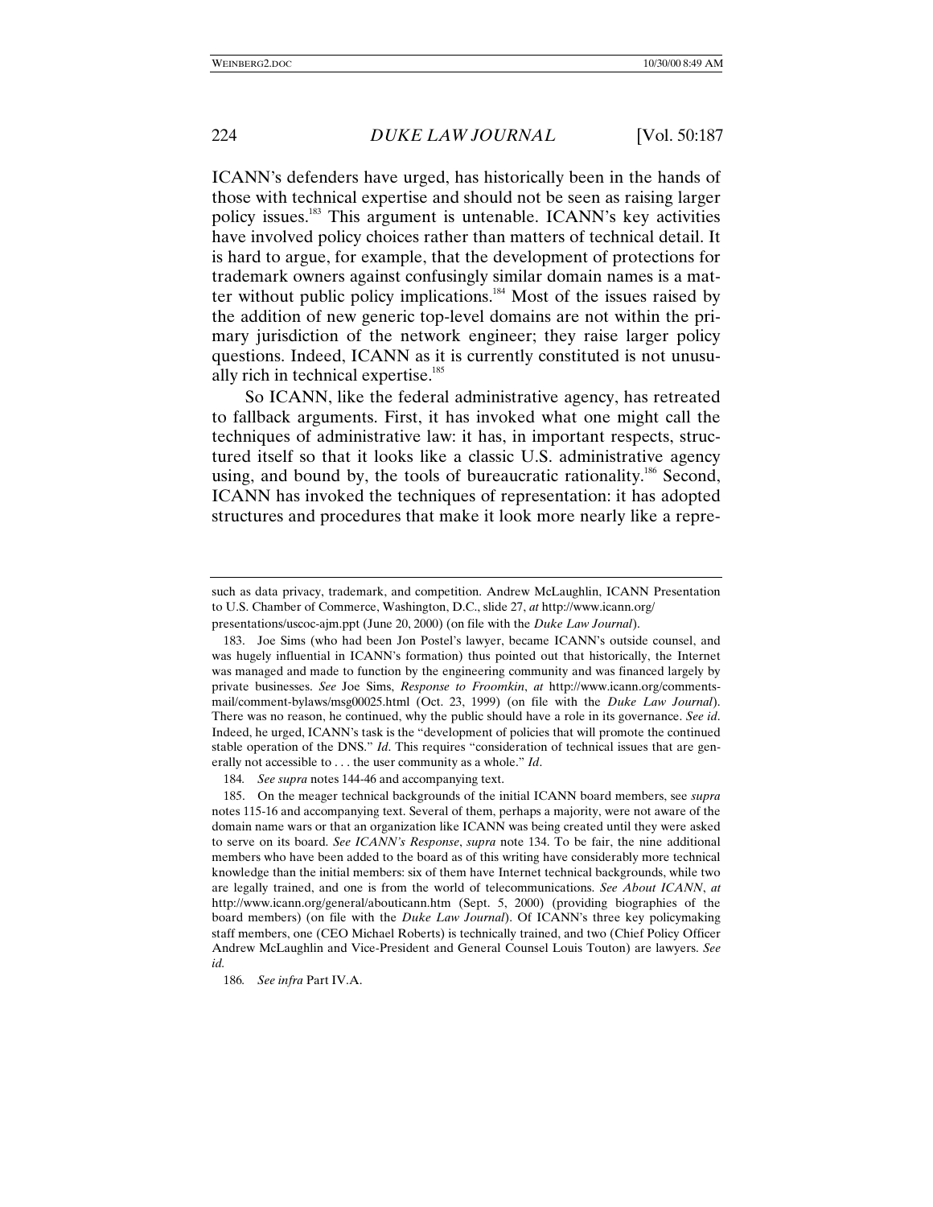ICANN's defenders have urged, has historically been in the hands of those with technical expertise and should not be seen as raising larger policy issues.[183] This argument is untenable. ICANN's key activities have involved policy choices rather than matters of technical detail. It is hard to argue, for example, that the development of protections for trademark owners against confusingly similar domain names is a matter without public policy implications.[184] Most of the issues raised by the addition of new generic top-level domains are not within the primary jurisdiction of the network engineer; they raise larger policy questions. Indeed, ICANN as it is currently constituted is not unusually rich in technical expertise.[185]

So ICANN, like the federal administrative agency, has retreated to fallback arguments. First, it has invoked what one might call the techniques of administrative law: it has, in important respects, structured itself so that it looks like a classic U.S. administrative agency using, and bound by, the tools of bureaucratic rationality.[186] Second, ICANN has invoked the techniques of representation: it has adopted structures and procedures that make it look more nearly like a repre-

---

such as data privacy, trademark, and competition. Andrew McLaughlin, ICANN Presentation to U.S. Chamber of Commerce, Washington, D.C., slide 27, *at* http://www.icann.org/presentations/uscoc-ajm.ppt (June 20, 2000) (on file with the *Duke Law Journal*).

183. Joe Sims (who had been Jon Postel's lawyer, became ICANN's outside counsel, and was hugely influential in ICANN's formation) thus pointed out that historically, the Internet was managed and made to function by the engineering community and was financed largely by private businesses. *See* Joe Sims, *Response to Froomkin*, *at* http://www.icann.org/comments-mail/comment-bylaws/msg00025.html (Oct. 23, 1999) (on file with the *Duke Law Journal*). There was no reason, he continued, why the public should have a role in its governance. *See id*. Indeed, he urged, ICANN's task is the "development of policies that will promote the continued stable operation of the DNS." *Id*. This requires "consideration of technical issues that are generally not accessible to . . . the user community as a whole." *Id*.

184. *See supra* notes 144-46 and accompanying text.

185. On the meager technical backgrounds of the initial ICANN board members, see *supra* notes 115-16 and accompanying text. Several of them, perhaps a majority, were not aware of the domain name wars or that an organization like ICANN was being created until they were asked to serve on its board. *See ICANN's Response*, *supra* note 134. To be fair, the nine additional members who have been added to the board as of this writing have considerably more technical knowledge than the initial members: six of them have Internet technical backgrounds, while two are legally trained, and one is from the world of telecommunications. *See About ICANN*, *at* http://www.icann.org/general/abouticann.htm (Sept. 5, 2000) (providing biographies of the board members) (on file with the *Duke Law Journal*). Of ICANN's three key policymaking staff members, one (CEO Michael Roberts) is technically trained, and two (Chief Policy Officer Andrew McLaughlin and Vice-President and General Counsel Louis Touton) are lawyers. *See id.*

186. *See infra* Part IV.A.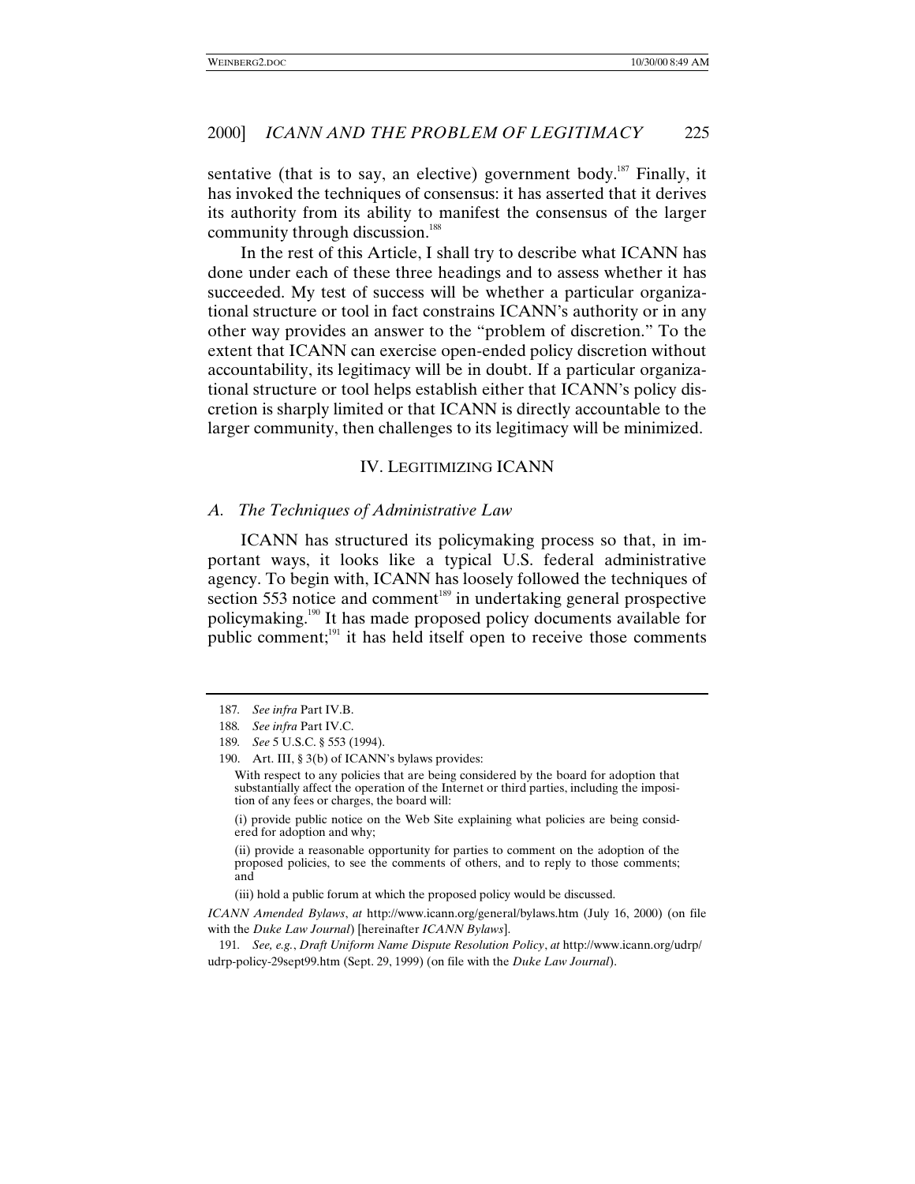sentative (that is to say, an elective) government body.[187] Finally, it has invoked the techniques of consensus: it has asserted that it derives its authority from its ability to manifest the consensus of the larger community through discussion.[188]

In the rest of this Article, I shall try to describe what ICANN has done under each of these three headings and to assess whether it has succeeded. My test of success will be whether a particular organizational structure or tool in fact constrains ICANN's authority or in any other way provides an answer to the "problem of discretion." To the extent that ICANN can exercise open-ended policy discretion without accountability, its legitimacy will be in doubt. If a particular organizational structure or tool helps establish either that ICANN's policy discretion is sharply limited or that ICANN is directly accountable to the larger community, then challenges to its legitimacy will be minimized.

## IV. LEGITIMIZING ICANN

### *A. The Techniques of Administrative Law*

ICANN has structured its policymaking process so that, in important ways, it looks like a typical U.S. federal administrative agency. To begin with, ICANN has loosely followed the techniques of section 553 notice and comment[189] in undertaking general prospective policymaking.[190] It has made proposed policy documents available for public comment;[191] it has held itself open to receive those comments

---

187. *See infra* Part IV.B.

188. *See infra* Part IV.C.

189. *See* 5 U.S.C. § 553 (1994).

190. Art. III, § 3(b) of ICANN's bylaws provides:

> With respect to any policies that are being considered by the board for adoption that substantially affect the operation of the Internet or third parties, including the imposition of any fees or charges, the board will:
>
> (i) provide public notice on the Web Site explaining what policies are being considered for adoption and why;
>
> (ii) provide a reasonable opportunity for parties to comment on the adoption of the proposed policies, to see the comments of others, and to reply to those comments; and
>
> (iii) hold a public forum at which the proposed policy would be discussed.

*ICANN Amended Bylaws*, *at* http://www.icann.org/general/bylaws.htm (July 16, 2000) (on file with the *Duke Law Journal*) [hereinafter *ICANN Bylaws*].

191. *See, e.g.*, *Draft Uniform Name Dispute Resolution Policy*, *at* http://www.icann.org/udrp/udrp-policy-29sept99.htm (Sept. 29, 1999) (on file with the *Duke Law Journal*).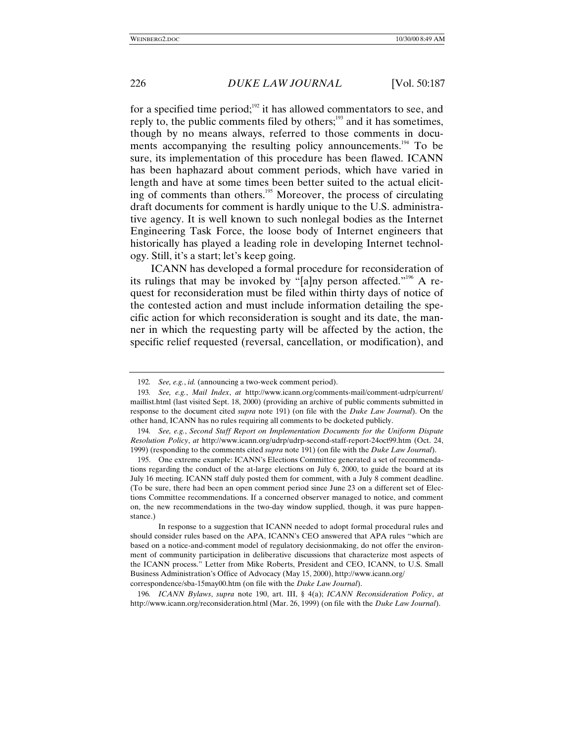for a specified time period;[192] it has allowed commentators to see, and reply to, the public comments filed by others;[193] and it has sometimes, though by no means always, referred to those comments in documents accompanying the resulting policy announcements.[194] To be sure, its implementation of this procedure has been flawed. ICANN has been haphazard about comment periods, which have varied in length and have at some times been better suited to the actual eliciting of comments than others.[195] Moreover, the process of circulating draft documents for comment is hardly unique to the U.S. administrative agency. It is well known to such nonlegal bodies as the Internet Engineering Task Force, the loose body of Internet engineers that historically has played a leading role in developing Internet technology. Still, it's a start; let's keep going.

ICANN has developed a formal procedure for reconsideration of its rulings that may be invoked by "[a]ny person affected."[196] A request for reconsideration must be filed within thirty days of notice of the contested action and must include information detailing the specific action for which reconsideration is sought and its date, the manner in which the requesting party will be affected by the action, the specific relief requested (reversal, cancellation, or modification), and

---

192. *See, e.g.*, *id.* (announcing a two-week comment period).

193. *See, e.g.*, *Mail Index*, *at* http://www.icann.org/comments-mail/comment-udrp/current/maillist.html (last visited Sept. 18, 2000) (providing an archive of public comments submitted in response to the document cited *supra* note 191) (on file with the *Duke Law Journal*). On the other hand, ICANN has no rules requiring all comments to be docketed publicly.

194. *See, e.g.*, *Second Staff Report on Implementation Documents for the Uniform Dispute Resolution Policy*, *at* http://www.icann.org/udrp/udrp-second-staff-report-24oct99.htm (Oct. 24, 1999) (responding to the comments cited *supra* note 191) (on file with the *Duke Law Journal*).

195. One extreme example: ICANN's Elections Committee generated a set of recommendations regarding the conduct of the at-large elections on July 6, 2000, to guide the board at its July 16 meeting. ICANN staff duly posted them for comment, with a July 8 comment deadline. (To be sure, there had been an open comment period since June 23 on a different set of Elections Committee recommendations. If a concerned observer managed to notice, and comment on, the new recommendations in the two-day window supplied, though, it was pure happenstance.)

In response to a suggestion that ICANN needed to adopt formal procedural rules and should consider rules based on the APA, ICANN's CEO answered that APA rules "which are based on a notice-and-comment model of regulatory decisionmaking, do not offer the environment of community participation in deliberative discussions that characterize most aspects of the ICANN process." Letter from Mike Roberts, President and CEO, ICANN, to U.S. Small Business Administration's Office of Advocacy (May 15, 2000), http://www.icann.org/correspondence/sba-15may00.htm (on file with the *Duke Law Journal*).

196. *ICANN Bylaws*, *supra* note 190, art. III, § 4(a); *ICANN Reconsideration Policy*, *at* http://www.icann.org/reconsideration.html (Mar. 26, 1999) (on file with the *Duke Law Journal*).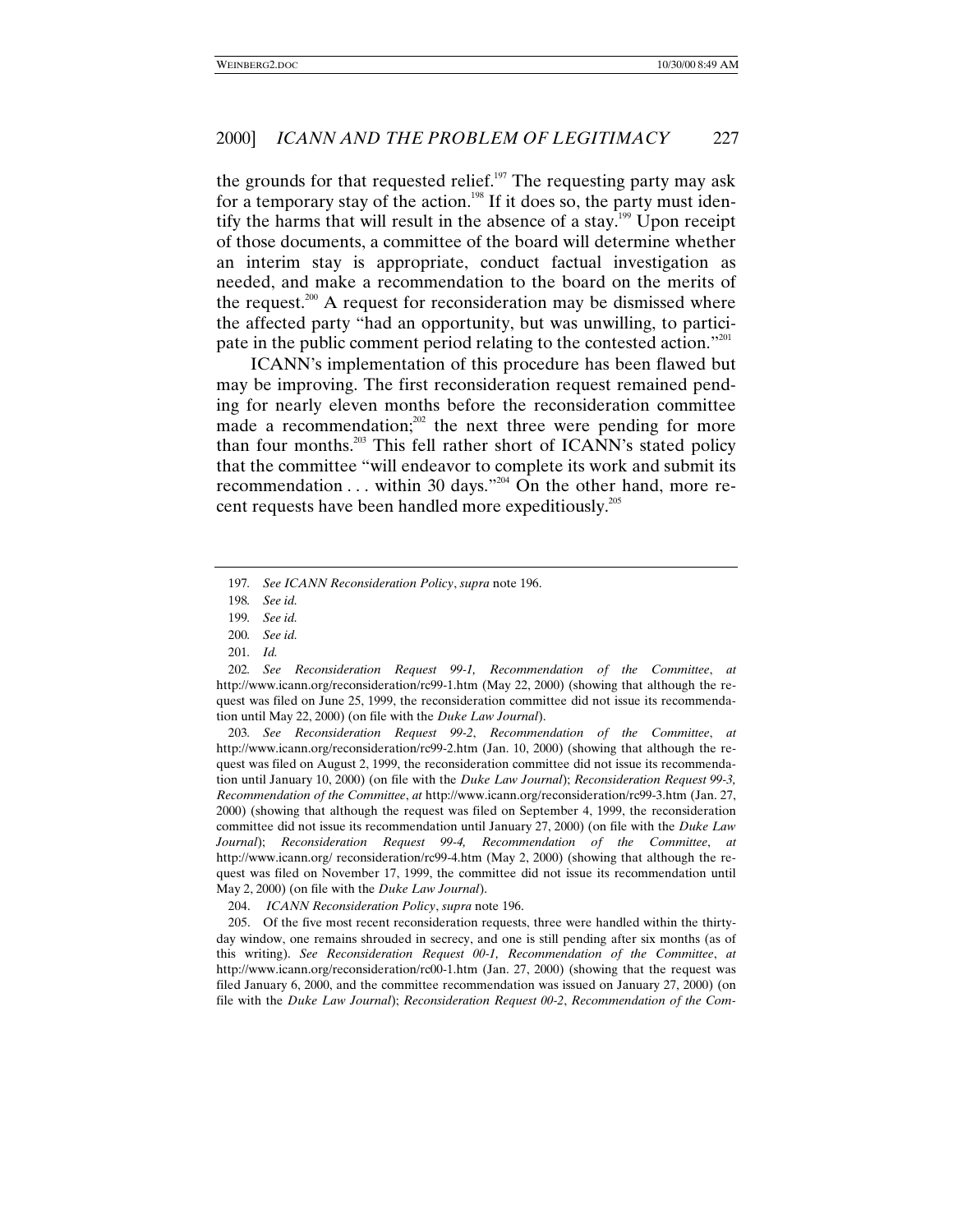the grounds for that requested relief.[197] The requesting party may ask for a temporary stay of the action.[198] If it does so, the party must identify the harms that will result in the absence of a stay.[199] Upon receipt of those documents, a committee of the board will determine whether an interim stay is appropriate, conduct factual investigation as needed, and make a recommendation to the board on the merits of the request.[200] A request for reconsideration may be dismissed where the affected party "had an opportunity, but was unwilling, to participate in the public comment period relating to the contested action."[201]

ICANN's implementation of this procedure has been flawed but may be improving. The first reconsideration request remained pending for nearly eleven months before the reconsideration committee made a recommendation;[202] the next three were pending for more than four months.[203] This fell rather short of ICANN's stated policy that the committee "will endeavor to complete its work and submit its recommendation . . . within 30 days."[204] On the other hand, more recent requests have been handled more expeditiously.[205]

---

197. *See ICANN Reconsideration Policy*, *supra* note 196.

198. *See id.*

199. *See id.*

200. *See id.*

201. *Id.*

202. *See Reconsideration Request 99-1, Recommendation of the Committee*, *at* http://www.icann.org/reconsideration/rc99-1.htm (May 22, 2000) (showing that although the request was filed on June 25, 1999, the reconsideration committee did not issue its recommendation until May 22, 2000) (on file with the *Duke Law Journal*).

203. *See Reconsideration Request 99-2*, *Recommendation of the Committee*, *at* http://www.icann.org/reconsideration/rc99-2.htm (Jan. 10, 2000) (showing that although the request was filed on August 2, 1999, the reconsideration committee did not issue its recommendation until January 10, 2000) (on file with the *Duke Law Journal*); *Reconsideration Request 99-3*, *Recommendation of the Committee*, *at* http://www.icann.org/reconsideration/rc99-3.htm (Jan. 27, 2000) (showing that although the request was filed on September 4, 1999, the reconsideration committee did not issue its recommendation until January 27, 2000) (on file with the *Duke Law Journal*); *Reconsideration Request 99-4, Recommendation of the Committee*, *at* http://www.icann.org/ reconsideration/rc99-4.htm (May 2, 2000) (showing that although the request was filed on November 17, 1999, the committee did not issue its recommendation until May 2, 2000) (on file with the *Duke Law Journal*).

204. *ICANN Reconsideration Policy*, *supra* note 196.

205. Of the five most recent reconsideration requests, three were handled within the thirty-day window, one remains shrouded in secrecy, and one is still pending after six months (as of this writing). *See Reconsideration Request 00-1, Recommendation of the Committee*, *at* http://www.icann.org/reconsideration/rc00-1.htm (Jan. 27, 2000) (showing that the request was filed January 6, 2000, and the committee recommendation was issued on January 27, 2000) (on file with the *Duke Law Journal*); *Reconsideration Request 00-2*, *Recommendation of the Com-*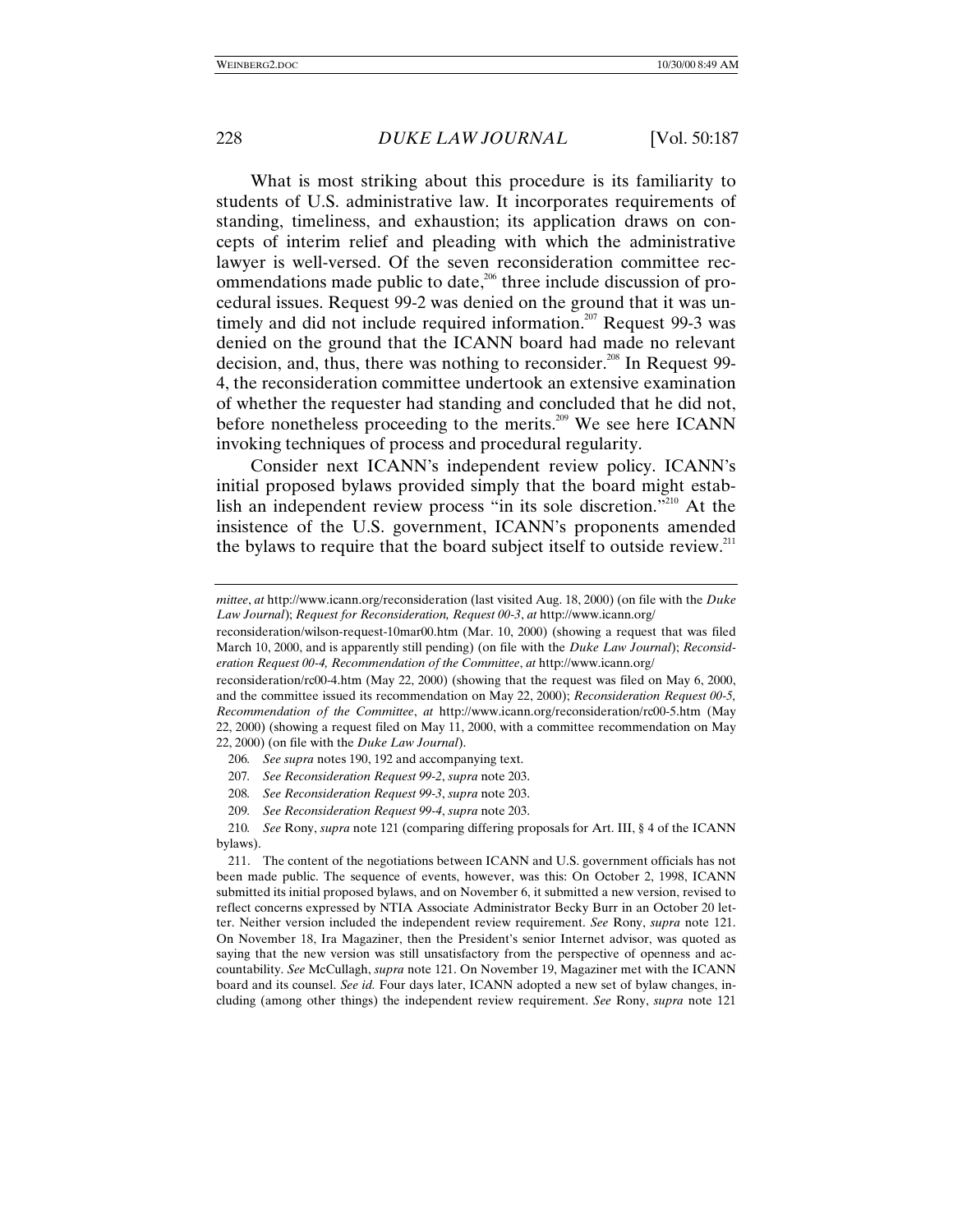What is most striking about this procedure is its familiarity to students of U.S. administrative law. It incorporates requirements of standing, timeliness, and exhaustion; its application draws on concepts of interim relief and pleading with which the administrative lawyer is well-versed. Of the seven reconsideration committee recommendations made public to date,[206] three include discussion of procedural issues. Request 99-2 was denied on the ground that it was untimely and did not include required information.[207] Request 99-3 was denied on the ground that the ICANN board had made no relevant decision, and, thus, there was nothing to reconsider.[208] In Request 99-4, the reconsideration committee undertook an extensive examination of whether the requester had standing and concluded that he did not, before nonetheless proceeding to the merits.[209] We see here ICANN invoking techniques of process and procedural regularity.

Consider next ICANN's independent review policy. ICANN's initial proposed bylaws provided simply that the board might establish an independent review process "in its sole discretion."[210] At the insistence of the U.S. government, ICANN's proponents amended the bylaws to require that the board subject itself to outside review.[211]

---

*mittee*, *at* http://www.icann.org/reconsideration (last visited Aug. 18, 2000) (on file with the *Duke Law Journal*); *Request for Reconsideration, Request 00-3*, *at* http://www.icann.org/reconsideration/wilson-request-10mar00.htm (Mar. 10, 2000) (showing a request that was filed March 10, 2000, and is apparently still pending) (on file with the *Duke Law Journal*); *Reconsideration Request 00-4, Recommendation of the Committee*, *at* http://www.icann.org/reconsideration/rc00-4.htm (May 22, 2000) (showing that the request was filed on May 6, 2000, and the committee issued its recommendation on May 22, 2000); *Reconsideration Request 00-5, Recommendation of the Committee*, *at* http://www.icann.org/reconsideration/rc00-5.htm (May 22, 2000) (showing a request filed on May 11, 2000, with a committee recommendation on May 22, 2000) (on file with the *Duke Law Journal*).

206. *See supra* notes 190, 192 and accompanying text.

207. *See Reconsideration Request 99-2*, *supra* note 203.

208. *See Reconsideration Request 99-3*, *supra* note 203.

209. *See Reconsideration Request 99-4*, *supra* note 203.

210. *See* Rony, *supra* note 121 (comparing differing proposals for Art. III, § 4 of the ICANN bylaws).

211. The content of the negotiations between ICANN and U.S. government officials has not been made public. The sequence of events, however, was this: On October 2, 1998, ICANN submitted its initial proposed bylaws, and on November 6, it submitted a new version, revised to reflect concerns expressed by NTIA Associate Administrator Becky Burr in an October 20 letter. Neither version included the independent review requirement. *See* Rony, *supra* note 121. On November 18, Ira Magaziner, then the President's senior Internet advisor, was quoted as saying that the new version was still unsatisfactory from the perspective of openness and accountability. *See* McCullagh, *supra* note 121. On November 19, Magaziner met with the ICANN board and its counsel. *See id.* Four days later, ICANN adopted a new set of bylaw changes, including (among other things) the independent review requirement. *See* Rony, *supra* note 121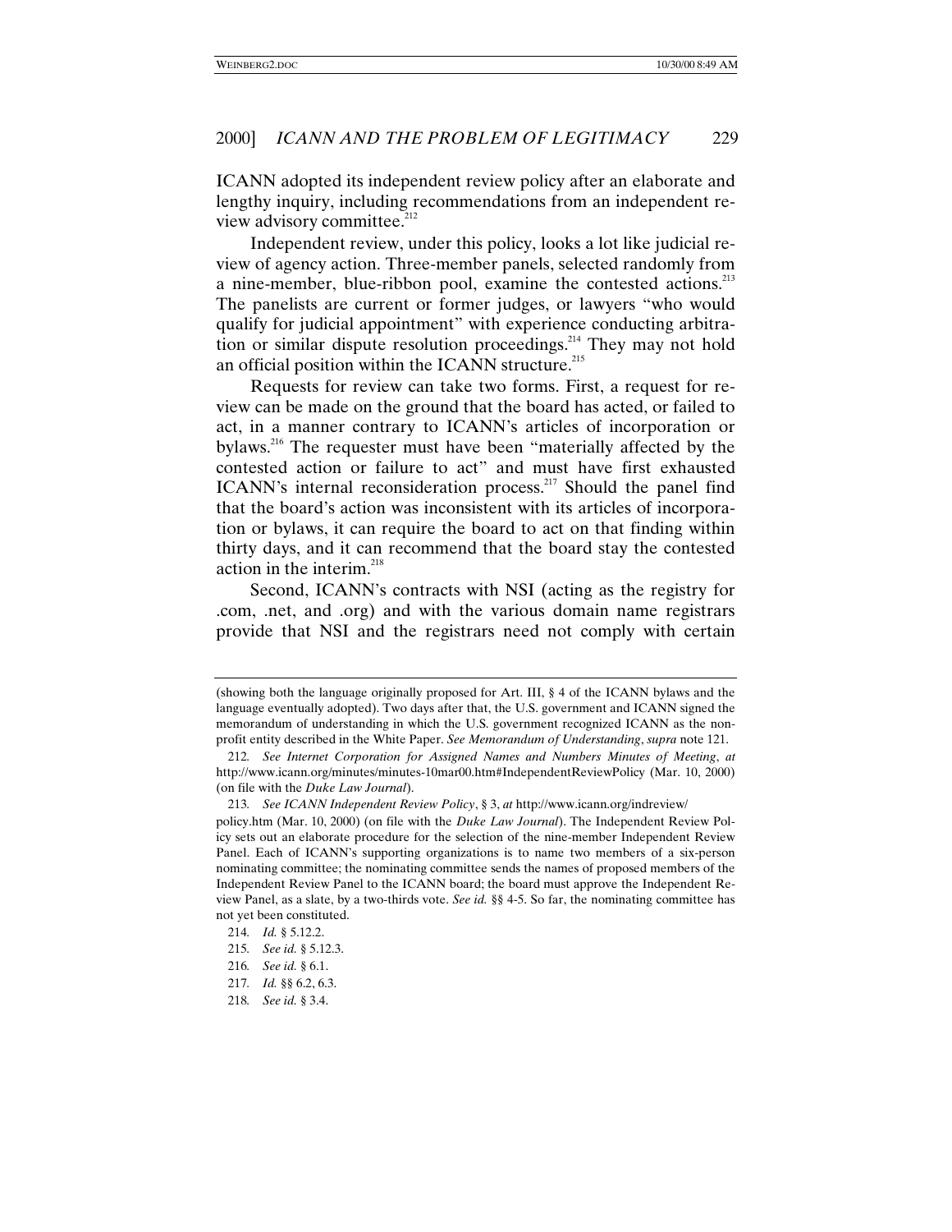ICANN adopted its independent review policy after an elaborate and lengthy inquiry, including recommendations from an independent review advisory committee.[212]

Independent review, under this policy, looks a lot like judicial review of agency action. Three-member panels, selected randomly from a nine-member, blue-ribbon pool, examine the contested actions.[213] The panelists are current or former judges, or lawyers "who would qualify for judicial appointment" with experience conducting arbitration or similar dispute resolution proceedings.[214] They may not hold an official position within the ICANN structure.[215]

Requests for review can take two forms. First, a request for review can be made on the ground that the board has acted, or failed to act, in a manner contrary to ICANN's articles of incorporation or bylaws.[216] The requester must have been "materially affected by the contested action or failure to act" and must have first exhausted ICANN's internal reconsideration process.[217] Should the panel find that the board's action was inconsistent with its articles of incorporation or bylaws, it can require the board to act on that finding within thirty days, and it can recommend that the board stay the contested action in the interim.[218]

Second, ICANN's contracts with NSI (acting as the registry for .com, .net, and .org) and with the various domain name registrars provide that NSI and the registrars need not comply with certain

---

(showing both the language originally proposed for Art. III, § 4 of the ICANN bylaws and the language eventually adopted). Two days after that, the U.S. government and ICANN signed the memorandum of understanding in which the U.S. government recognized ICANN as the nonprofit entity described in the White Paper. *See Memorandum of Understanding*, *supra* note 121.

212. *See Internet Corporation for Assigned Names and Numbers Minutes of Meeting*, *at* http://www.icann.org/minutes/minutes-10mar00.htm#IndependentReviewPolicy (Mar. 10, 2000) (on file with the *Duke Law Journal*).

213. *See ICANN Independent Review Policy*, § 3, *at* http://www.icann.org/indreview/policy.htm (Mar. 10, 2000) (on file with the *Duke Law Journal*). The Independent Review Policy sets out an elaborate procedure for the selection of the nine-member Independent Review Panel. Each of ICANN's supporting organizations is to name two members of a six-person nominating committee; the nominating committee sends the names of proposed members of the Independent Review Panel to the ICANN board; the board must approve the Independent Review Panel, as a slate, by a two-thirds vote. *See id.* §§ 4-5. So far, the nominating committee has not yet been constituted.

214. *Id.* § 5.12.2.

215. *See id.* § 5.12.3.

216. *See id.* § 6.1.

217. *Id.* §§ 6.2, 6.3.

218. *See id.* § 3.4.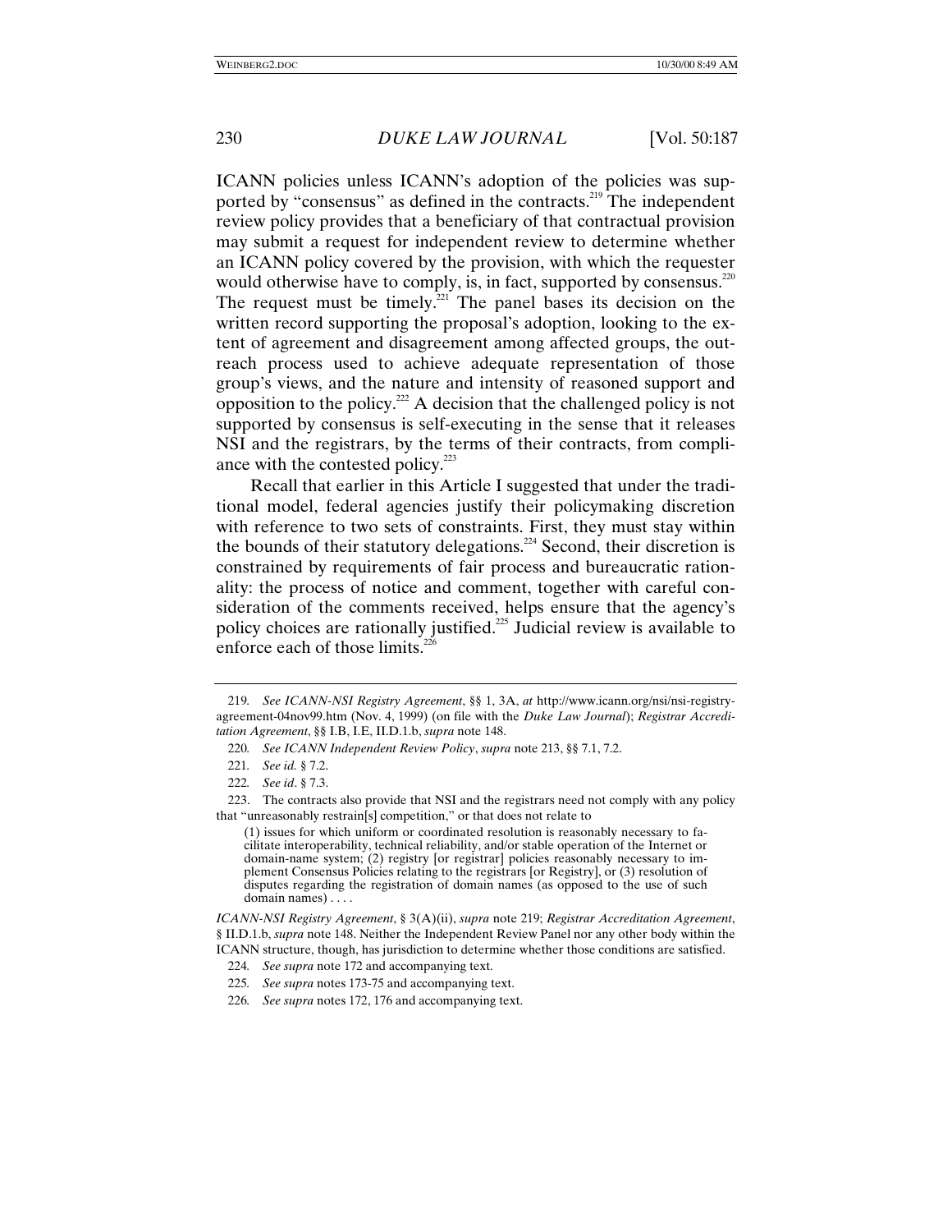ICANN policies unless ICANN's adoption of the policies was supported by "consensus" as defined in the contracts.[219] The independent review policy provides that a beneficiary of that contractual provision may submit a request for independent review to determine whether an ICANN policy covered by the provision, with which the requester would otherwise have to comply, is, in fact, supported by consensus.[220] The request must be timely.[221] The panel bases its decision on the written record supporting the proposal's adoption, looking to the extent of agreement and disagreement among affected groups, the outreach process used to achieve adequate representation of those group's views, and the nature and intensity of reasoned support and opposition to the policy.[222] A decision that the challenged policy is not supported by consensus is self-executing in the sense that it releases NSI and the registrars, by the terms of their contracts, from compliance with the contested policy.[223]

Recall that earlier in this Article I suggested that under the traditional model, federal agencies justify their policymaking discretion with reference to two sets of constraints. First, they must stay within the bounds of their statutory delegations.[224] Second, their discretion is constrained by requirements of fair process and bureaucratic rationality: the process of notice and comment, together with careful consideration of the comments received, helps ensure that the agency's policy choices are rationally justified.[225] Judicial review is available to enforce each of those limits.[226]

---

219. *See ICANN-NSI Registry Agreement*, §§ 1, 3A, *at* http://www.icann.org/nsi/nsi-registry-agreement-04nov99.htm (Nov. 4, 1999) (on file with the *Duke Law Journal*); *Registrar Accreditation Agreement*, §§ I.B, I.E, II.D.1.b, *supra* note 148.

220. *See ICANN Independent Review Policy*, *supra* note 213, §§ 7.1, 7.2.

221. *See id.* § 7.2.

222. *See id*. § 7.3.

223. The contracts also provide that NSI and the registrars need not comply with any policy that "unreasonably restrain[s] competition," or that does not relate to

> (1) issues for which uniform or coordinated resolution is reasonably necessary to facilitate interoperability, technical reliability, and/or stable operation of the Internet or domain-name system; (2) registry [or registrar] policies reasonably necessary to implement Consensus Policies relating to the registrars [or Registry], or (3) resolution of disputes regarding the registration of domain names (as opposed to the use of such domain names) . . . .

*ICANN-NSI Registry Agreement*, § 3(A)(ii), *supra* note 219; *Registrar Accreditation Agreement*, § II.D.1.b, *supra* note 148. Neither the Independent Review Panel nor any other body within the ICANN structure, though, has jurisdiction to determine whether those conditions are satisfied.

224. *See supra* note 172 and accompanying text.

225. *See supra* notes 173-75 and accompanying text.

226. *See supra* notes 172, 176 and accompanying text.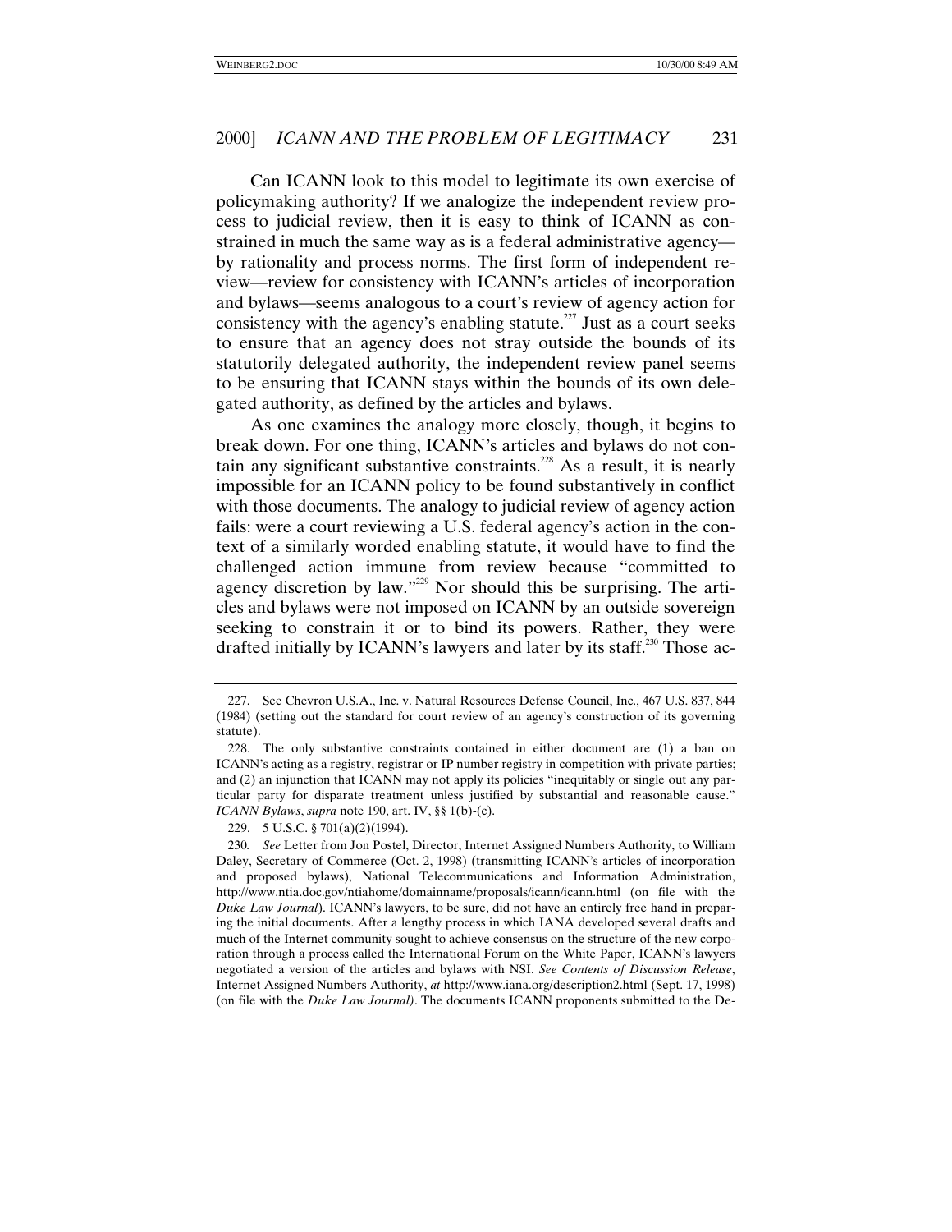Can ICANN look to this model to legitimate its own exercise of policymaking authority? If we analogize the independent review process to judicial review, then it is easy to think of ICANN as constrained in much the same way as is a federal administrative agency—by rationality and process norms. The first form of independent review—review for consistency with ICANN's articles of incorporation and bylaws—seems analogous to a court's review of agency action for consistency with the agency's enabling statute.[227] Just as a court seeks to ensure that an agency does not stray outside the bounds of its statutorily delegated authority, the independent review panel seems to be ensuring that ICANN stays within the bounds of its own delegated authority, as defined by the articles and bylaws.

As one examines the analogy more closely, though, it begins to break down. For one thing, ICANN's articles and bylaws do not contain any significant substantive constraints.[228] As a result, it is nearly impossible for an ICANN policy to be found substantively in conflict with those documents. The analogy to judicial review of agency action fails: were a court reviewing a U.S. federal agency's action in the context of a similarly worded enabling statute, it would have to find the challenged action immune from review because "committed to agency discretion by law."[229] Nor should this be surprising. The articles and bylaws were not imposed on ICANN by an outside sovereign seeking to constrain it or to bind its powers. Rather, they were drafted initially by ICANN's lawyers and later by its staff.[230] Those ac-

---

227. See Chevron U.S.A., Inc. v. Natural Resources Defense Council, Inc., 467 U.S. 837, 844 (1984) (setting out the standard for court review of an agency's construction of its governing statute).

228. The only substantive constraints contained in either document are (1) a ban on ICANN's acting as a registry, registrar or IP number registry in competition with private parties; and (2) an injunction that ICANN may not apply its policies "inequitably or single out any particular party for disparate treatment unless justified by substantial and reasonable cause." *ICANN Bylaws*, *supra* note 190, art. IV, §§ 1(b)-(c).

229. 5 U.S.C. § 701(a)(2)(1994).

230. *See* Letter from Jon Postel, Director, Internet Assigned Numbers Authority, to William Daley, Secretary of Commerce (Oct. 2, 1998) (transmitting ICANN's articles of incorporation and proposed bylaws), National Telecommunications and Information Administration, http://www.ntia.doc.gov/ntiahome/domainname/proposals/icann/icann.html (on file with the *Duke Law Journal*). ICANN's lawyers, to be sure, did not have an entirely free hand in preparing the initial documents. After a lengthy process in which IANA developed several drafts and much of the Internet community sought to achieve consensus on the structure of the new corporation through a process called the International Forum on the White Paper, ICANN's lawyers negotiated a version of the articles and bylaws with NSI. *See Contents of Discussion Release*, Internet Assigned Numbers Authority, *at* http://www.iana.org/description2.html (Sept. 17, 1998) (on file with the *Duke Law Journal)*. The documents ICANN proponents submitted to the De-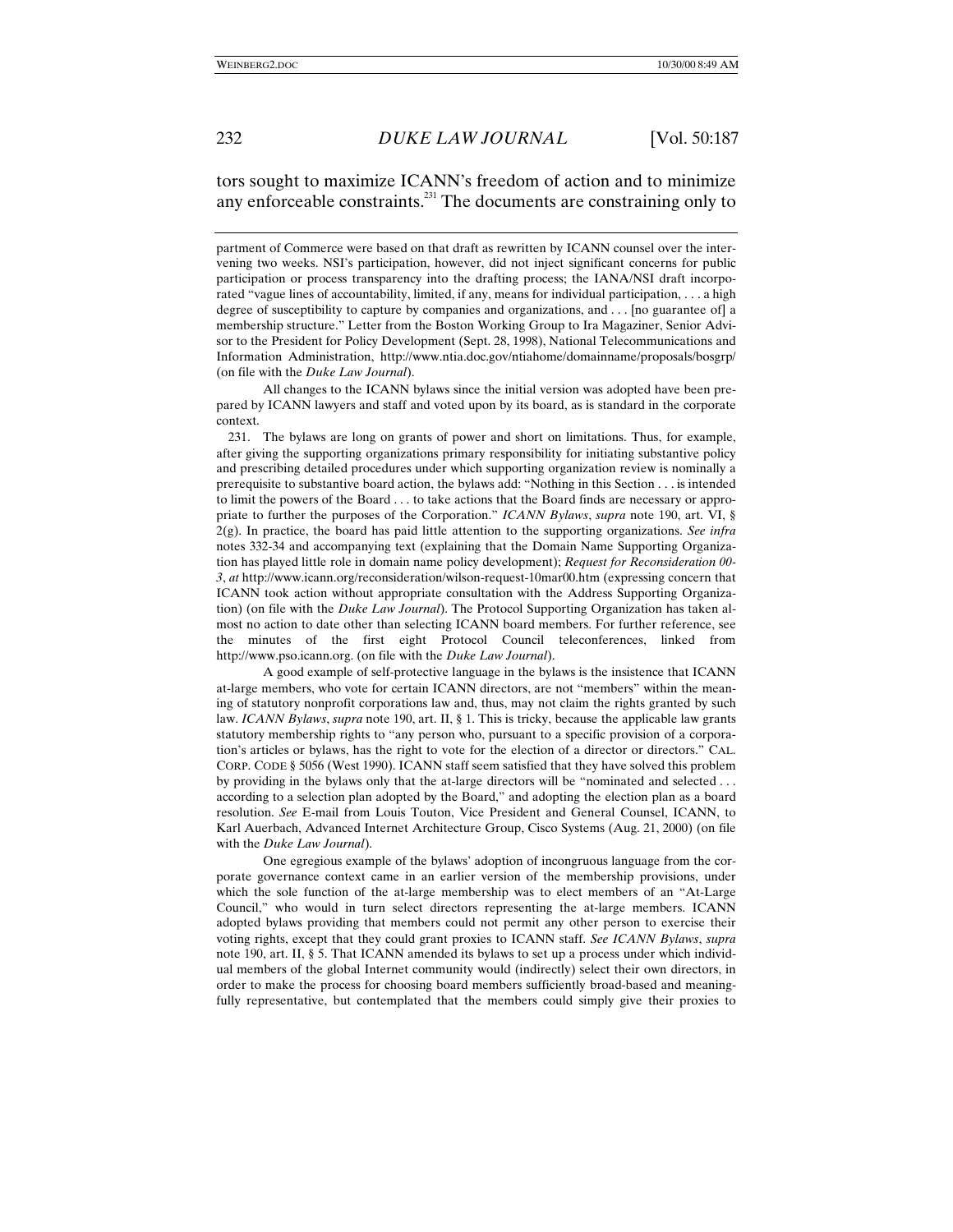tors sought to maximize ICANN's freedom of action and to minimize any enforceable constraints.[231] The documents are constraining only to

---

partment of Commerce were based on that draft as rewritten by ICANN counsel over the intervening two weeks. NSI's participation, however, did not inject significant concerns for public participation or process transparency into the drafting process; the IANA/NSI draft incorporated "vague lines of accountability, limited, if any, means for individual participation, . . . a high degree of susceptibility to capture by companies and organizations, and . . . [no guarantee of] a membership structure." Letter from the Boston Working Group to Ira Magaziner, Senior Advisor to the President for Policy Development (Sept. 28, 1998), National Telecommunications and Information Administration, http://www.ntia.doc.gov/ntiahome/domainname/proposals/bosgrp/ (on file with the *Duke Law Journal*).

All changes to the ICANN bylaws since the initial version was adopted have been prepared by ICANN lawyers and staff and voted upon by its board, as is standard in the corporate context.

231. The bylaws are long on grants of power and short on limitations. Thus, for example, after giving the supporting organizations primary responsibility for initiating substantive policy and prescribing detailed procedures under which supporting organization review is nominally a prerequisite to substantive board action, the bylaws add: "Nothing in this Section . . . is intended to limit the powers of the Board . . . to take actions that the Board finds are necessary or appropriate to further the purposes of the Corporation." *ICANN Bylaws*, *supra* note 190, art. VI, § 2(g). In practice, the board has paid little attention to the supporting organizations. *See infra* notes 332-34 and accompanying text (explaining that the Domain Name Supporting Organization has played little role in domain name policy development); *Request for Reconsideration 00-3*, *at* http://www.icann.org/reconsideration/wilson-request-10mar00.htm (expressing concern that ICANN took action without appropriate consultation with the Address Supporting Organization) (on file with the *Duke Law Journal*). The Protocol Supporting Organization has taken almost no action to date other than selecting ICANN board members. For further reference, see the minutes of the first eight Protocol Council teleconferences, linked from http://www.pso.icann.org. (on file with the *Duke Law Journal*).

A good example of self-protective language in the bylaws is the insistence that ICANN at-large members, who vote for certain ICANN directors, are not "members" within the meaning of statutory nonprofit corporations law and, thus, may not claim the rights granted by such law. *ICANN Bylaws*, *supra* note 190, art. II, § 1. This is tricky, because the applicable law grants statutory membership rights to "any person who, pursuant to a specific provision of a corporation's articles or bylaws, has the right to vote for the election of a director or directors." CAL. CORP. CODE § 5056 (West 1990). ICANN staff seem satisfied that they have solved this problem by providing in the bylaws only that the at-large directors will be "nominated and selected . . . according to a selection plan adopted by the Board," and adopting the election plan as a board resolution. *See* E-mail from Louis Touton, Vice President and General Counsel, ICANN, to Karl Auerbach, Advanced Internet Architecture Group, Cisco Systems (Aug. 21, 2000) (on file with the *Duke Law Journal*).

One egregious example of the bylaws' adoption of incongruous language from the corporate governance context came in an earlier version of the membership provisions, under which the sole function of the at-large membership was to elect members of an "At-Large Council," who would in turn select directors representing the at-large members. ICANN adopted bylaws providing that members could not permit any other person to exercise their voting rights, except that they could grant proxies to ICANN staff. *See ICANN Bylaws*, *supra* note 190, art. II, § 5. That ICANN amended its bylaws to set up a process under which individual members of the global Internet community would (indirectly) select their own directors, in order to make the process for choosing board members sufficiently broad-based and meaningfully representative, but contemplated that the members could simply give their proxies to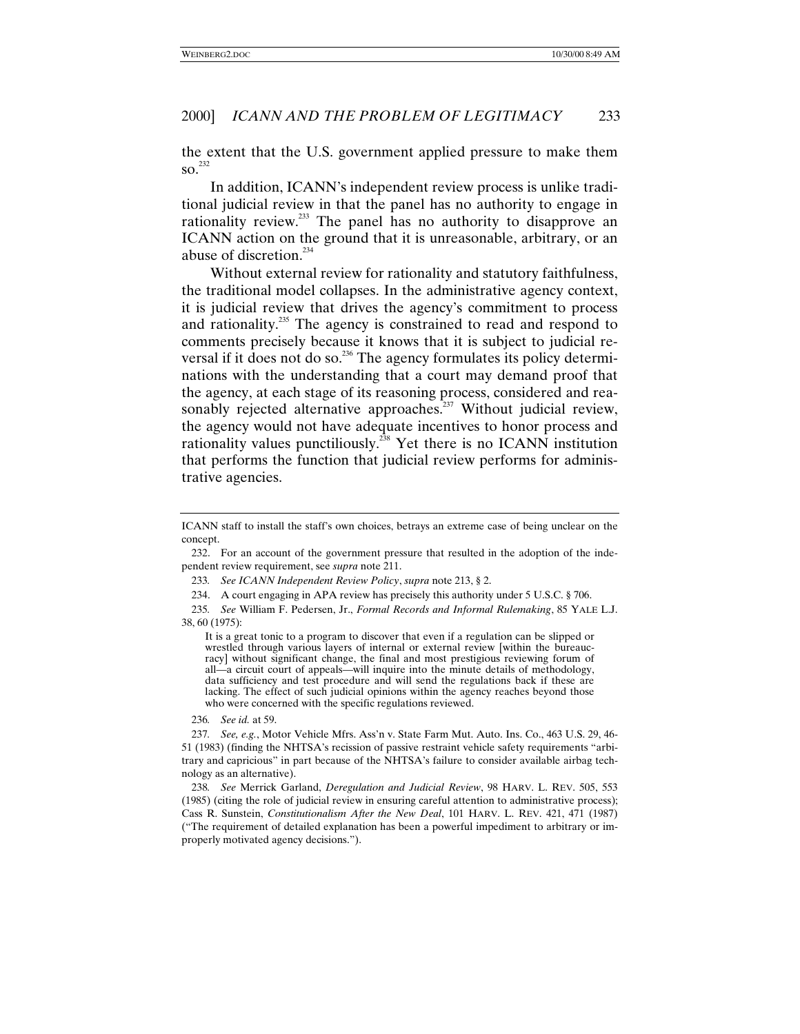the extent that the U.S. government applied pressure to make them so.[232]

In addition, ICANN's independent review process is unlike traditional judicial review in that the panel has no authority to engage in rationality review.[233] The panel has no authority to disapprove an ICANN action on the ground that it is unreasonable, arbitrary, or an abuse of discretion.[234]

Without external review for rationality and statutory faithfulness, the traditional model collapses. In the administrative agency context, it is judicial review that drives the agency's commitment to process and rationality.[235] The agency is constrained to read and respond to comments precisely because it knows that it is subject to judicial reversal if it does not do so.[236] The agency formulates its policy determinations with the understanding that a court may demand proof that the agency, at each stage of its reasoning process, considered and reasonably rejected alternative approaches.[237] Without judicial review, the agency would not have adequate incentives to honor process and rationality values punctiliously.[238] Yet there is no ICANN institution that performs the function that judicial review performs for administrative agencies.

---

ICANN staff to install the staff's own choices, betrays an extreme case of being unclear on the concept.

232. For an account of the government pressure that resulted in the adoption of the independent review requirement, see *supra* note 211.

233. *See ICANN Independent Review Policy*, *supra* note 213, § 2.

234. A court engaging in APA review has precisely this authority under 5 U.S.C. § 706.

235. *See* William F. Pedersen, Jr., *Formal Records and Informal Rulemaking*, 85 YALE L.J. 38, 60 (1975):

> It is a great tonic to a program to discover that even if a regulation can be slipped or wrestled through various layers of internal or external review [within the bureaucracy] without significant change, the final and most prestigious reviewing forum of all—a circuit court of appeals—will inquire into the minute details of methodology, data sufficiency and test procedure and will send the regulations back if these are lacking. The effect of such judicial opinions within the agency reaches beyond those who were concerned with the specific regulations reviewed.

236. *See id.* at 59.

237. *See, e.g.*, Motor Vehicle Mfrs. Ass'n v. State Farm Mut. Auto. Ins. Co., 463 U.S. 29, 46-51 (1983) (finding the NHTSA's recission of passive restraint vehicle safety requirements "arbitrary and capricious" in part because of the NHTSA's failure to consider available airbag technology as an alternative).

238. *See* Merrick Garland, *Deregulation and Judicial Review*, 98 HARV. L. REV. 505, 553 (1985) (citing the role of judicial review in ensuring careful attention to administrative process); Cass R. Sunstein, *Constitutionalism After the New Deal*, 101 HARV. L. REV. 421, 471 (1987) ("The requirement of detailed explanation has been a powerful impediment to arbitrary or improperly motivated agency decisions.").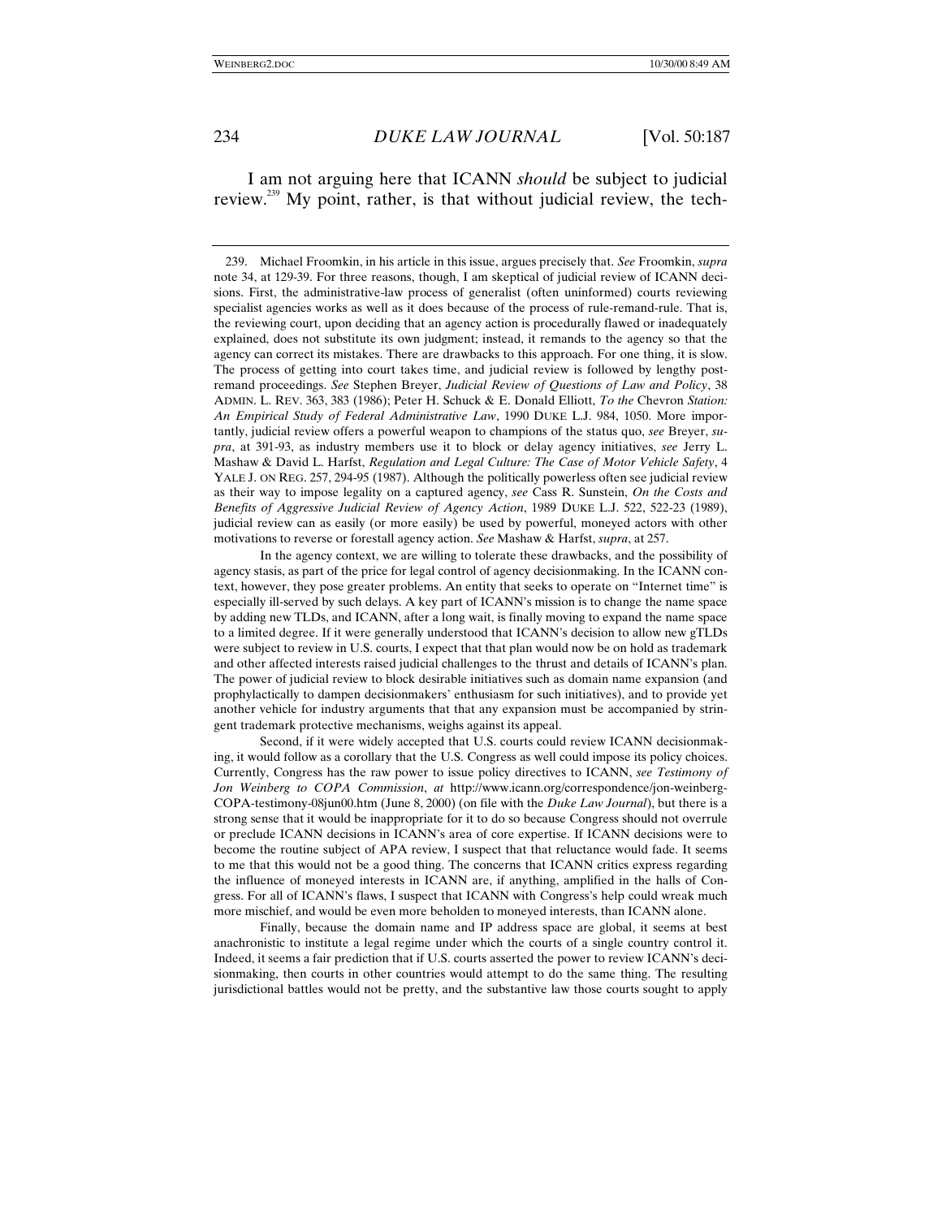I am not arguing here that ICANN *should* be subject to judicial review.[239] My point, rather, is that without judicial review, the tech-

---

239. Michael Froomkin, in his article in this issue, argues precisely that. *See* Froomkin, *supra* note 34, at 129-39. For three reasons, though, I am skeptical of judicial review of ICANN decisions. First, the administrative-law process of generalist (often uninformed) courts reviewing specialist agencies works as well as it does because of the process of rule-remand-rule. That is, the reviewing court, upon deciding that an agency action is procedurally flawed or inadequately explained, does not substitute its own judgment; instead, it remands to the agency so that the agency can correct its mistakes. There are drawbacks to this approach. For one thing, it is slow. The process of getting into court takes time, and judicial review is followed by lengthy post-remand proceedings. *See* Stephen Breyer, *Judicial Review of Questions of Law and Policy*, 38 ADMIN. L. REV. 363, 383 (1986); Peter H. Schuck & E. Donald Elliott, *To the* Chevron *Station: An Empirical Study of Federal Administrative Law*, 1990 DUKE L.J. 984, 1050. More importantly, judicial review offers a powerful weapon to champions of the status quo, *see* Breyer, *supra*, at 391-93, as industry members use it to block or delay agency initiatives, *see* Jerry L. Mashaw & David L. Harfst, *Regulation and Legal Culture: The Case of Motor Vehicle Safety*, 4 YALE J. ON REG. 257, 294-95 (1987). Although the politically powerless often see judicial review as their way to impose legality on a captured agency, *see* Cass R. Sunstein, *On the Costs and Benefits of Aggressive Judicial Review of Agency Action*, 1989 DUKE L.J. 522, 522-23 (1989), judicial review can as easily (or more easily) be used by powerful, moneyed actors with other motivations to reverse or forestall agency action. *See* Mashaw & Harfst, *supra*, at 257.

In the agency context, we are willing to tolerate these drawbacks, and the possibility of agency stasis, as part of the price for legal control of agency decisionmaking. In the ICANN context, however, they pose greater problems. An entity that seeks to operate on "Internet time" is especially ill-served by such delays. A key part of ICANN's mission is to change the name space by adding new TLDs, and ICANN, after a long wait, is finally moving to expand the name space to a limited degree. If it were generally understood that ICANN's decision to allow new gTLDs were subject to review in U.S. courts, I expect that that plan would now be on hold as trademark and other affected interests raised judicial challenges to the thrust and details of ICANN's plan. The power of judicial review to block desirable initiatives such as domain name expansion (and prophylactically to dampen decisionmakers' enthusiasm for such initiatives), and to provide yet another vehicle for industry arguments that that any expansion must be accompanied by stringent trademark protective mechanisms, weighs against its appeal.

Second, if it were widely accepted that U.S. courts could review ICANN decisionmaking, it would follow as a corollary that the U.S. Congress as well could impose its policy choices. Currently, Congress has the raw power to issue policy directives to ICANN, *see Testimony of Jon Weinberg to COPA Commission*, *at* http://www.icann.org/correspondence/jon-weinberg-COPA-testimony-08jun00.htm (June 8, 2000) (on file with the *Duke Law Journal*), but there is a strong sense that it would be inappropriate for it to do so because Congress should not overrule or preclude ICANN decisions in ICANN's area of core expertise. If ICANN decisions were to become the routine subject of APA review, I suspect that that reluctance would fade. It seems to me that this would not be a good thing. The concerns that ICANN critics express regarding the influence of moneyed interests in ICANN are, if anything, amplified in the halls of Congress. For all of ICANN's flaws, I suspect that ICANN with Congress's help could wreak much more mischief, and would be even more beholden to moneyed interests, than ICANN alone.

Finally, because the domain name and IP address space are global, it seems at best anachronistic to institute a legal regime under which the courts of a single country control it. Indeed, it seems a fair prediction that if U.S. courts asserted the power to review ICANN's decisionmaking, then courts in other countries would attempt to do the same thing. The resulting jurisdictional battles would not be pretty, and the substantive law those courts sought to apply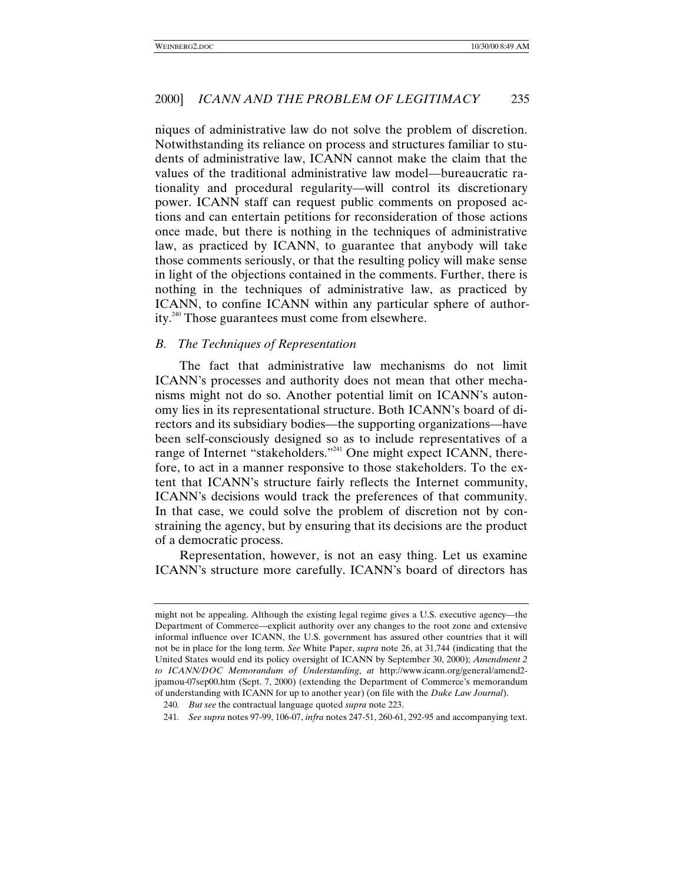niques of administrative law do not solve the problem of discretion. Notwithstanding its reliance on process and structures familiar to students of administrative law, ICANN cannot make the claim that the values of the traditional administrative law model—bureaucratic rationality and procedural regularity—will control its discretionary power. ICANN staff can request public comments on proposed actions and can entertain petitions for reconsideration of those actions once made, but there is nothing in the techniques of administrative law, as practiced by ICANN, to guarantee that anybody will take those comments seriously, or that the resulting policy will make sense in light of the objections contained in the comments. Further, there is nothing in the techniques of administrative law, as practiced by ICANN, to confine ICANN within any particular sphere of authority.[240] Those guarantees must come from elsewhere.

### *B. The Techniques of Representation*

The fact that administrative law mechanisms do not limit ICANN's processes and authority does not mean that other mechanisms might not do so. Another potential limit on ICANN's autonomy lies in its representational structure. Both ICANN's board of directors and its subsidiary bodies—the supporting organizations—have been self-consciously designed so as to include representatives of a range of Internet "stakeholders."[241] One might expect ICANN, therefore, to act in a manner responsive to those stakeholders. To the extent that ICANN's structure fairly reflects the Internet community, ICANN's decisions would track the preferences of that community. In that case, we could solve the problem of discretion not by constraining the agency, but by ensuring that its decisions are the product of a democratic process.

Representation, however, is not an easy thing. Let us examine ICANN's structure more carefully. ICANN's board of directors has

---

might not be appealing. Although the existing legal regime gives a U.S. executive agency—the Department of Commerce—explicit authority over any changes to the root zone and extensive informal influence over ICANN, the U.S. government has assured other countries that it will not be in place for the long term. *See* White Paper, *supra* note 26, at 31,744 (indicating that the United States would end its policy oversight of ICANN by September 30, 2000); *Amendment 2 to ICANN/DOC Memorandum of Understanding*, *at* http://www.icann.org/general/amend2-jpamou-07sep00.htm (Sept. 7, 2000) (extending the Department of Commerce's memorandum of understanding with ICANN for up to another year) (on file with the *Duke Law Journal*).

240. *But see* the contractual language quoted *supra* note 223.

241. *See supra* notes 97-99, 106-07, *infra* notes 247-51, 260-61, 292-95 and accompanying text.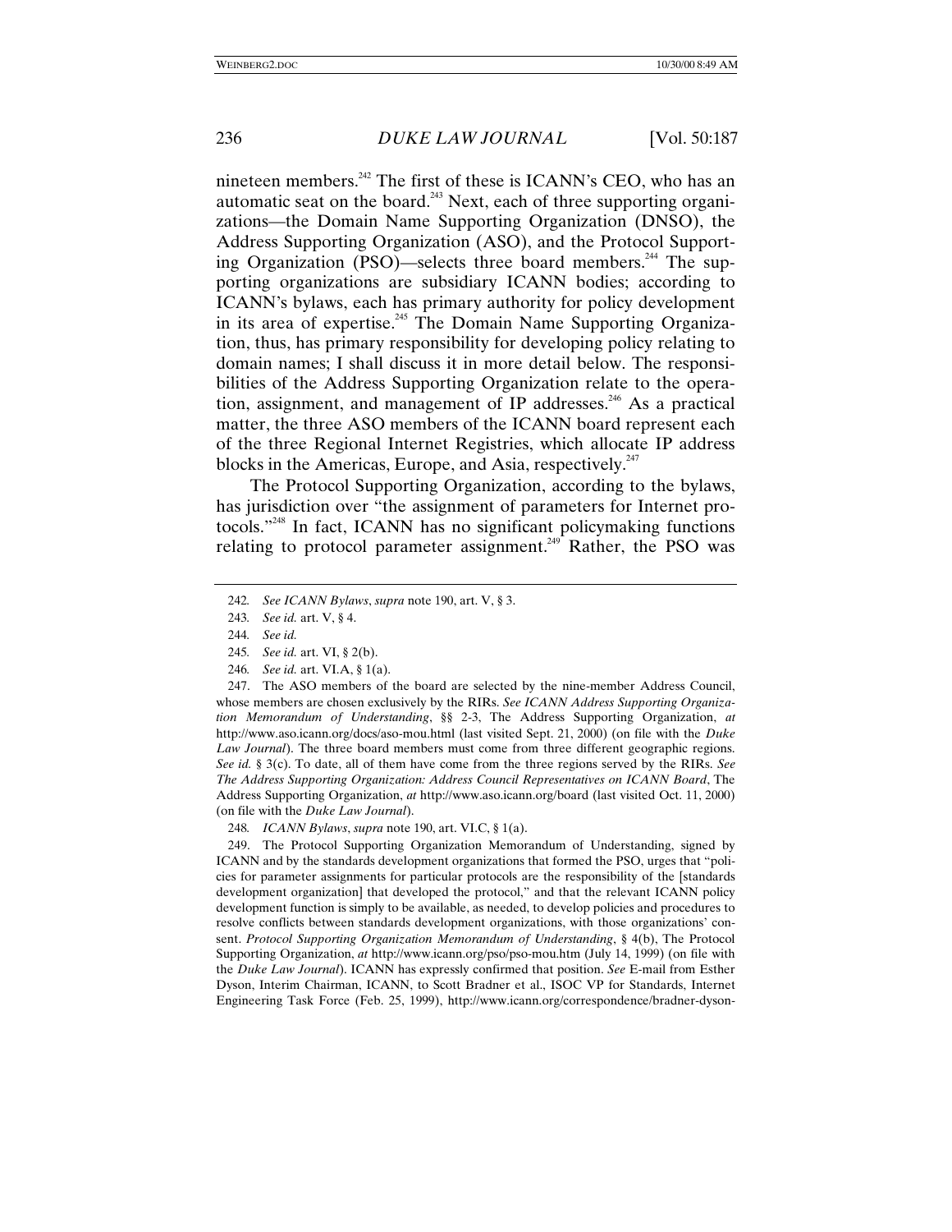nineteen members.[242] The first of these is ICANN's CEO, who has an automatic seat on the board.[243] Next, each of three supporting organizations—the Domain Name Supporting Organization (DNSO), the Address Supporting Organization (ASO), and the Protocol Supporting Organization (PSO)—selects three board members.[244] The supporting organizations are subsidiary ICANN bodies; according to ICANN's bylaws, each has primary authority for policy development in its area of expertise.[245] The Domain Name Supporting Organization, thus, has primary responsibility for developing policy relating to domain names; I shall discuss it in more detail below. The responsibilities of the Address Supporting Organization relate to the operation, assignment, and management of IP addresses.[246] As a practical matter, the three ASO members of the ICANN board represent each of the three Regional Internet Registries, which allocate IP address blocks in the Americas, Europe, and Asia, respectively.[247]

The Protocol Supporting Organization, according to the bylaws, has jurisdiction over "the assignment of parameters for Internet protocols."[248] In fact, ICANN has no significant policymaking functions relating to protocol parameter assignment.[249] Rather, the PSO was

---

242. *See ICANN Bylaws*, *supra* note 190, art. V, § 3.

243. *See id.* art. V, § 4.

244. *See id.*

245. *See id.* art. VI, § 2(b).

246. *See id.* art. VI.A, § 1(a).

247. The ASO members of the board are selected by the nine-member Address Council, whose members are chosen exclusively by the RIRs. *See ICANN Address Supporting Organization Memorandum of Understanding*, §§ 2-3, The Address Supporting Organization, *at* http://www.aso.icann.org/docs/aso-mou.html (last visited Sept. 21, 2000) (on file with the *Duke Law Journal*). The three board members must come from three different geographic regions. *See id.* § 3(c). To date, all of them have come from the three regions served by the RIRs. *See The Address Supporting Organization: Address Council Representatives on ICANN Board*, The Address Supporting Organization, *at* http://www.aso.icann.org/board (last visited Oct. 11, 2000) (on file with the *Duke Law Journal*).

248. *ICANN Bylaws*, *supra* note 190, art. VI.C, § 1(a).

249. The Protocol Supporting Organization Memorandum of Understanding, signed by ICANN and by the standards development organizations that formed the PSO, urges that "policies for parameter assignments for particular protocols are the responsibility of the [standards development organization] that developed the protocol," and that the relevant ICANN policy development function is simply to be available, as needed, to develop policies and procedures to resolve conflicts between standards development organizations, with those organizations' consent. *Protocol Supporting Organization Memorandum of Understanding*, § 4(b), The Protocol Supporting Organization, *at* http://www.icann.org/pso/pso-mou.htm (July 14, 1999) (on file with the *Duke Law Journal*). ICANN has expressly confirmed that position. *See* E-mail from Esther Dyson, Interim Chairman, ICANN, to Scott Bradner et al., ISOC VP for Standards, Internet Engineering Task Force (Feb. 25, 1999), http://www.icann.org/correspondence/bradner-dyson-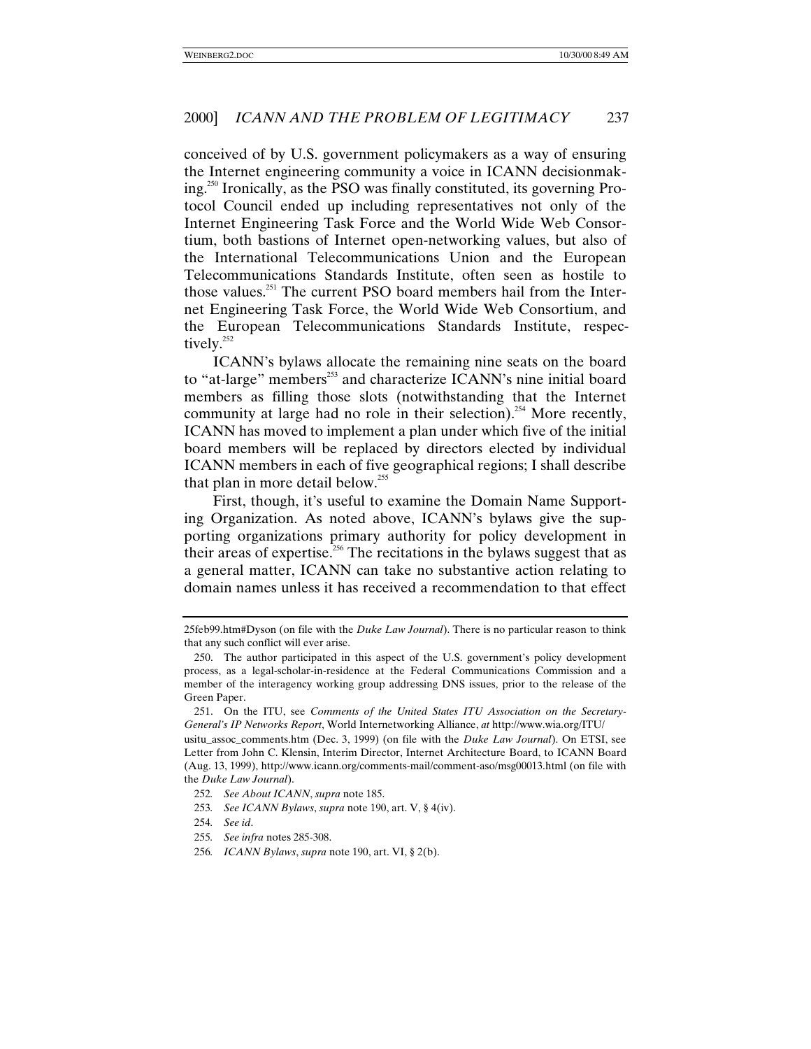conceived of by U.S. government policymakers as a way of ensuring the Internet engineering community a voice in ICANN decisionmaking.[250] Ironically, as the PSO was finally constituted, its governing Protocol Council ended up including representatives not only of the Internet Engineering Task Force and the World Wide Web Consortium, both bastions of Internet open-networking values, but also of the International Telecommunications Union and the European Telecommunications Standards Institute, often seen as hostile to those values.[251] The current PSO board members hail from the Internet Engineering Task Force, the World Wide Web Consortium, and the European Telecommunications Standards Institute, respectively.[252]

ICANN's bylaws allocate the remaining nine seats on the board to "at-large" members[253] and characterize ICANN's nine initial board members as filling those slots (notwithstanding that the Internet community at large had no role in their selection).[254] More recently, ICANN has moved to implement a plan under which five of the initial board members will be replaced by directors elected by individual ICANN members in each of five geographical regions; I shall describe that plan in more detail below.[255]

First, though, it's useful to examine the Domain Name Supporting Organization. As noted above, ICANN's bylaws give the supporting organizations primary authority for policy development in their areas of expertise.[256] The recitations in the bylaws suggest that as a general matter, ICANN can take no substantive action relating to domain names unless it has received a recommendation to that effect

---

25feb99.htm#Dyson (on file with the *Duke Law Journal*). There is no particular reason to think that any such conflict will ever arise.

250. The author participated in this aspect of the U.S. government's policy development process, as a legal-scholar-in-residence at the Federal Communications Commission and a member of the interagency working group addressing DNS issues, prior to the release of the Green Paper.

251. On the ITU, see *Comments of the United States ITU Association on the Secretary-General's IP Networks Report*, World Internetworking Alliance, *at* http://www.wia.org/ITU/usitu_assoc_comments.htm (Dec. 3, 1999) (on file with the *Duke Law Journal*). On ETSI, see Letter from John C. Klensin, Interim Director, Internet Architecture Board, to ICANN Board (Aug. 13, 1999), http://www.icann.org/comments-mail/comment-aso/msg00013.html (on file with the *Duke Law Journal*).

252. *See About ICANN*, *supra* note 185.

253. *See ICANN Bylaws*, *supra* note 190, art. V, § 4(iv).

254. *See id*.

255. *See infra* notes 285-308.

256. *ICANN Bylaws*, *supra* note 190, art. VI, § 2(b).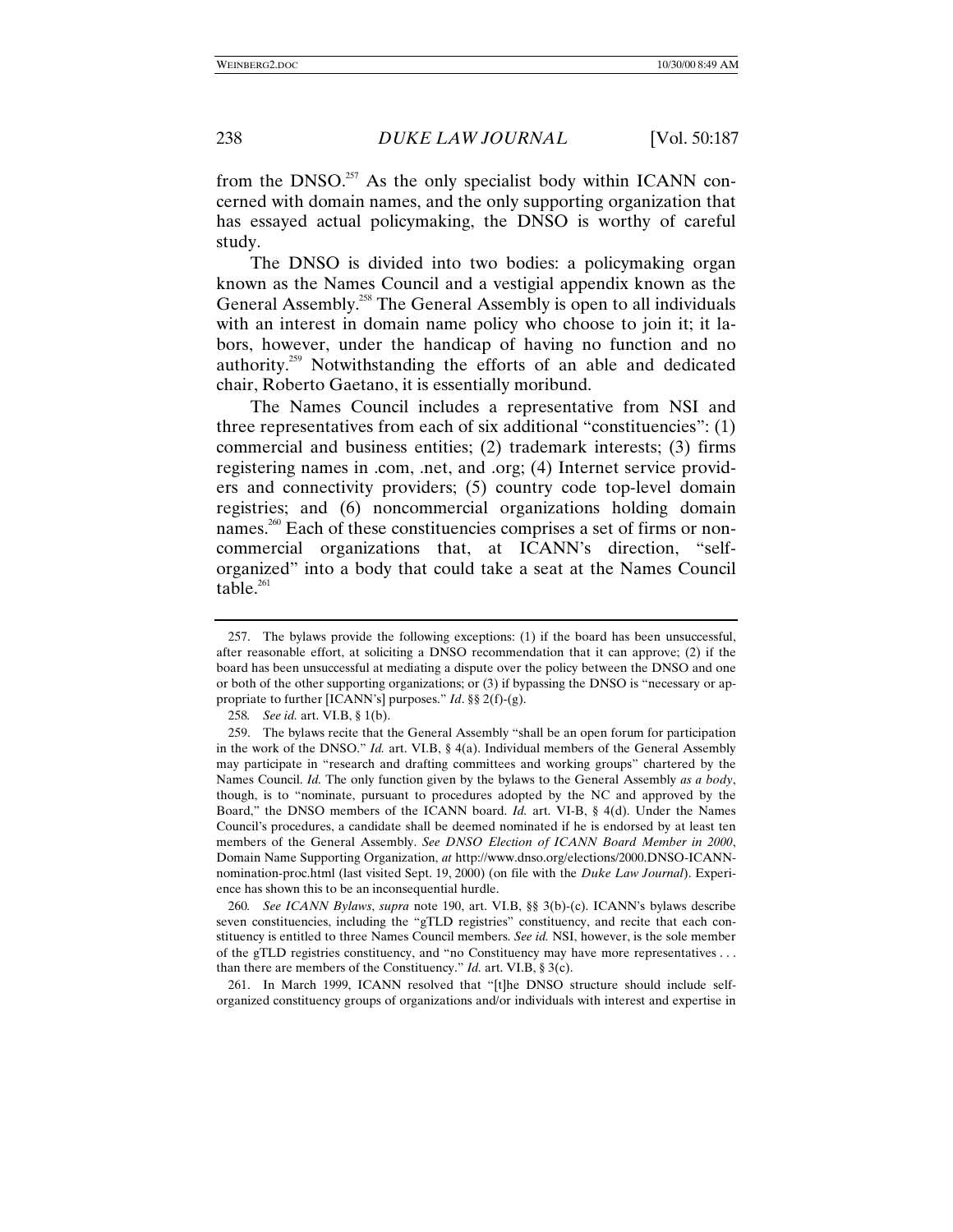from the DNSO.[257] As the only specialist body within ICANN concerned with domain names, and the only supporting organization that has essayed actual policymaking, the DNSO is worthy of careful study.

The DNSO is divided into two bodies: a policymaking organ known as the Names Council and a vestigial appendix known as the General Assembly.[258] The General Assembly is open to all individuals with an interest in domain name policy who choose to join it; it labors, however, under the handicap of having no function and no authority.[259] Notwithstanding the efforts of an able and dedicated chair, Roberto Gaetano, it is essentially moribund.

The Names Council includes a representative from NSI and three representatives from each of six additional "constituencies": (1) commercial and business entities; (2) trademark interests; (3) firms registering names in .com, .net, and .org; (4) Internet service providers and connectivity providers; (5) country code top-level domain registries; and (6) noncommercial organizations holding domain names.[260] Each of these constituencies comprises a set of firms or noncommercial organizations that, at ICANN's direction, "self-organized" into a body that could take a seat at the Names Council table.[261]

---

257. The bylaws provide the following exceptions: (1) if the board has been unsuccessful, after reasonable effort, at soliciting a DNSO recommendation that it can approve; (2) if the board has been unsuccessful at mediating a dispute over the policy between the DNSO and one or both of the other supporting organizations; or (3) if bypassing the DNSO is "necessary or appropriate to further [ICANN's] purposes." *Id*. §§ 2(f)-(g).

258. *See id.* art. VI.B, § 1(b).

259. The bylaws recite that the General Assembly "shall be an open forum for participation in the work of the DNSO." *Id.* art. VI.B, § 4(a). Individual members of the General Assembly may participate in "research and drafting committees and working groups" chartered by the Names Council. *Id.* The only function given by the bylaws to the General Assembly *as a body*, though, is to "nominate, pursuant to procedures adopted by the NC and approved by the Board," the DNSO members of the ICANN board. *Id.* art. VI-B, § 4(d). Under the Names Council's procedures, a candidate shall be deemed nominated if he is endorsed by at least ten members of the General Assembly. *See DNSO Election of ICANN Board Member in 2000*, Domain Name Supporting Organization, *at* http://www.dnso.org/elections/2000.DNSO-ICANN-nomination-proc.html (last visited Sept. 19, 2000) (on file with the *Duke Law Journal*). Experience has shown this to be an inconsequential hurdle.

260. *See ICANN Bylaws*, *supra* note 190, art. VI.B, §§ 3(b)-(c). ICANN's bylaws describe seven constituencies, including the "gTLD registries" constituency, and recite that each constituency is entitled to three Names Council members. *See id.* NSI, however, is the sole member of the gTLD registries constituency, and "no Constituency may have more representatives . . . than there are members of the Constituency." *Id.* art. VI.B, § 3(c).

261. In March 1999, ICANN resolved that "[t]he DNSO structure should include self-organized constituency groups of organizations and/or individuals with interest and expertise in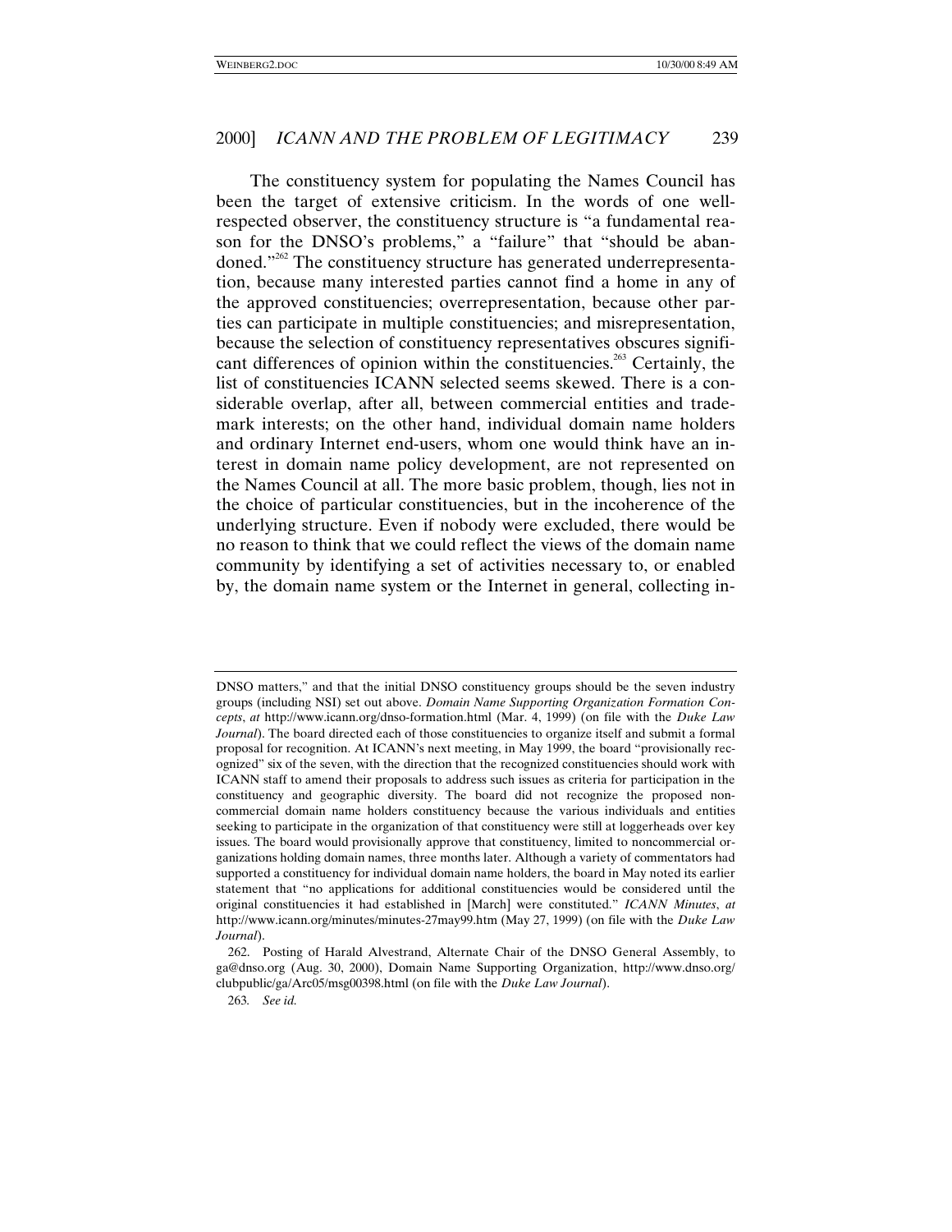The constituency system for populating the Names Council has been the target of extensive criticism. In the words of one well-respected observer, the constituency structure is "a fundamental reason for the DNSO's problems," a "failure" that "should be abandoned."[262] The constituency structure has generated underrepresentation, because many interested parties cannot find a home in any of the approved constituencies; overrepresentation, because other parties can participate in multiple constituencies; and misrepresentation, because the selection of constituency representatives obscures significant differences of opinion within the constituencies.[263] Certainly, the list of constituencies ICANN selected seems skewed. There is a considerable overlap, after all, between commercial entities and trademark interests; on the other hand, individual domain name holders and ordinary Internet end-users, whom one would think have an interest in domain name policy development, are not represented on the Names Council at all. The more basic problem, though, lies not in the choice of particular constituencies, but in the incoherence of the underlying structure. Even if nobody were excluded, there would be no reason to think that we could reflect the views of the domain name community by identifying a set of activities necessary to, or enabled by, the domain name system or the Internet in general, collecting in-

---

DNSO matters," and that the initial DNSO constituency groups should be the seven industry groups (including NSI) set out above. *Domain Name Supporting Organization Formation Concepts*, *at* http://www.icann.org/dnso-formation.html (Mar. 4, 1999) (on file with the *Duke Law Journal*). The board directed each of those constituencies to organize itself and submit a formal proposal for recognition. At ICANN's next meeting, in May 1999, the board "provisionally recognized" six of the seven, with the direction that the recognized constituencies should work with ICANN staff to amend their proposals to address such issues as criteria for participation in the constituency and geographic diversity. The board did not recognize the proposed noncommercial domain name holders constituency because the various individuals and entities seeking to participate in the organization of that constituency were still at loggerheads over key issues. The board would provisionally approve that constituency, limited to noncommercial organizations holding domain names, three months later. Although a variety of commentators had supported a constituency for individual domain name holders, the board in May noted its earlier statement that "no applications for additional constituencies would be considered until the original constituencies it had established in [March] were constituted." *ICANN Minutes*, *at* http://www.icann.org/minutes/minutes-27may99.htm (May 27, 1999) (on file with the *Duke Law Journal*).

262. Posting of Harald Alvestrand, Alternate Chair of the DNSO General Assembly, to ga@dnso.org (Aug. 30, 2000), Domain Name Supporting Organization, http://www.dnso.org/clubpublic/ga/Arc05/msg00398.html (on file with the *Duke Law Journal*).

263. *See id.*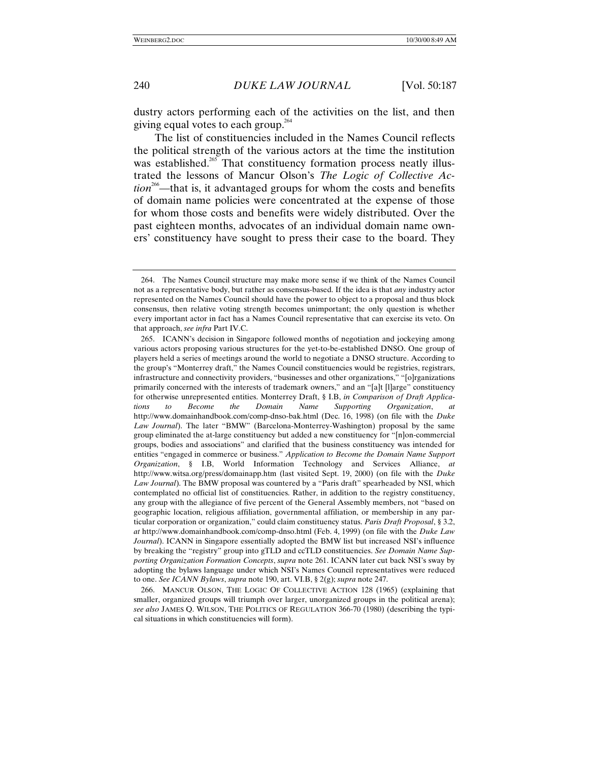dustry actors performing each of the activities on the list, and then giving equal votes to each group.[264]

The list of constituencies included in the Names Council reflects the political strength of the various actors at the time the institution was established.[265] That constituency formation process neatly illustrated the lessons of Mancur Olson's *The Logic of Collective Action*[266]—that is, it advantaged groups for whom the costs and benefits of domain name policies were concentrated at the expense of those for whom those costs and benefits were widely distributed. Over the past eighteen months, advocates of an individual domain name owners' constituency have sought to press their case to the board. They

---

264. The Names Council structure may make more sense if we think of the Names Council not as a representative body, but rather as consensus-based. If the idea is that *any* industry actor represented on the Names Council should have the power to object to a proposal and thus block consensus, then relative voting strength becomes unimportant; the only question is whether every important actor in fact has a Names Council representative that can exercise its veto. On that approach, *see infra* Part IV.C.

265. ICANN's decision in Singapore followed months of negotiation and jockeying among various actors proposing various structures for the yet-to-be-established DNSO. One group of players held a series of meetings around the world to negotiate a DNSO structure. According to the group's "Monterrey draft," the Names Council constituencies would be registries, registrars, infrastructure and connectivity providers, "businesses and other organizations," "[o]rganizations primarily concerned with the interests of trademark owners," and an "[a]t [l]arge" constituency for otherwise unrepresented entities. Monterrey Draft, § I.B, *in Comparison of Draft Applications to Become the Domain Name Supporting Organization*, *at* http://www.domainhandbook.com/comp-dnso-bak.html (Dec. 16, 1998) (on file with the *Duke Law Journal*). The later "BMW" (Barcelona-Monterrey-Washington) proposal by the same group eliminated the at-large constituency but added a new constituency for "[n]on-commercial groups, bodies and associations" and clarified that the business constituency was intended for entities "engaged in commerce or business." *Application to Become the Domain Name Support Organization*, § I.B, World Information Technology and Services Alliance, *at* http://www.witsa.org/press/domainapp.htm (last visited Sept. 19, 2000) (on file with the *Duke Law Journal*). The BMW proposal was countered by a "Paris draft" spearheaded by NSI, which contemplated no official list of constituencies. Rather, in addition to the registry constituency, any group with the allegiance of five percent of the General Assembly members, not "based on geographic location, religious affiliation, governmental affiliation, or membership in any particular corporation or organization," could claim constituency status. *Paris Draft Proposal*, § 3.2, *at* http://www.domainhandbook.com/comp-dnso.html (Feb. 4, 1999) (on file with the *Duke Law Journal*). ICANN in Singapore essentially adopted the BMW list but increased NSI's influence by breaking the "registry" group into gTLD and ccTLD constituencies. *See Domain Name Supporting Organization Formation Concepts*, *supra* note 261. ICANN later cut back NSI's sway by adopting the bylaws language under which NSI's Names Council representatives were reduced to one. *See ICANN Bylaws*, *supra* note 190, art. VI.B, § 2(g); *supra* note 247.

266. MANCUR OLSON, THE LOGIC OF COLLECTIVE ACTION 128 (1965) (explaining that smaller, organized groups will triumph over larger, unorganized groups in the political arena); *see also* JAMES Q. WILSON, THE POLITICS OF REGULATION 366-70 (1980) (describing the typical situations in which constituencies will form).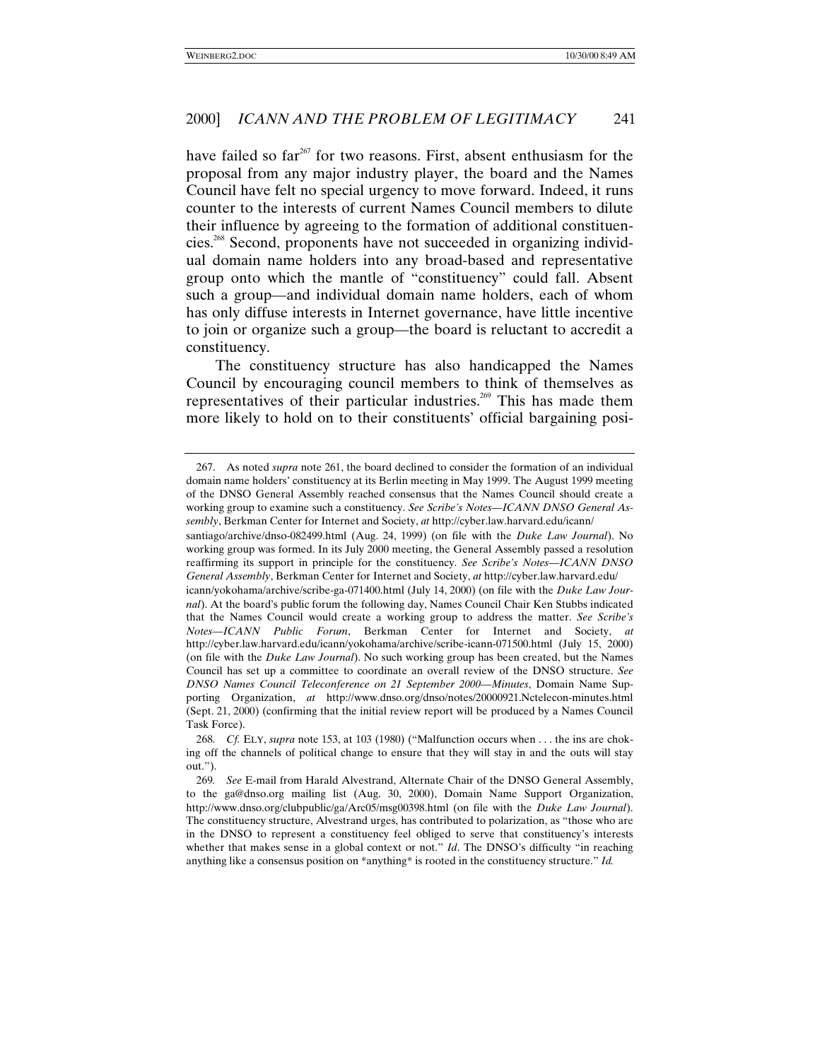have failed so far[267] for two reasons. First, absent enthusiasm for the proposal from any major industry player, the board and the Names Council have felt no special urgency to move forward. Indeed, it runs counter to the interests of current Names Council members to dilute their influence by agreeing to the formation of additional constituencies.[268] Second, proponents have not succeeded in organizing individual domain name holders into any broad-based and representative group onto which the mantle of "constituency" could fall. Absent such a group—and individual domain name holders, each of whom has only diffuse interests in Internet governance, have little incentive to join or organize such a group—the board is reluctant to accredit a constituency.

The constituency structure has also handicapped the Names Council by encouraging council members to think of themselves as representatives of their particular industries.[269] This has made them more likely to hold on to their constituents' official bargaining posi-

---

267. As noted *supra* note 261, the board declined to consider the formation of an individual domain name holders' constituency at its Berlin meeting in May 1999. The August 1999 meeting of the DNSO General Assembly reached consensus that the Names Council should create a working group to examine such a constituency. *See Scribe's Notes—ICANN DNSO General Assembly*, Berkman Center for Internet and Society, *at* http://cyber.law.harvard.edu/icann/santiago/archive/dnso-082499.html (Aug. 24, 1999) (on file with the *Duke Law Journal*). No working group was formed. In its July 2000 meeting, the General Assembly passed a resolution reaffirming its support in principle for the constituency. *See Scribe's Notes—ICANN DNSO General Assembly*, Berkman Center for Internet and Society, *at* http://cyber.law.harvard.edu/icann/yokohama/archive/scribe-ga-071400.html (July 14, 2000) (on file with the *Duke Law Journal*). At the board's public forum the following day, Names Council Chair Ken Stubbs indicated that the Names Council would create a working group to address the matter. *See Scribe's Notes—ICANN Public Forum*, Berkman Center for Internet and Society, *at* http://cyber.law.harvard.edu/icann/yokohama/archive/scribe-icann-071500.html (July 15, 2000) (on file with the *Duke Law Journal*). No such working group has been created, but the Names Council has set up a committee to coordinate an overall review of the DNSO structure. *See DNSO Names Council Teleconference on 21 September 2000—Minutes*, Domain Name Supporting Organization, *at* http://www.dnso.org/dnso/notes/20000921.NCtelecon-minutes.html (Sept. 21, 2000) (confirming that the initial review report will be produced by a Names Council Task Force).

268. *Cf.* ELY, *supra* note 153, at 103 (1980) ("Malfunction occurs when . . . the ins are choking off the channels of political change to ensure that they will stay in and the outs will stay out.").

269. *See* E-mail from Harald Alvestrand, Alternate Chair of the DNSO General Assembly, to the ga@dnso.org mailing list (Aug. 30, 2000), Domain Name Support Organization, http://www.dnso.org/clubpublic/ga/Arc05/msg00398.html (on file with the *Duke Law Journal*). The constituency structure, Alvestrand urges, has contributed to polarization, as "those who are in the DNSO to represent a constituency feel obliged to serve that constituency's interests whether that makes sense in a global context or not." *Id*. The DNSO's difficulty "in reaching anything like a consensus position on *anything* is rooted in the constituency structure." *Id.*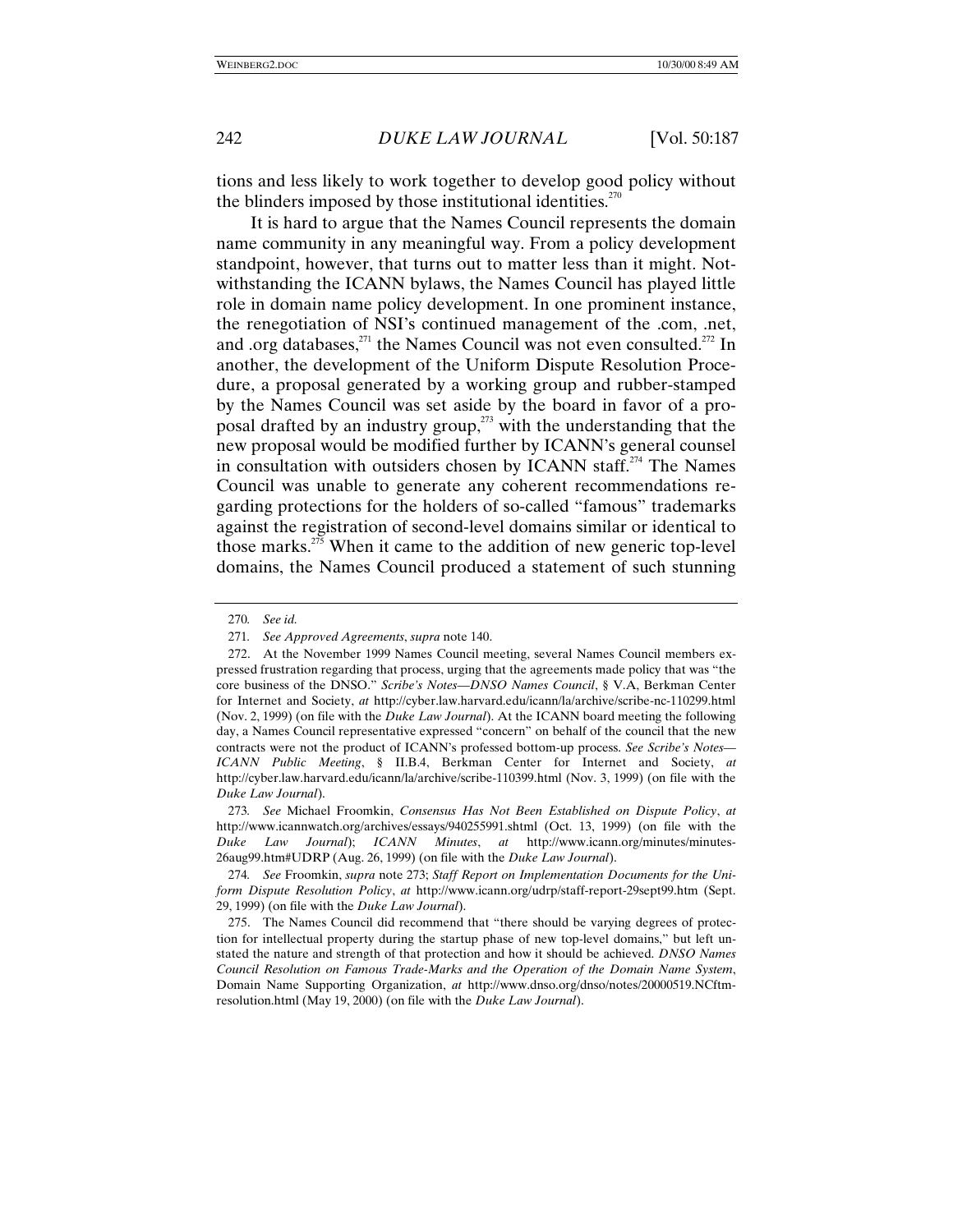tions and less likely to work together to develop good policy without the blinders imposed by those institutional identities.[270]

It is hard to argue that the Names Council represents the domain name community in any meaningful way. From a policy development standpoint, however, that turns out to matter less than it might. Notwithstanding the ICANN bylaws, the Names Council has played little role in domain name policy development. In one prominent instance, the renegotiation of NSI's continued management of the .com, .net, and .org databases,[271] the Names Council was not even consulted.[272] In another, the development of the Uniform Dispute Resolution Procedure, a proposal generated by a working group and rubber-stamped by the Names Council was set aside by the board in favor of a proposal drafted by an industry group,[273] with the understanding that the new proposal would be modified further by ICANN's general counsel in consultation with outsiders chosen by ICANN staff.[274] The Names Council was unable to generate any coherent recommendations regarding protections for the holders of so-called "famous" trademarks against the registration of second-level domains similar or identical to those marks.[275] When it came to the addition of new generic top-level domains, the Names Council produced a statement of such stunning

---

270. *See id.*

271. *See Approved Agreements*, *supra* note 140.

272. At the November 1999 Names Council meeting, several Names Council members expressed frustration regarding that process, urging that the agreements made policy that was "the core business of the DNSO." *Scribe's Notes—DNSO Names Council*, § V.A, Berkman Center for Internet and Society, *at* http://cyber.law.harvard.edu/icann/la/archive/scribe-nc-110299.html (Nov. 2, 1999) (on file with the *Duke Law Journal*). At the ICANN board meeting the following day, a Names Council representative expressed "concern" on behalf of the council that the new contracts were not the product of ICANN's professed bottom-up process. *See Scribe's Notes—ICANN Public Meeting*, § II.B.4, Berkman Center for Internet and Society, *at* http://cyber.law.harvard.edu/icann/la/archive/scribe-110399.html (Nov. 3, 1999) (on file with the *Duke Law Journal*).

273. *See* Michael Froomkin, *Consensus Has Not Been Established on Dispute Policy*, *at* http://www.icannwatch.org/archives/essays/940255991.shtml (Oct. 13, 1999) (on file with the *Duke Law Journal*); *ICANN Minutes*, *at* http://www.icann.org/minutes/minutes-26aug99.htm#UDRP (Aug. 26, 1999) (on file with the *Duke Law Journal*).

274. *See* Froomkin, *supra* note 273; *Staff Report on Implementation Documents for the Uniform Dispute Resolution Policy*, *at* http://www.icann.org/udrp/staff-report-29sept99.htm (Sept. 29, 1999) (on file with the *Duke Law Journal*).

275. The Names Council did recommend that "there should be varying degrees of protection for intellectual property during the startup phase of new top-level domains," but left unstated the nature and strength of that protection and how it should be achieved. *DNSO Names Council Resolution on Famous Trade-Marks and the Operation of the Domain Name System*, Domain Name Supporting Organization, *at* http://www.dnso.org/dnso/notes/20000519.NCftm-resolution.html (May 19, 2000) (on file with the *Duke Law Journal*).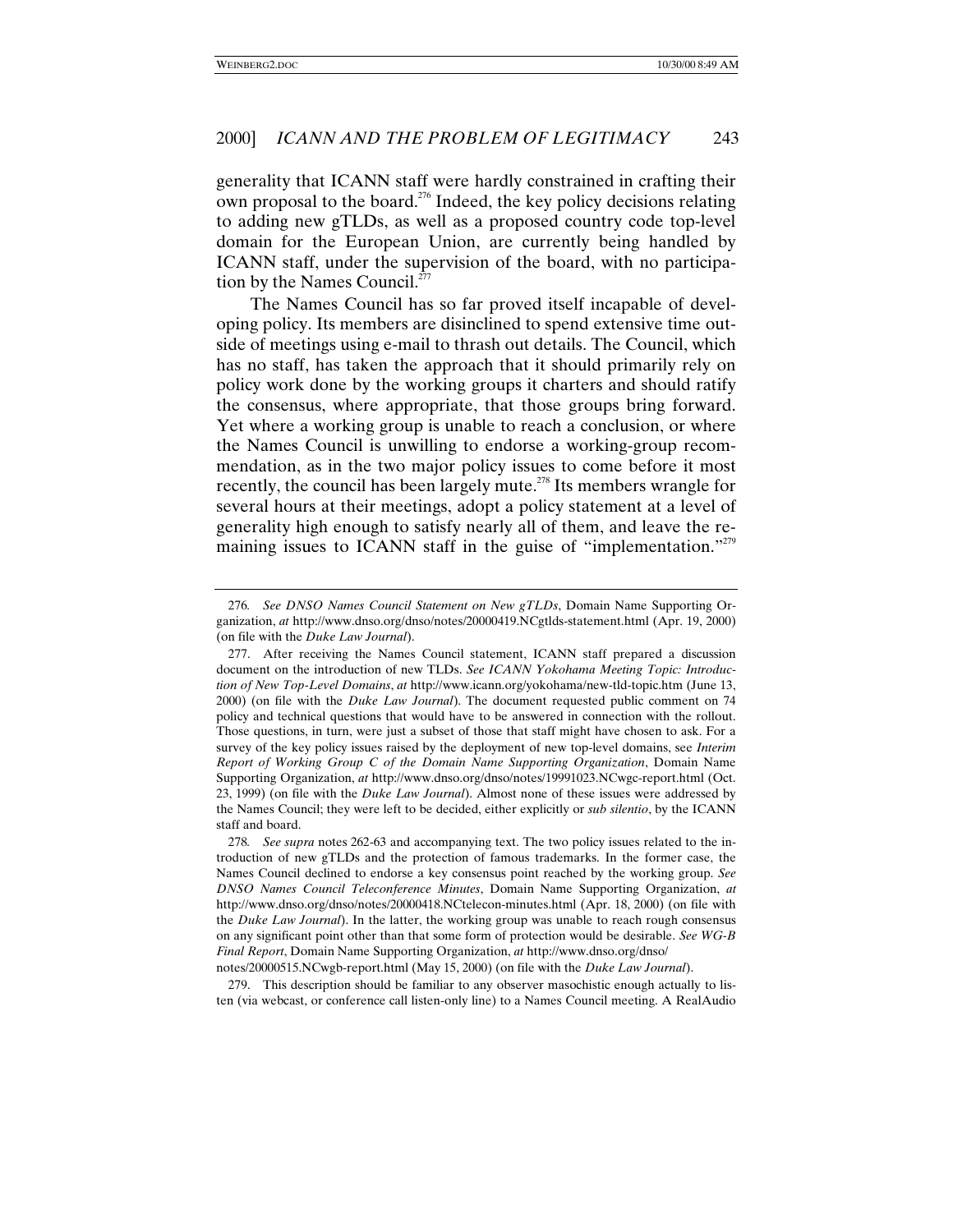generality that ICANN staff were hardly constrained in crafting their own proposal to the board.[276] Indeed, the key policy decisions relating to adding new gTLDs, as well as a proposed country code top-level domain for the European Union, are currently being handled by ICANN staff, under the supervision of the board, with no participation by the Names Council.[277]

The Names Council has so far proved itself incapable of developing policy. Its members are disinclined to spend extensive time outside of meetings using e-mail to thrash out details. The Council, which has no staff, has taken the approach that it should primarily rely on policy work done by the working groups it charters and should ratify the consensus, where appropriate, that those groups bring forward. Yet where a working group is unable to reach a conclusion, or where the Names Council is unwilling to endorse a working-group recommendation, as in the two major policy issues to come before it most recently, the council has been largely mute.[278] Its members wrangle for several hours at their meetings, adopt a policy statement at a level of generality high enough to satisfy nearly all of them, and leave the remaining issues to ICANN staff in the guise of "implementation."[279]

---

276. *See DNSO Names Council Statement on New gTLDs*, Domain Name Supporting Organization, *at* http://www.dnso.org/dnso/notes/20000419.NCgtlds-statement.html (Apr. 19, 2000) (on file with the *Duke Law Journal*).

277. After receiving the Names Council statement, ICANN staff prepared a discussion document on the introduction of new TLDs. *See ICANN Yokohama Meeting Topic: Introduction of New Top-Level Domains*, *at* http://www.icann.org/yokohama/new-tld-topic.htm (June 13, 2000) (on file with the *Duke Law Journal*). The document requested public comment on 74 policy and technical questions that would have to be answered in connection with the rollout. Those questions, in turn, were just a subset of those that staff might have chosen to ask. For a survey of the key policy issues raised by the deployment of new top-level domains, see *Interim Report of Working Group C of the Domain Name Supporting Organization*, Domain Name Supporting Organization, *at* http://www.dnso.org/dnso/notes/19991023.NCwgc-report.html (Oct. 23, 1999) (on file with the *Duke Law Journal*). Almost none of these issues were addressed by the Names Council; they were left to be decided, either explicitly or *sub silentio*, by the ICANN staff and board.

278. *See supra* notes 262-63 and accompanying text. The two policy issues related to the introduction of new gTLDs and the protection of famous trademarks. In the former case, the Names Council declined to endorse a key consensus point reached by the working group. *See DNSO Names Council Teleconference Minutes*, Domain Name Supporting Organization, *at* http://www.dnso.org/dnso/notes/20000418.NCtelecon-minutes.html (Apr. 18, 2000) (on file with the *Duke Law Journal*). In the latter, the working group was unable to reach rough consensus on any significant point other than that some form of protection would be desirable. *See WG-B Final Report*, Domain Name Supporting Organization, *at* http://www.dnso.org/dnso/notes/20000515.NCwgb-report.html (May 15, 2000) (on file with the *Duke Law Journal*).

279. This description should be familiar to any observer masochistic enough actually to listen (via webcast, or conference call listen-only line) to a Names Council meeting. A RealAudio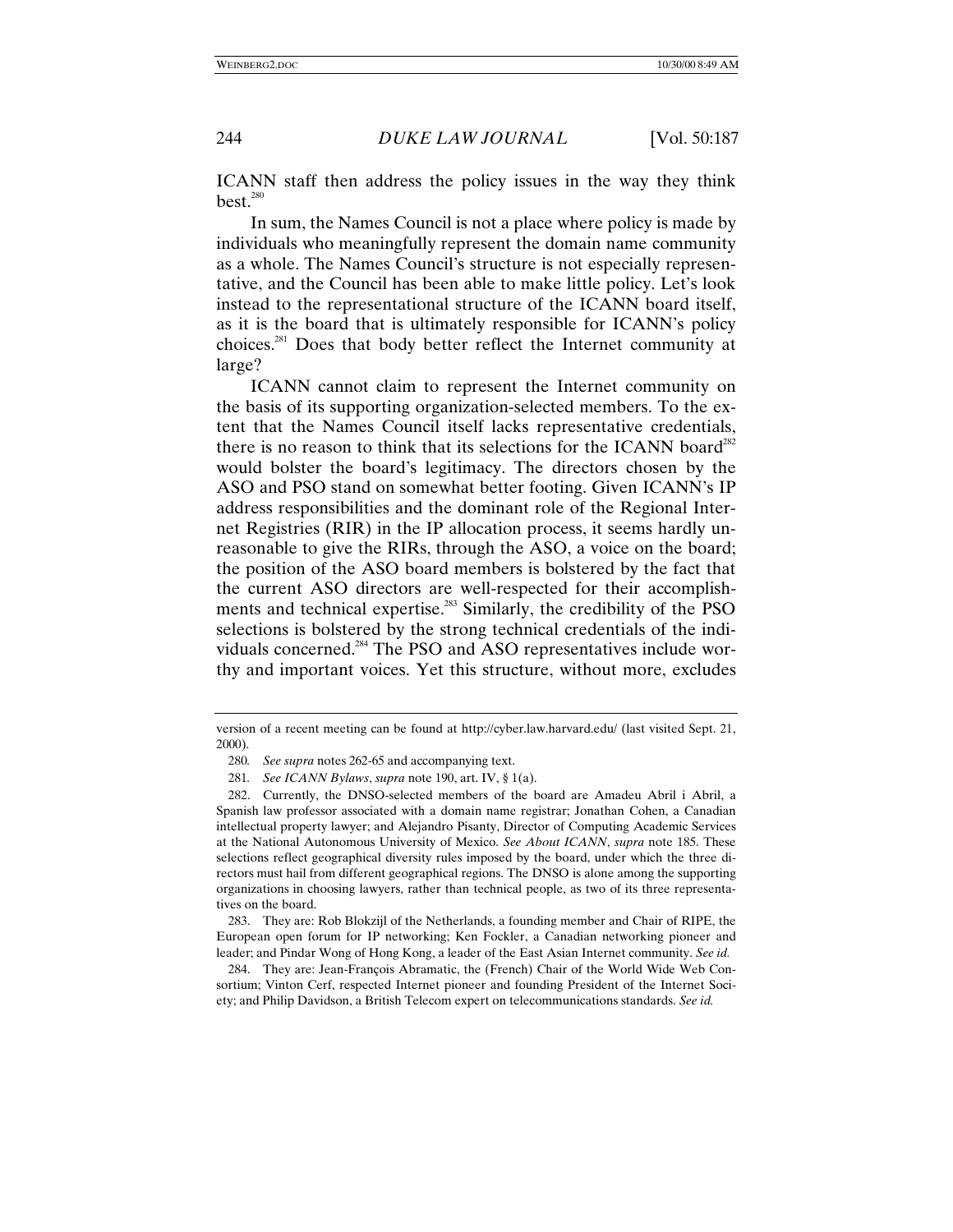ICANN staff then address the policy issues in the way they think best.[280]

In sum, the Names Council is not a place where policy is made by individuals who meaningfully represent the domain name community as a whole. The Names Council's structure is not especially representative, and the Council has been able to make little policy. Let's look instead to the representational structure of the ICANN board itself, as it is the board that is ultimately responsible for ICANN's policy choices.[281] Does that body better reflect the Internet community at large?

ICANN cannot claim to represent the Internet community on the basis of its supporting organization-selected members. To the extent that the Names Council itself lacks representative credentials, there is no reason to think that its selections for the ICANN board[282] would bolster the board's legitimacy. The directors chosen by the ASO and PSO stand on somewhat better footing. Given ICANN's IP address responsibilities and the dominant role of the Regional Internet Registries (RIR) in the IP allocation process, it seems hardly unreasonable to give the RIRs, through the ASO, a voice on the board; the position of the ASO board members is bolstered by the fact that the current ASO directors are well-respected for their accomplishments and technical expertise.[283] Similarly, the credibility of the PSO selections is bolstered by the strong technical credentials of the individuals concerned.[284] The PSO and ASO representatives include worthy and important voices. Yet this structure, without more, excludes

---

version of a recent meeting can be found at http://cyber.law.harvard.edu/ (last visited Sept. 21, 2000).

280. *See supra* notes 262-65 and accompanying text.

281. *See ICANN Bylaws*, *supra* note 190, art. IV, § 1(a).

282. Currently, the DNSO-selected members of the board are Amadeu Abril i Abril, a Spanish law professor associated with a domain name registrar; Jonathan Cohen, a Canadian intellectual property lawyer; and Alejandro Pisanty, Director of Computing Academic Services at the National Autonomous University of Mexico. *See About ICANN*, *supra* note 185. These selections reflect geographical diversity rules imposed by the board, under which the three directors must hail from different geographical regions. The DNSO is alone among the supporting organizations in choosing lawyers, rather than technical people, as two of its three representatives on the board.

283. They are: Rob Blokzijl of the Netherlands, a founding member and Chair of RIPE, the European open forum for IP networking; Ken Fockler, a Canadian networking pioneer and leader; and Pindar Wong of Hong Kong, a leader of the East Asian Internet community. *See id.*

284. They are: Jean-François Abramatic, the (French) Chair of the World Wide Web Consortium; Vinton Cerf, respected Internet pioneer and founding President of the Internet Society; and Philip Davidson, a British Telecom expert on telecommunications standards. *See id.*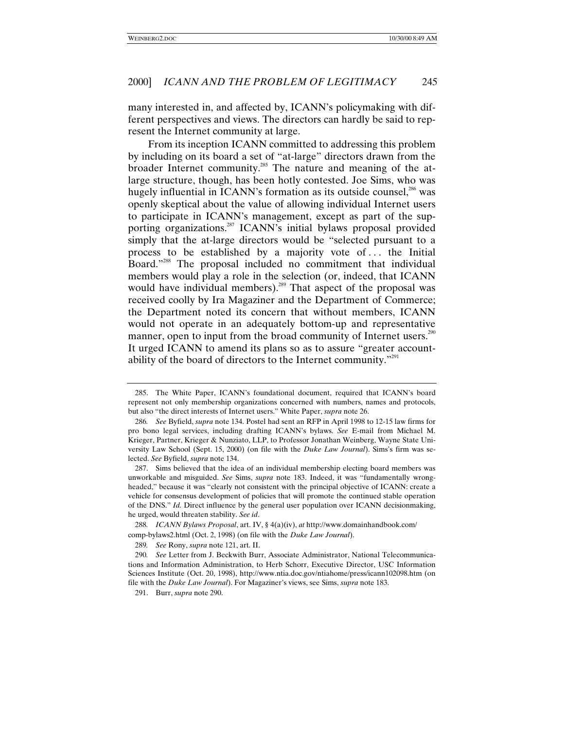many interested in, and affected by, ICANN's policymaking with different perspectives and views. The directors can hardly be said to represent the Internet community at large.

From its inception ICANN committed to addressing this problem by including on its board a set of "at-large" directors drawn from the broader Internet community.[285] The nature and meaning of the at-large structure, though, has been hotly contested. Joe Sims, who was hugely influential in ICANN's formation as its outside counsel,[286] was openly skeptical about the value of allowing individual Internet users to participate in ICANN's management, except as part of the supporting organizations.[287] ICANN's initial bylaws proposal provided simply that the at-large directors would be "selected pursuant to a process to be established by a majority vote of . . . the Initial Board."[288] The proposal included no commitment that individual members would play a role in the selection (or, indeed, that ICANN would have individual members).[289] That aspect of the proposal was received coolly by Ira Magaziner and the Department of Commerce; the Department noted its concern that without members, ICANN would not operate in an adequately bottom-up and representative manner, open to input from the broad community of Internet users.[290] It urged ICANN to amend its plans so as to assure "greater accountability of the board of directors to the Internet community."[291]

---

285. The White Paper, ICANN's foundational document, required that ICANN's board represent not only membership organizations concerned with numbers, names and protocols, but also "the direct interests of Internet users." White Paper, *supra* note 26.

286. *See* Byfield, *supra* note 134. Postel had sent an RFP in April 1998 to 12-15 law firms for pro bono legal services, including drafting ICANN's bylaws. *See* E-mail from Michael M. Krieger, Partner, Krieger & Nunziato, LLP, to Professor Jonathan Weinberg, Wayne State University Law School (Sept. 15, 2000) (on file with the *Duke Law Journal*). Sims's firm was selected. *See* Byfield, *supra* note 134.

287. Sims believed that the idea of an individual membership electing board members was unworkable and misguided. *See* Sims, *supra* note 183. Indeed, it was "fundamentally wrongheaded," because it was "clearly not consistent with the principal objective of ICANN: create a vehicle for consensus development of policies that will promote the continued stable operation of the DNS." *Id.* Direct influence by the general user population over ICANN decisionmaking, he urged, would threaten stability. *See id*.

288. *ICANN Bylaws Proposal*, art. IV, § 4(a)(iv), *at* http://www.domainhandbook.com/comp-bylaws2.html (Oct. 2, 1998) (on file with the *Duke Law Journal*).

289. *See* Rony, *supra* note 121, art. II.

290. *See* Letter from J. Beckwith Burr, Associate Administrator, National Telecommunications and Information Administration, to Herb Schorr, Executive Director, USC Information Sciences Institute (Oct. 20, 1998), http://www.ntia.doc.gov/ntiahome/press/icann102098.htm (on file with the *Duke Law Journal*). For Magaziner's views, see Sims, *supra* note 183.

291. Burr, *supra* note 290.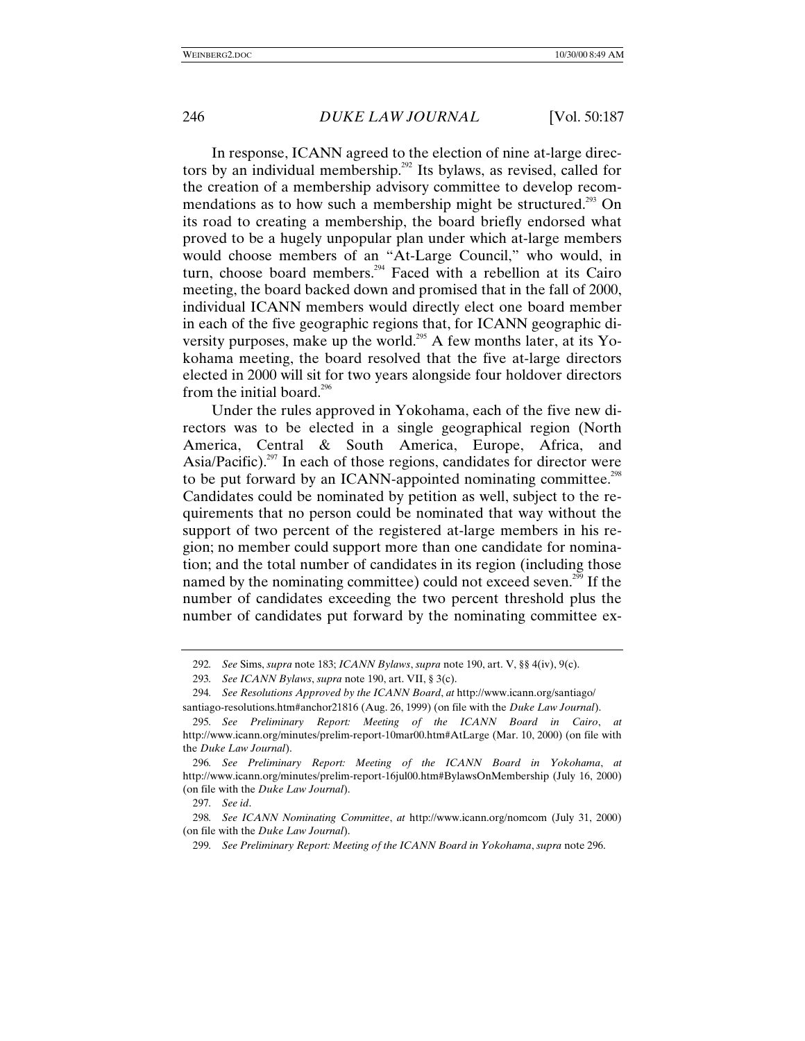In response, ICANN agreed to the election of nine at-large directors by an individual membership.[292] Its bylaws, as revised, called for the creation of a membership advisory committee to develop recommendations as to how such a membership might be structured.[293] On its road to creating a membership, the board briefly endorsed what proved to be a hugely unpopular plan under which at-large members would choose members of an "At-Large Council," who would, in turn, choose board members.[294] Faced with a rebellion at its Cairo meeting, the board backed down and promised that in the fall of 2000, individual ICANN members would directly elect one board member in each of the five geographic regions that, for ICANN geographic diversity purposes, make up the world.[295] A few months later, at its Yokohama meeting, the board resolved that the five at-large directors elected in 2000 will sit for two years alongside four holdover directors from the initial board.[296]

Under the rules approved in Yokohama, each of the five new directors was to be elected in a single geographical region (North America, Central & South America, Europe, Africa, and Asia/Pacific).[297] In each of those regions, candidates for director were to be put forward by an ICANN-appointed nominating committee.[298] Candidates could be nominated by petition as well, subject to the requirements that no person could be nominated that way without the support of two percent of the registered at-large members in his region; no member could support more than one candidate for nomination; and the total number of candidates in its region (including those named by the nominating committee) could not exceed seven.[299] If the number of candidates exceeding the two percent threshold plus the number of candidates put forward by the nominating committee ex-

---

292. *See* Sims, *supra* note 183; *ICANN Bylaws*, *supra* note 190, art. V, §§ 4(iv), 9(c).

293. *See ICANN Bylaws*, *supra* note 190, art. VII, § 3(c).

294. *See Resolutions Approved by the ICANN Board*, *at* http://www.icann.org/santiago/santiago-resolutions.htm#anchor21816 (Aug. 26, 1999) (on file with the *Duke Law Journal*).

295. *See Preliminary Report: Meeting of the ICANN Board in Cairo*, *at* http://www.icann.org/minutes/prelim-report-10mar00.htm#AtLarge (Mar. 10, 2000) (on file with the *Duke Law Journal*).

296. *See Preliminary Report: Meeting of the ICANN Board in Yokohama*, *at* http://www.icann.org/minutes/prelim-report-16jul00.htm#BylawsOnMembership (July 16, 2000) (on file with the *Duke Law Journal*).

297. *See id*.

298. *See ICANN Nominating Committee*, *at* http://www.icann.org/nomcom (July 31, 2000) (on file with the *Duke Law Journal*).

299. *See Preliminary Report: Meeting of the ICANN Board in Yokohama*, *supra* note 296.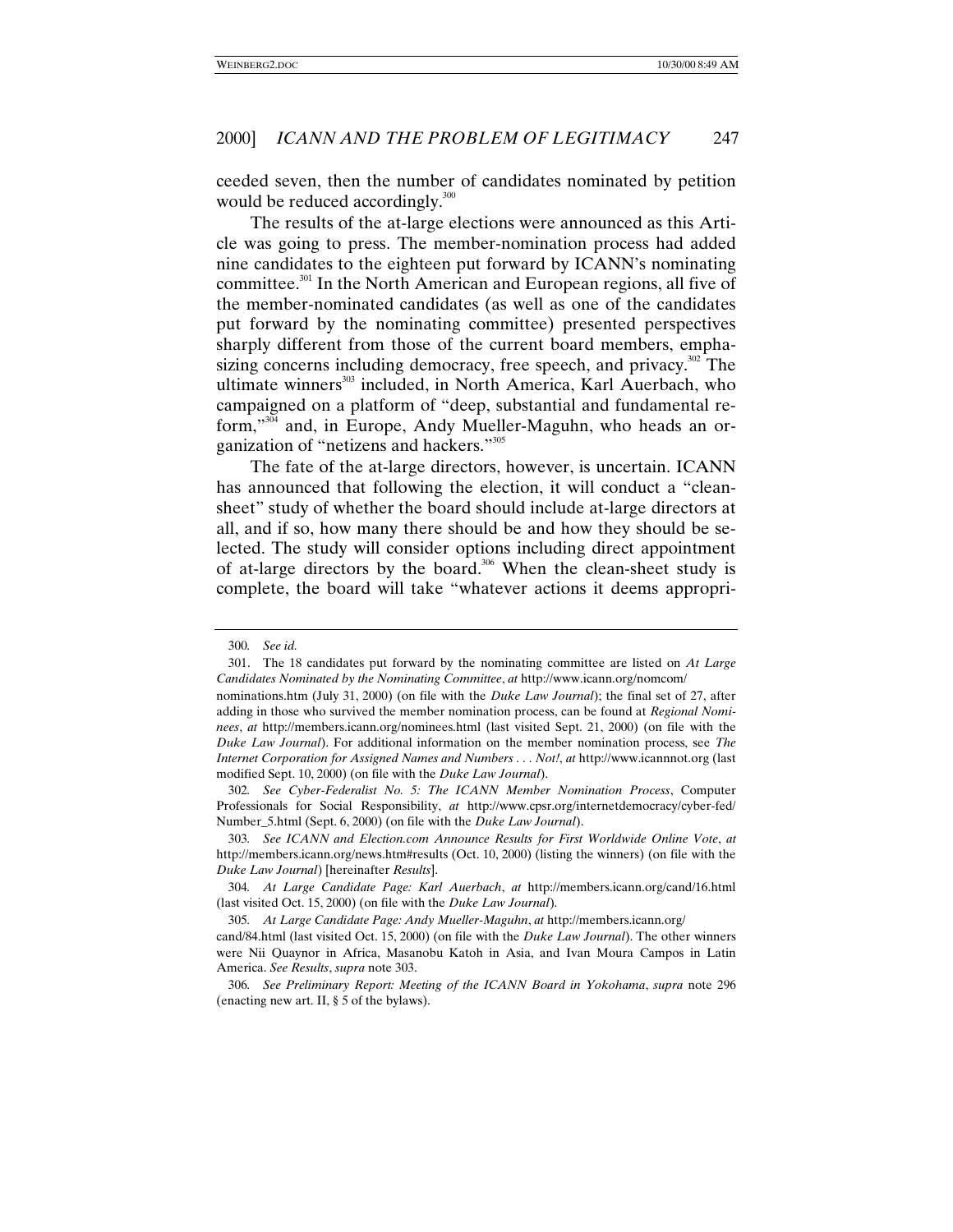ceeded seven, then the number of candidates nominated by petition would be reduced accordingly.[300]

The results of the at-large elections were announced as this Article was going to press. The member-nomination process had added nine candidates to the eighteen put forward by ICANN's nominating committee.[301] In the North American and European regions, all five of the member-nominated candidates (as well as one of the candidates put forward by the nominating committee) presented perspectives sharply different from those of the current board members, emphasizing concerns including democracy, free speech, and privacy.[302] The ultimate winners[303] included, in North America, Karl Auerbach, who campaigned on a platform of "deep, substantial and fundamental reform,"[304] and, in Europe, Andy Mueller-Maguhn, who heads an organization of "netizens and hackers."[305]

The fate of the at-large directors, however, is uncertain. ICANN has announced that following the election, it will conduct a "clean-sheet" study of whether the board should include at-large directors at all, and if so, how many there should be and how they should be selected. The study will consider options including direct appointment of at-large directors by the board.[306] When the clean-sheet study is complete, the board will take "whatever actions it deems appropri-

---

300. *See id.*

301. The 18 candidates put forward by the nominating committee are listed on *At Large Candidates Nominated by the Nominating Committee*, *at* http://www.icann.org/nomcom/nominations.htm (July 31, 2000) (on file with the *Duke Law Journal*); the final set of 27, after adding in those who survived the member nomination process, can be found at *Regional Nominees*, *at* http://members.icann.org/nominees.html (last visited Sept. 21, 2000) (on file with the *Duke Law Journal*). For additional information on the member nomination process, see *The Internet Corporation for Assigned Names and Numbers . . . Not!*, *at* http://www.icannnot.org (last modified Sept. 10, 2000) (on file with the *Duke Law Journal*).

302. *See Cyber-Federalist No. 5: The ICANN Member Nomination Process*, Computer Professionals for Social Responsibility, *at* http://www.cpsr.org/internetdemocracy/cyber-fed/Number_5.html (Sept. 6, 2000) (on file with the *Duke Law Journal*).

303. *See ICANN and Election.com Announce Results for First Worldwide Online Vote*, *at* http://members.icann.org/news.htm#results (Oct. 10, 2000) (listing the winners) (on file with the *Duke Law Journal*) [hereinafter *Results*].

304. *At Large Candidate Page: Karl Auerbach*, *at* http://members.icann.org/cand/16.html (last visited Oct. 15, 2000) (on file with the *Duke Law Journal*).

305. *At Large Candidate Page: Andy Mueller-Maguhn*, *at* http://members.icann.org/cand/84.html (last visited Oct. 15, 2000) (on file with the *Duke Law Journal*). The other winners were Nii Quaynor in Africa, Masanobu Katoh in Asia, and Ivan Moura Campos in Latin America. *See Results*, *supra* note 303.

306. *See Preliminary Report: Meeting of the ICANN Board in Yokohama*, *supra* note 296 (enacting new art. II, § 5 of the bylaws).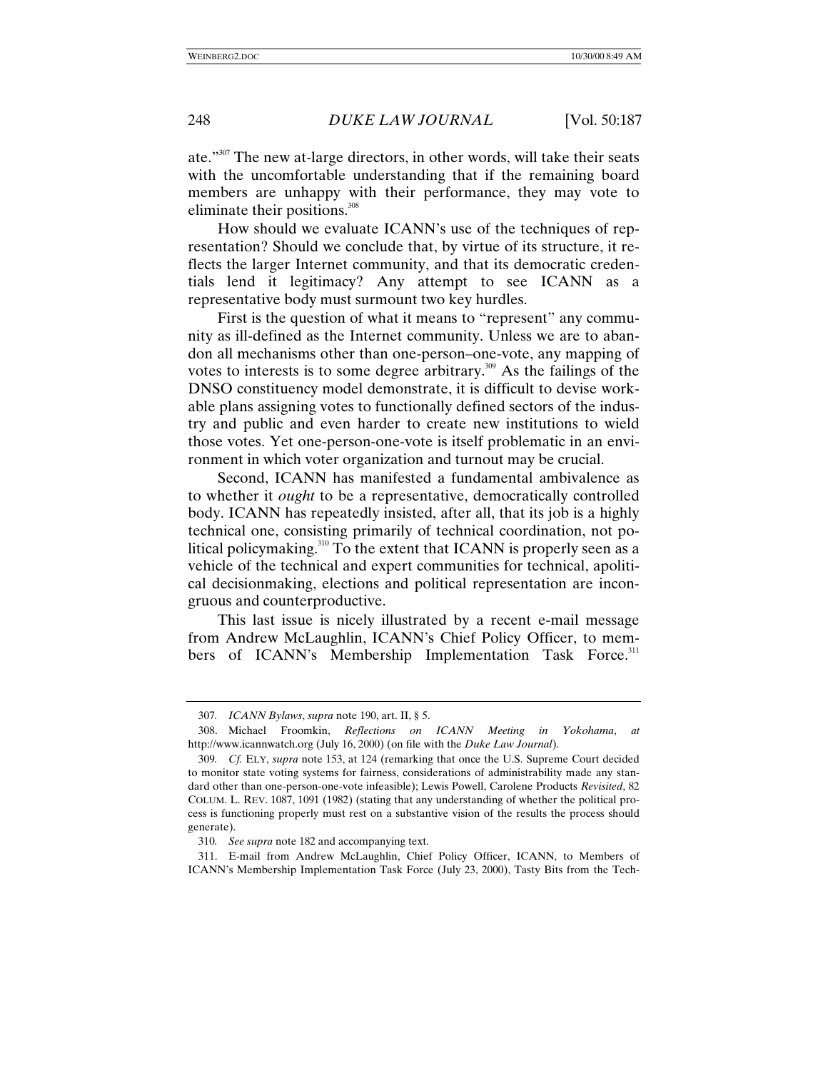ate."[307] The new at-large directors, in other words, will take their seats with the uncomfortable understanding that if the remaining board members are unhappy with their performance, they may vote to eliminate their positions.[308]

How should we evaluate ICANN's use of the techniques of representation? Should we conclude that, by virtue of its structure, it reflects the larger Internet community, and that its democratic credentials lend it legitimacy? Any attempt to see ICANN as a representative body must surmount two key hurdles.

First is the question of what it means to "represent" any community as ill-defined as the Internet community. Unless we are to abandon all mechanisms other than one-person–one-vote, any mapping of votes to interests is to some degree arbitrary.[309] As the failings of the DNSO constituency model demonstrate, it is difficult to devise workable plans assigning votes to functionally defined sectors of the industry and public and even harder to create new institutions to wield those votes. Yet one-person-one-vote is itself problematic in an environment in which voter organization and turnout may be crucial.

Second, ICANN has manifested a fundamental ambivalence as to whether it *ought* to be a representative, democratically controlled body. ICANN has repeatedly insisted, after all, that its job is a highly technical one, consisting primarily of technical coordination, not political policymaking.[310] To the extent that ICANN is properly seen as a vehicle of the technical and expert communities for technical, apolitical decisionmaking, elections and political representation are incongruous and counterproductive.

This last issue is nicely illustrated by a recent e-mail message from Andrew McLaughlin, ICANN's Chief Policy Officer, to members of ICANN's Membership Implementation Task Force.[311]

---

307. *ICANN Bylaws*, *supra* note 190, art. II, § 5.

308. Michael Froomkin, *Reflections on ICANN Meeting in Yokohama*, *at* http://www.icannwatch.org (July 16, 2000) (on file with the *Duke Law Journal*).

309. *Cf.* ELY, *supra* note 153, at 124 (remarking that once the U.S. Supreme Court decided to monitor state voting systems for fairness, considerations of administrability made any standard other than one-person-one-vote infeasible); Lewis Powell, Carolene Products *Revisited*, 82 COLUM. L. REV. 1087, 1091 (1982) (stating that any understanding of whether the political process is functioning properly must rest on a substantive vision of the results the process should generate).

310. *See supra* note 182 and accompanying text.

311. E-mail from Andrew McLaughlin, Chief Policy Officer, ICANN, to Members of ICANN's Membership Implementation Task Force (July 23, 2000), Tasty Bits from the Tech-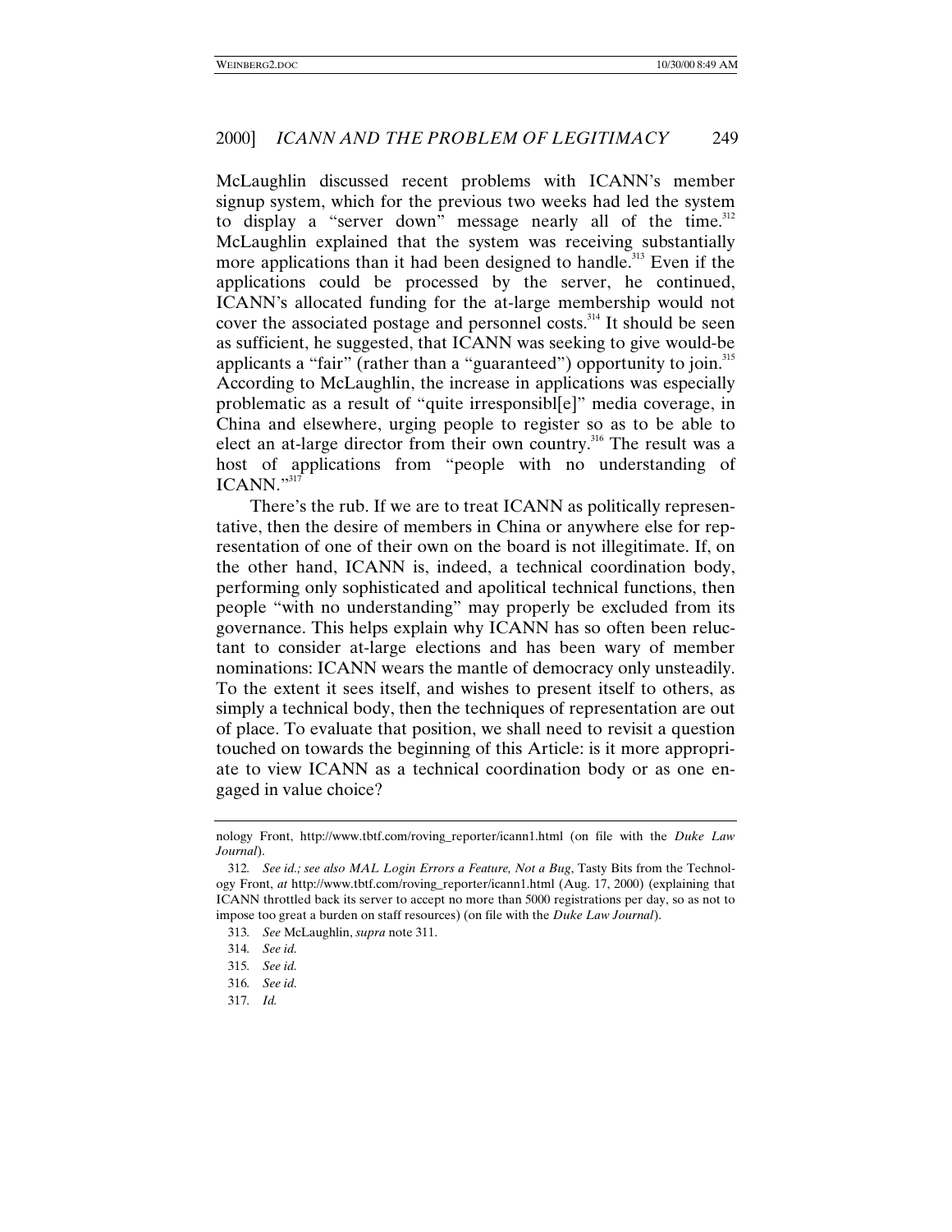McLaughlin discussed recent problems with ICANN's member signup system, which for the previous two weeks had led the system to display a "server down" message nearly all of the time.[312] McLaughlin explained that the system was receiving substantially more applications than it had been designed to handle.[313] Even if the applications could be processed by the server, he continued, ICANN's allocated funding for the at-large membership would not cover the associated postage and personnel costs.[314] It should be seen as sufficient, he suggested, that ICANN was seeking to give would-be applicants a "fair" (rather than a "guaranteed") opportunity to join.[315] According to McLaughlin, the increase in applications was especially problematic as a result of "quite irresponsibl[e]" media coverage, in China and elsewhere, urging people to register so as to be able to elect an at-large director from their own country.[316] The result was a host of applications from "people with no understanding of ICANN."[317]

There's the rub. If we are to treat ICANN as politically representative, then the desire of members in China or anywhere else for representation of one of their own on the board is not illegitimate. If, on the other hand, ICANN is, indeed, a technical coordination body, performing only sophisticated and apolitical technical functions, then people "with no understanding" may properly be excluded from its governance. This helps explain why ICANN has so often been reluctant to consider at-large elections and has been wary of member nominations: ICANN wears the mantle of democracy only unsteadily. To the extent it sees itself, and wishes to present itself to others, as simply a technical body, then the techniques of representation are out of place. To evaluate that position, we shall need to revisit a question touched on towards the beginning of this Article: is it more appropriate to view ICANN as a technical coordination body or as one engaged in value choice?

---

nology Front, http://www.tbtf.com/roving_reporter/icann1.html (on file with the *Duke Law Journal*).

312. *See id.; see also MAL Login Errors a Feature, Not a Bug*, Tasty Bits from the Technology Front, *at* http://www.tbtf.com/roving_reporter/icann1.html (Aug. 17, 2000) (explaining that ICANN throttled back its server to accept no more than 5000 registrations per day, so as not to impose too great a burden on staff resources) (on file with the *Duke Law Journal*).

313. *See* McLaughlin, *supra* note 311.

314. *See id.*

315. *See id.*

316. *See id.*

317. *Id.*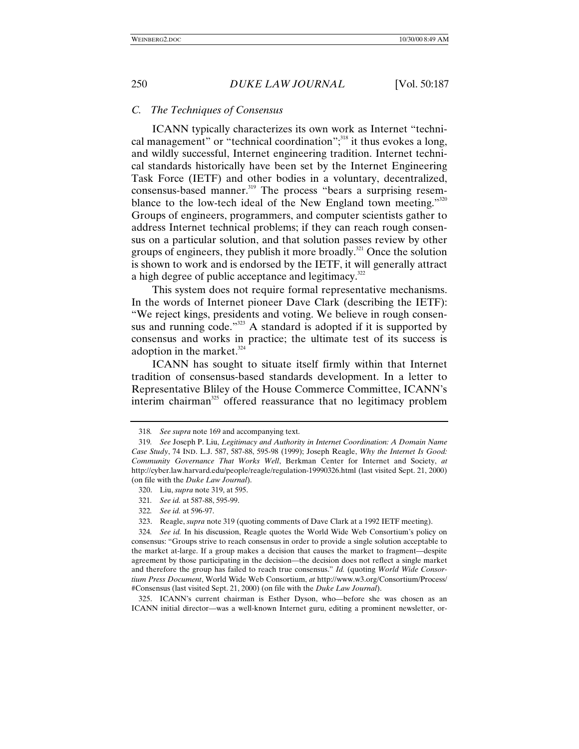### *C. The Techniques of Consensus*

ICANN typically characterizes its own work as Internet "technical management" or "technical coordination";[318] it thus evokes a long, and wildly successful, Internet engineering tradition. Internet technical standards historically have been set by the Internet Engineering Task Force (IETF) and other bodies in a voluntary, decentralized, consensus-based manner.[319] The process "bears a surprising resemblance to the low-tech ideal of the New England town meeting."[320] Groups of engineers, programmers, and computer scientists gather to address Internet technical problems; if they can reach rough consensus on a particular solution, and that solution passes review by other groups of engineers, they publish it more broadly.[321] Once the solution is shown to work and is endorsed by the IETF, it will generally attract a high degree of public acceptance and legitimacy.[322]

This system does not require formal representative mechanisms. In the words of Internet pioneer Dave Clark (describing the IETF): "We reject kings, presidents and voting. We believe in rough consensus and running code."[323] A standard is adopted if it is supported by consensus and works in practice; the ultimate test of its success is adoption in the market.[324]

ICANN has sought to situate itself firmly within that Internet tradition of consensus-based standards development. In a letter to Representative Bliley of the House Commerce Committee, ICANN's interim chairman[325] offered reassurance that no legitimacy problem

---

318. *See supra* note 169 and accompanying text.

319. *See* Joseph P. Liu, *Legitimacy and Authority in Internet Coordination: A Domain Name Case Study*, 74 IND. L.J. 587, 587-88, 595-98 (1999); Joseph Reagle, *Why the Internet Is Good: Community Governance That Works Well*, Berkman Center for Internet and Society, *at* http://cyber.law.harvard.edu/people/reagle/regulation-19990326.html (last visited Sept. 21, 2000) (on file with the *Duke Law Journal*).

320. Liu, *supra* note 319, at 595.

321. *See id.* at 587-88, 595-99.

322. *See id.* at 596-97.

323. Reagle, *supra* note 319 (quoting comments of Dave Clark at a 1992 IETF meeting).

324. *See id.* In his discussion, Reagle quotes the World Wide Web Consortium's policy on consensus: "Groups strive to reach consensus in order to provide a single solution acceptable to the market at-large. If a group makes a decision that causes the market to fragment—despite agreement by those participating in the decision—the decision does not reflect a single market and therefore the group has failed to reach true consensus." *Id.* (quoting *World Wide Consortium Press Document*, World Wide Web Consortium, *at* http://www.w3.org/Consortium/Process/#Consensus (last visited Sept. 21, 2000) (on file with the *Duke Law Journal*).

325. ICANN's current chairman is Esther Dyson, who—before she was chosen as an ICANN initial director—was a well-known Internet guru, editing a prominent newsletter, or-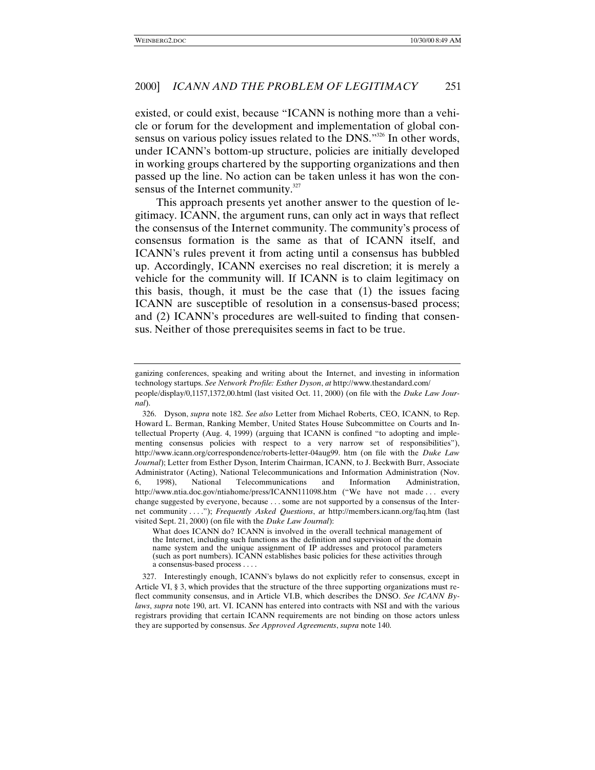existed, or could exist, because "ICANN is nothing more than a vehicle or forum for the development and implementation of global consensus on various policy issues related to the DNS."[326] In other words, under ICANN's bottom-up structure, policies are initially developed in working groups chartered by the supporting organizations and then passed up the line. No action can be taken unless it has won the consensus of the Internet community.[327]

This approach presents yet another answer to the question of legitimacy. ICANN, the argument runs, can only act in ways that reflect the consensus of the Internet community. The community's process of consensus formation is the same as that of ICANN itself, and ICANN's rules prevent it from acting until a consensus has bubbled up. Accordingly, ICANN exercises no real discretion; it is merely a vehicle for the community will. If ICANN is to claim legitimacy on this basis, though, it must be the case that (1) the issues facing ICANN are susceptible of resolution in a consensus-based process; and (2) ICANN's procedures are well-suited to finding that consensus. Neither of those prerequisites seems in fact to be true.

---

ganizing conferences, speaking and writing about the Internet, and investing in information technology startups. *See Network Profile: Esther Dyson*, *at* http://www.thestandard.com/people/display/0,1157,1372,00.html (last visited Oct. 11, 2000) (on file with the *Duke Law Journal*).

326. Dyson, *supra* note 182. *See also* Letter from Michael Roberts, CEO, ICANN, to Rep. Howard L. Berman, Ranking Member, United States House Subcommittee on Courts and Intellectual Property (Aug. 4, 1999) (arguing that ICANN is confined "to adopting and implementing consensus policies with respect to a very narrow set of responsibilities"), http://www.icann.org/correspondence/roberts-letter-04aug99. htm (on file with the *Duke Law Journal*); Letter from Esther Dyson, Interim Chairman, ICANN, to J. Beckwith Burr, Associate Administrator (Acting), National Telecommunications and Information Administration (Nov. 6, 1998), National Telecommunications and Information Administration, http://www.ntia.doc.gov/ntiahome/press/ICANN111098.htm ("We have not made . . . every change suggested by everyone, because . . . some are not supported by a consensus of the Internet community . . . ."); *Frequently Asked Questions*, *at* http://members.icann.org/faq.htm (last visited Sept. 21, 2000) (on file with the *Duke Law Journal*):

> What does ICANN do? ICANN is involved in the overall technical management of the Internet, including such functions as the definition and supervision of the domain name system and the unique assignment of IP addresses and protocol parameters (such as port numbers). ICANN establishes basic policies for these activities through a consensus-based process . . . .

327. Interestingly enough, ICANN's bylaws do not explicitly refer to consensus, except in Article VI, § 3, which provides that the structure of the three supporting organizations must reflect community consensus, and in Article VI.B, which describes the DNSO. *See ICANN Bylaws*, *supra* note 190, art. VI. ICANN has entered into contracts with NSI and with the various registrars providing that certain ICANN requirements are not binding on those actors unless they are supported by consensus. *See Approved Agreements*, *supra* note 140.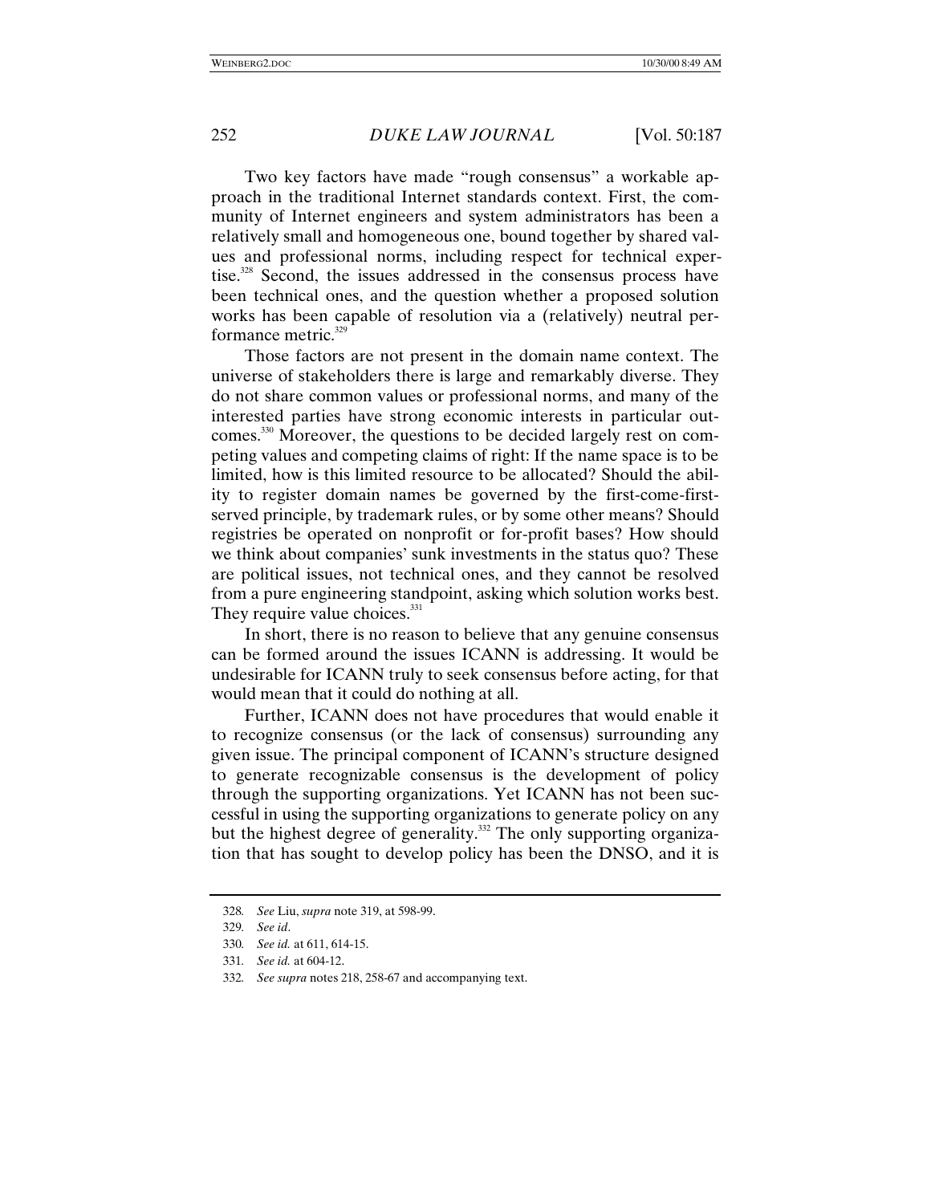Two key factors have made "rough consensus" a workable approach in the traditional Internet standards context. First, the community of Internet engineers and system administrators has been a relatively small and homogeneous one, bound together by shared values and professional norms, including respect for technical expertise.[328] Second, the issues addressed in the consensus process have been technical ones, and the question whether a proposed solution works has been capable of resolution via a (relatively) neutral performance metric.[329]

Those factors are not present in the domain name context. The universe of stakeholders there is large and remarkably diverse. They do not share common values or professional norms, and many of the interested parties have strong economic interests in particular outcomes.[330] Moreover, the questions to be decided largely rest on competing values and competing claims of right: If the name space is to be limited, how is this limited resource to be allocated? Should the ability to register domain names be governed by the first-come-first-served principle, by trademark rules, or by some other means? Should registries be operated on nonprofit or for-profit bases? How should we think about companies' sunk investments in the status quo? These are political issues, not technical ones, and they cannot be resolved from a pure engineering standpoint, asking which solution works best. They require value choices.[331]

In short, there is no reason to believe that any genuine consensus can be formed around the issues ICANN is addressing. It would be undesirable for ICANN truly to seek consensus before acting, for that would mean that it could do nothing at all.

Further, ICANN does not have procedures that would enable it to recognize consensus (or the lack of consensus) surrounding any given issue. The principal component of ICANN's structure designed to generate recognizable consensus is the development of policy through the supporting organizations. Yet ICANN has not been successful in using the supporting organizations to generate policy on any but the highest degree of generality.[332] The only supporting organization that has sought to develop policy has been the DNSO, and it is

---

328. *See* Liu, *supra* note 319, at 598-99.

329. *See id*.

330. *See id.* at 611, 614-15.

331. *See id.* at 604-12.

332. *See supra* notes 218, 258-67 and accompanying text.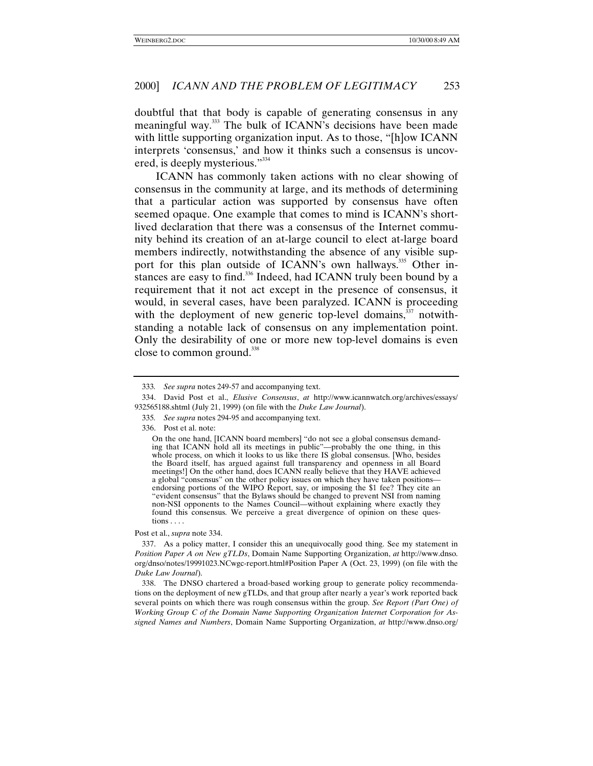doubtful that that body is capable of generating consensus in any meaningful way.[333] The bulk of ICANN's decisions have been made with little supporting organization input. As to those, "[h]ow ICANN interprets 'consensus,' and how it thinks such a consensus is uncovered, is deeply mysterious."[334]

ICANN has commonly taken actions with no clear showing of consensus in the community at large, and its methods of determining that a particular action was supported by consensus have often seemed opaque. One example that comes to mind is ICANN's short-lived declaration that there was a consensus of the Internet community behind its creation of an at-large council to elect at-large board members indirectly, notwithstanding the absence of any visible support for this plan outside of ICANN's own hallways.[335] Other instances are easy to find.[336] Indeed, had ICANN truly been bound by a requirement that it not act except in the presence of consensus, it would, in several cases, have been paralyzed. ICANN is proceeding with the deployment of new generic top-level domains,[337] notwithstanding a notable lack of consensus on any implementation point. Only the desirability of one or more new top-level domains is even close to common ground.[338]

---

333. *See supra* notes 249-57 and accompanying text.

334. David Post et al., *Elusive Consensus*, *at* http://www.icannwatch.org/archives/essays/932565188.shtml (July 21, 1999) (on file with the *Duke Law Journal*).

335. *See supra* notes 294-95 and accompanying text.

336. Post et al. note:

> On the one hand, [ICANN board members] "do not see a global consensus demanding that ICANN hold all its meetings in public"—probably the one thing, in this whole process, on which it looks to us like there IS global consensus. [Who, besides the Board itself, has argued against full transparency and openness in all Board meetings!] On the other hand, does ICANN really believe that they HAVE achieved a global "consensus" on the other policy issues on which they have taken positions—endorsing portions of the WIPO Report, say, or imposing the $1 fee? They cite an "evident consensus" that the Bylaws should be changed to prevent NSI from naming non-NSI opponents to the Names Council—without explaining where exactly they found this consensus. We perceive a great divergence of opinion on these questions . . . .

Post et al., *supra* note 334.

337. As a policy matter, I consider this an unequivocally good thing. See my statement in *Position Paper A on New gTLDs*, Domain Name Supporting Organization, *at* http://www.dnso.org/dnso/notes/19991023.NCwgc-report.html#Position Paper A (Oct. 23, 1999) (on file with the *Duke Law Journal*).

338. The DNSO chartered a broad-based working group to generate policy recommendations on the deployment of new gTLDs, and that group after nearly a year's work reported back several points on which there was rough consensus within the group. *See Report (Part One) of Working Group C of the Domain Name Supporting Organization Internet Corporation for Assigned Names and Numbers*, Domain Name Supporting Organization, *at* http://www.dnso.org/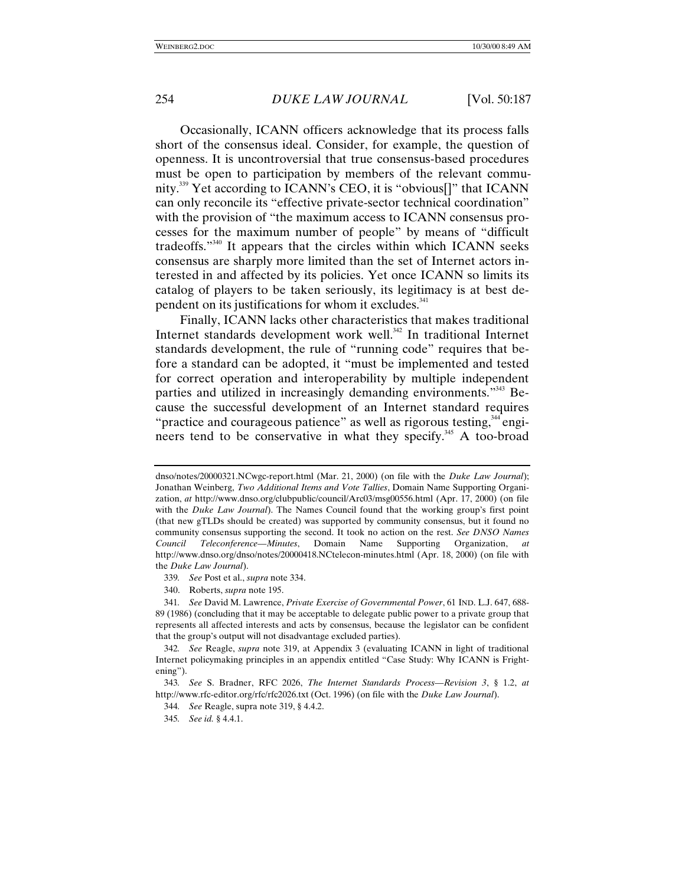Occasionally, ICANN officers acknowledge that its process falls short of the consensus ideal. Consider, for example, the question of openness. It is uncontroversial that true consensus-based procedures must be open to participation by members of the relevant community.[339] Yet according to ICANN's CEO, it is "obvious[]" that ICANN can only reconcile its "effective private-sector technical coordination" with the provision of "the maximum access to ICANN consensus processes for the maximum number of people" by means of "difficult tradeoffs."[340] It appears that the circles within which ICANN seeks consensus are sharply more limited than the set of Internet actors interested in and affected by its policies. Yet once ICANN so limits its catalog of players to be taken seriously, its legitimacy is at best dependent on its justifications for whom it excludes.[341]

Finally, ICANN lacks other characteristics that makes traditional Internet standards development work well.[342] In traditional Internet standards development, the rule of "running code" requires that before a standard can be adopted, it "must be implemented and tested for correct operation and interoperability by multiple independent parties and utilized in increasingly demanding environments."[343] Because the successful development of an Internet standard requires "practice and courageous patience" as well as rigorous testing,[344] engineers tend to be conservative in what they specify.[345] A too-broad

---

dnso/notes/20000321.NCwgc-report.html (Mar. 21, 2000) (on file with the *Duke Law Journal*); Jonathan Weinberg, *Two Additional Items and Vote Tallies*, Domain Name Supporting Organization, *at* http://www.dnso.org/clubpublic/council/Arc03/msg00556.html (Apr. 17, 2000) (on file with the *Duke Law Journal*). The Names Council found that the working group's first point (that new gTLDs should be created) was supported by community consensus, but it found no community consensus supporting the second. It took no action on the rest. *See DNSO Names Council Teleconference—Minutes*, Domain Name Supporting Organization, *at* http://www.dnso.org/dnso/notes/20000418.NCtelecon-minutes.html (Apr. 18, 2000) (on file with the *Duke Law Journal*).

339. *See* Post et al., *supra* note 334.

340. Roberts, *supra* note 195.

341. *See* David M. Lawrence, *Private Exercise of Governmental Power*, 61 IND. L.J. 647, 688-89 (1986) (concluding that it may be acceptable to delegate public power to a private group that represents all affected interests and acts by consensus, because the legislator can be confident that the group's output will not disadvantage excluded parties).

342. *See* Reagle, *supra* note 319, at Appendix 3 (evaluating ICANN in light of traditional Internet policymaking principles in an appendix entitled "Case Study: Why ICANN is Frightening").

343. *See* S. Bradner, RFC 2026, *The Internet Standards Process—Revision 3*, § 1.2, *at* http://www.rfc-editor.org/rfc/rfc2026.txt (Oct. 1996) (on file with the *Duke Law Journal*).

344. *See* Reagle, supra note 319, § 4.4.2.

345. *See id.* § 4.4.1.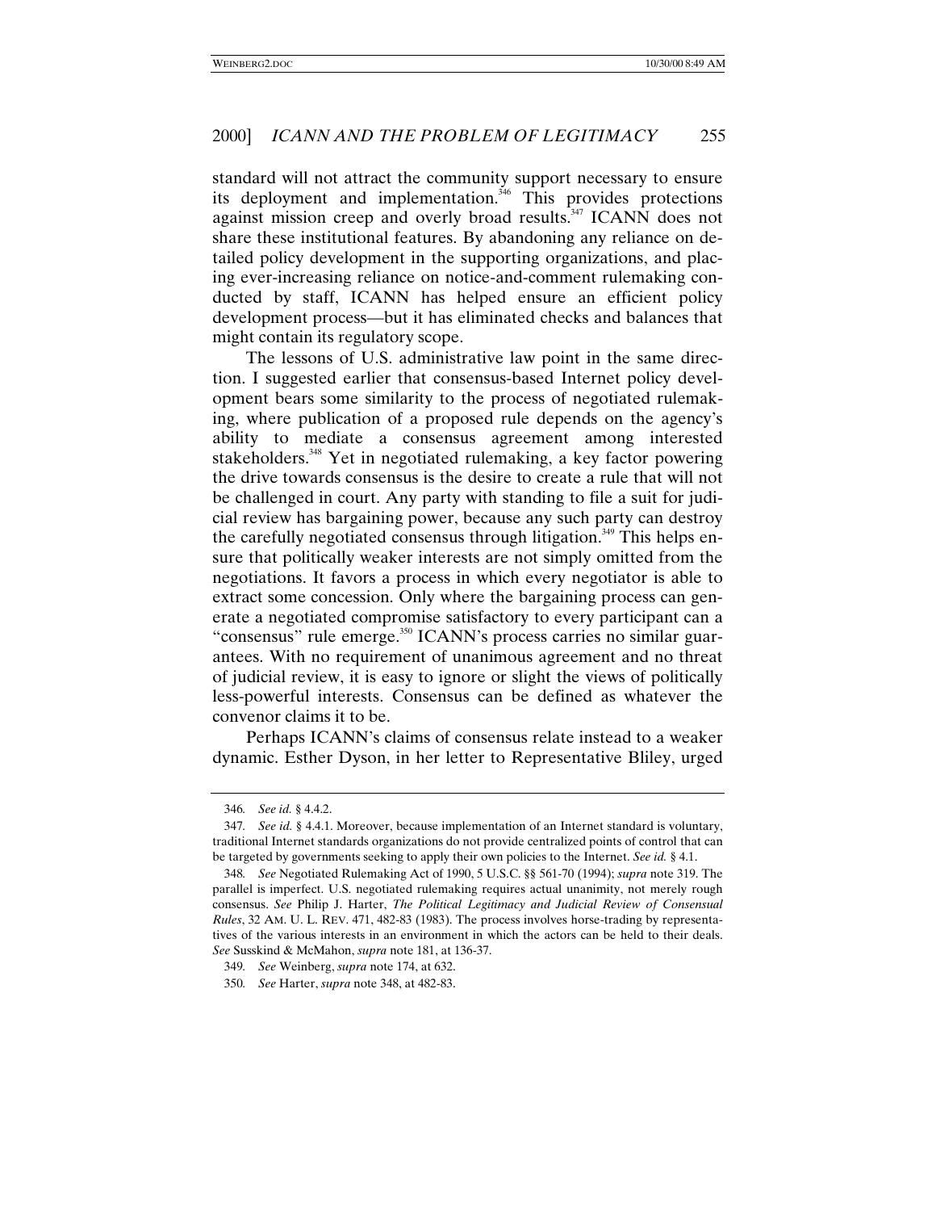standard will not attract the community support necessary to ensure its deployment and implementation.[346] This provides protections against mission creep and overly broad results.[347] ICANN does not share these institutional features. By abandoning any reliance on detailed policy development in the supporting organizations, and placing ever-increasing reliance on notice-and-comment rulemaking conducted by staff, ICANN has helped ensure an efficient policy development process—but it has eliminated checks and balances that might contain its regulatory scope.

The lessons of U.S. administrative law point in the same direction. I suggested earlier that consensus-based Internet policy development bears some similarity to the process of negotiated rulemaking, where publication of a proposed rule depends on the agency's ability to mediate a consensus agreement among interested stakeholders.[348] Yet in negotiated rulemaking, a key factor powering the drive towards consensus is the desire to create a rule that will not be challenged in court. Any party with standing to file a suit for judicial review has bargaining power, because any such party can destroy the carefully negotiated consensus through litigation.[349] This helps ensure that politically weaker interests are not simply omitted from the negotiations. It favors a process in which every negotiator is able to extract some concession. Only where the bargaining process can generate a negotiated compromise satisfactory to every participant can a "consensus" rule emerge.[350] ICANN's process carries no similar guarantees. With no requirement of unanimous agreement and no threat of judicial review, it is easy to ignore or slight the views of politically less-powerful interests. Consensus can be defined as whatever the convenor claims it to be.

Perhaps ICANN's claims of consensus relate instead to a weaker dynamic. Esther Dyson, in her letter to Representative Bliley, urged

---

346. *See id.* § 4.4.2.

347. *See id.* § 4.4.1. Moreover, because implementation of an Internet standard is voluntary, traditional Internet standards organizations do not provide centralized points of control that can be targeted by governments seeking to apply their own policies to the Internet. *See id.* § 4.1.

348. *See* Negotiated Rulemaking Act of 1990, 5 U.S.C. §§ 561-70 (1994); *supra* note 319. The parallel is imperfect. U.S. negotiated rulemaking requires actual unanimity, not merely rough consensus. *See* Philip J. Harter, *The Political Legitimacy and Judicial Review of Consensual Rules*, 32 AM. U. L. REV. 471, 482-83 (1983). The process involves horse-trading by representatives of the various interests in an environment in which the actors can be held to their deals. *See* Susskind & McMahon, *supra* note 181, at 136-37.

349. *See* Weinberg, *supra* note 174, at 632.

350. *See* Harter, *supra* note 348, at 482-83.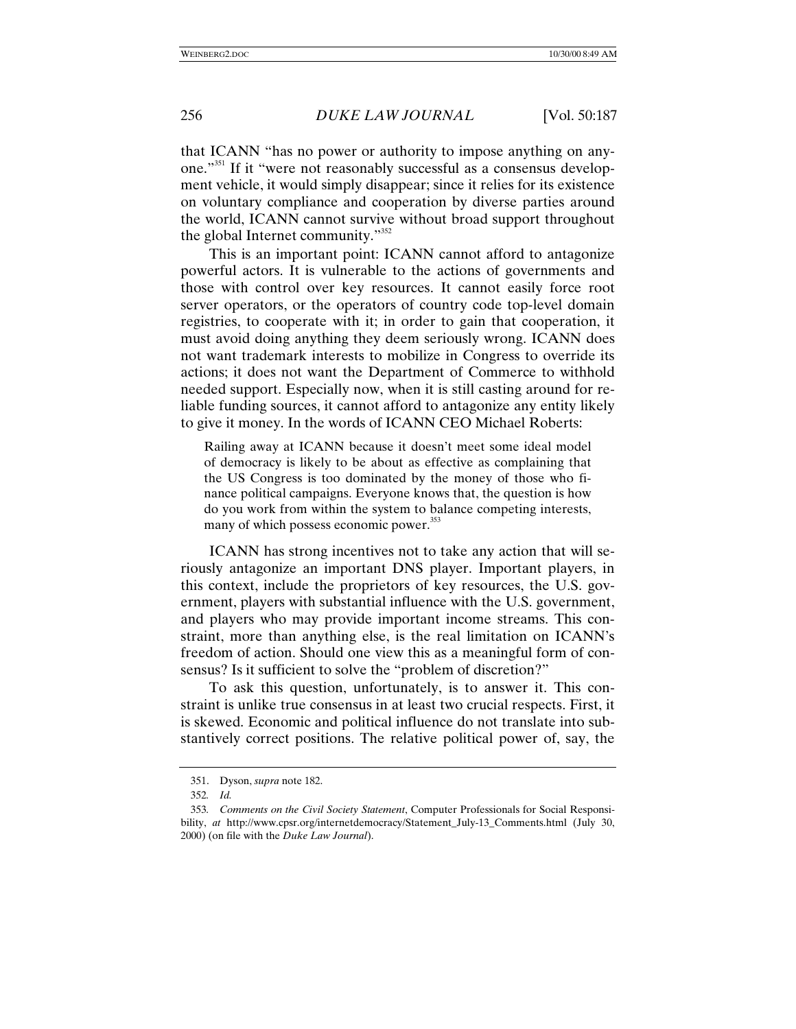that ICANN "has no power or authority to impose anything on anyone."[351] If it "were not reasonably successful as a consensus development vehicle, it would simply disappear; since it relies for its existence on voluntary compliance and cooperation by diverse parties around the world, ICANN cannot survive without broad support throughout the global Internet community."[352]

This is an important point: ICANN cannot afford to antagonize powerful actors. It is vulnerable to the actions of governments and those with control over key resources. It cannot easily force root server operators, or the operators of country code top-level domain registries, to cooperate with it; in order to gain that cooperation, it must avoid doing anything they deem seriously wrong. ICANN does not want trademark interests to mobilize in Congress to override its actions; it does not want the Department of Commerce to withhold needed support. Especially now, when it is still casting around for reliable funding sources, it cannot afford to antagonize any entity likely to give it money. In the words of ICANN CEO Michael Roberts:

> Railing away at ICANN because it doesn't meet some ideal model of democracy is likely to be about as effective as complaining that the US Congress is too dominated by the money of those who finance political campaigns. Everyone knows that, the question is how do you work from within the system to balance competing interests, many of which possess economic power.[353]

ICANN has strong incentives not to take any action that will seriously antagonize an important DNS player. Important players, in this context, include the proprietors of key resources, the U.S. government, players with substantial influence with the U.S. government, and players who may provide important income streams. This constraint, more than anything else, is the real limitation on ICANN's freedom of action. Should one view this as a meaningful form of consensus? Is it sufficient to solve the "problem of discretion?"

To ask this question, unfortunately, is to answer it. This constraint is unlike true consensus in at least two crucial respects. First, it is skewed. Economic and political influence do not translate into substantively correct positions. The relative political power of, say, the

---

351. Dyson, *supra* note 182.

352. *Id.*

353. *Comments on the Civil Society Statement*, Computer Professionals for Social Responsibility, *at* http://www.cpsr.org/internetdemocracy/Statement_July-13_Comments.html (July 30, 2000) (on file with the *Duke Law Journal*).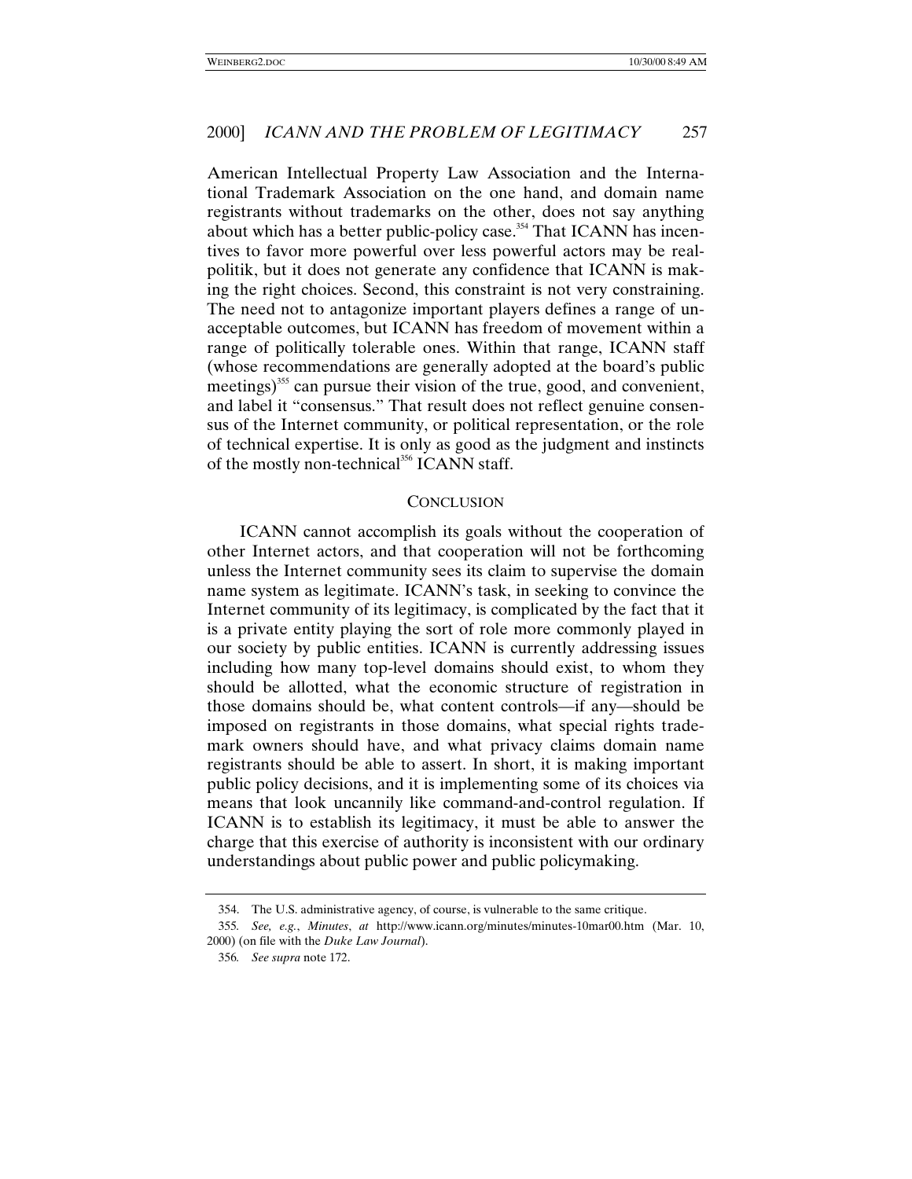American Intellectual Property Law Association and the International Trademark Association on the one hand, and domain name registrants without trademarks on the other, does not say anything about which has a better public-policy case.[354] That ICANN has incentives to favor more powerful over less powerful actors may be realpolitik, but it does not generate any confidence that ICANN is making the right choices. Second, this constraint is not very constraining. The need not to antagonize important players defines a range of unacceptable outcomes, but ICANN has freedom of movement within a range of politically tolerable ones. Within that range, ICANN staff (whose recommendations are generally adopted at the board's public meetings)[355] can pursue their vision of the true, good, and convenient, and label it "consensus." That result does not reflect genuine consensus of the Internet community, or political representation, or the role of technical expertise. It is only as good as the judgment and instincts of the mostly non-technical[356] ICANN staff.

## CONCLUSION

ICANN cannot accomplish its goals without the cooperation of other Internet actors, and that cooperation will not be forthcoming unless the Internet community sees its claim to supervise the domain name system as legitimate. ICANN's task, in seeking to convince the Internet community of its legitimacy, is complicated by the fact that it is a private entity playing the sort of role more commonly played in our society by public entities. ICANN is currently addressing issues including how many top-level domains should exist, to whom they should be allotted, what the economic structure of registration in those domains should be, what content controls—if any—should be imposed on registrants in those domains, what special rights trademark owners should have, and what privacy claims domain name registrants should be able to assert. In short, it is making important public policy decisions, and it is implementing some of its choices via means that look uncannily like command-and-control regulation. If ICANN is to establish its legitimacy, it must be able to answer the charge that this exercise of authority is inconsistent with our ordinary understandings about public power and public policymaking.

---

354. The U.S. administrative agency, of course, is vulnerable to the same critique.

355. *See, e.g.*, *Minutes*, *at* http://www.icann.org/minutes/minutes-10mar00.htm (Mar. 10, 2000) (on file with the *Duke Law Journal*).

356. *See supra* note 172.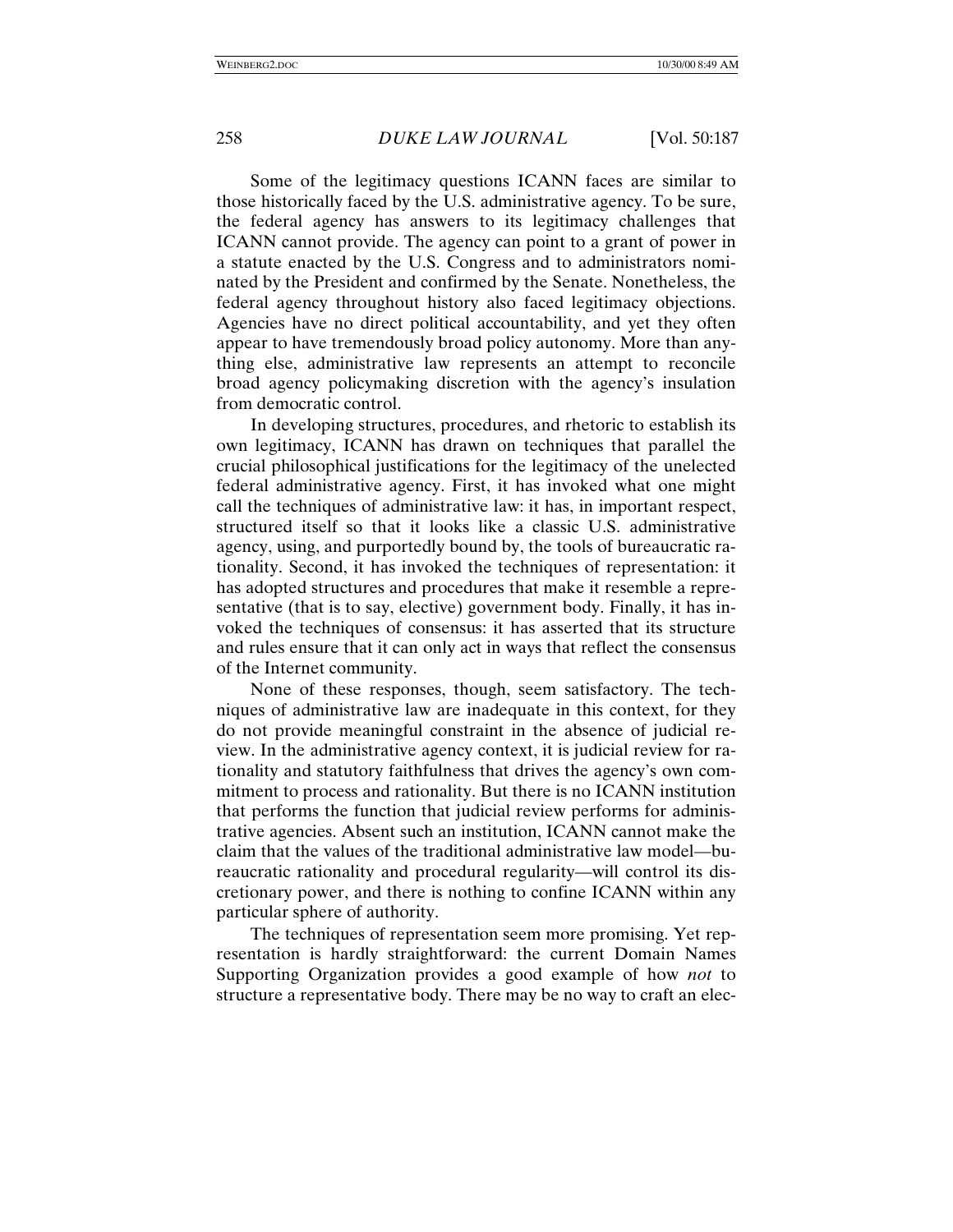Some of the legitimacy questions ICANN faces are similar to those historically faced by the U.S. administrative agency. To be sure, the federal agency has answers to its legitimacy challenges that ICANN cannot provide. The agency can point to a grant of power in a statute enacted by the U.S. Congress and to administrators nominated by the President and confirmed by the Senate. Nonetheless, the federal agency throughout history also faced legitimacy objections. Agencies have no direct political accountability, and yet they often appear to have tremendously broad policy autonomy. More than anything else, administrative law represents an attempt to reconcile broad agency policymaking discretion with the agency's insulation from democratic control.

In developing structures, procedures, and rhetoric to establish its own legitimacy, ICANN has drawn on techniques that parallel the crucial philosophical justifications for the legitimacy of the unelected federal administrative agency. First, it has invoked what one might call the techniques of administrative law: it has, in important respect, structured itself so that it looks like a classic U.S. administrative agency, using, and purportedly bound by, the tools of bureaucratic rationality. Second, it has invoked the techniques of representation: it has adopted structures and procedures that make it resemble a representative (that is to say, elective) government body. Finally, it has invoked the techniques of consensus: it has asserted that its structure and rules ensure that it can only act in ways that reflect the consensus of the Internet community.

None of these responses, though, seem satisfactory. The techniques of administrative law are inadequate in this context, for they do not provide meaningful constraint in the absence of judicial review. In the administrative agency context, it is judicial review for rationality and statutory faithfulness that drives the agency's own commitment to process and rationality. But there is no ICANN institution that performs the function that judicial review performs for administrative agencies. Absent such an institution, ICANN cannot make the claim that the values of the traditional administrative law model—bureaucratic rationality and procedural regularity—will control its discretionary power, and there is nothing to confine ICANN within any particular sphere of authority.

The techniques of representation seem more promising. Yet representation is hardly straightforward: the current Domain Names Supporting Organization provides a good example of how *not* to structure a representative body. There may be no way to craft an elec-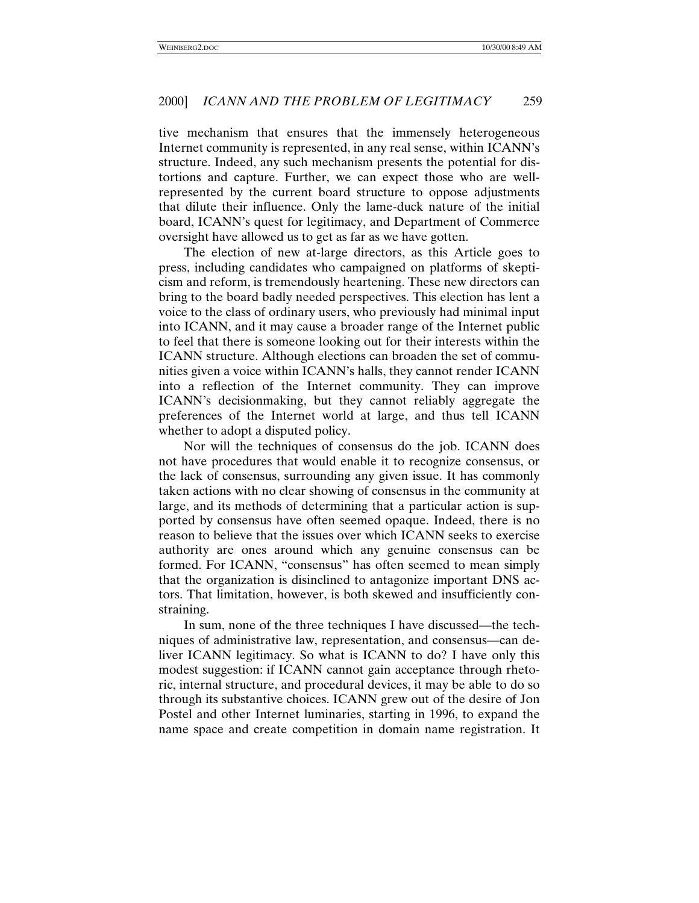tive mechanism that ensures that the immensely heterogeneous Internet community is represented, in any real sense, within ICANN's structure. Indeed, any such mechanism presents the potential for distortions and capture. Further, we can expect those who are well-represented by the current board structure to oppose adjustments that dilute their influence. Only the lame-duck nature of the initial board, ICANN's quest for legitimacy, and Department of Commerce oversight have allowed us to get as far as we have gotten.

The election of new at-large directors, as this Article goes to press, including candidates who campaigned on platforms of skepticism and reform, is tremendously heartening. These new directors can bring to the board badly needed perspectives. This election has lent a voice to the class of ordinary users, who previously had minimal input into ICANN, and it may cause a broader range of the Internet public to feel that there is someone looking out for their interests within the ICANN structure. Although elections can broaden the set of communities given a voice within ICANN's halls, they cannot render ICANN into a reflection of the Internet community. They can improve ICANN's decisionmaking, but they cannot reliably aggregate the preferences of the Internet world at large, and thus tell ICANN whether to adopt a disputed policy.

Nor will the techniques of consensus do the job. ICANN does not have procedures that would enable it to recognize consensus, or the lack of consensus, surrounding any given issue. It has commonly taken actions with no clear showing of consensus in the community at large, and its methods of determining that a particular action is supported by consensus have often seemed opaque. Indeed, there is no reason to believe that the issues over which ICANN seeks to exercise authority are ones around which any genuine consensus can be formed. For ICANN, "consensus" has often seemed to mean simply that the organization is disinclined to antagonize important DNS actors. That limitation, however, is both skewed and insufficiently constraining.

In sum, none of the three techniques I have discussed—the techniques of administrative law, representation, and consensus—can deliver ICANN legitimacy. So what is ICANN to do? I have only this modest suggestion: if ICANN cannot gain acceptance through rhetoric, internal structure, and procedural devices, it may be able to do so through its substantive choices. ICANN grew out of the desire of Jon Postel and other Internet luminaries, starting in 1996, to expand the name space and create competition in domain name registration. It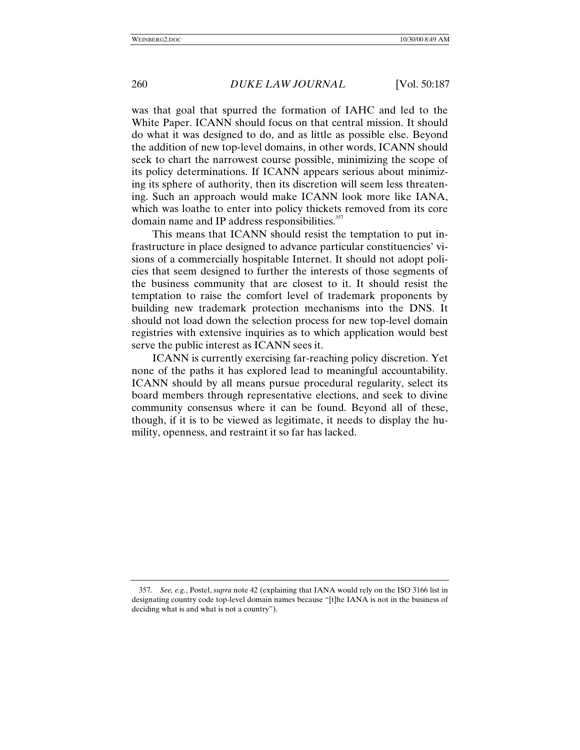was that goal that spurred the formation of IAHC and led to the White Paper. ICANN should focus on that central mission. It should do what it was designed to do, and as little as possible else. Beyond the addition of new top-level domains, in other words, ICANN should seek to chart the narrowest course possible, minimizing the scope of its policy determinations. If ICANN appears serious about minimizing its sphere of authority, then its discretion will seem less threatening. Such an approach would make ICANN look more like IANA, which was loathe to enter into policy thickets removed from its core domain name and IP address responsibilities.[357]

This means that ICANN should resist the temptation to put infrastructure in place designed to advance particular constituencies' visions of a commercially hospitable Internet. It should not adopt policies that seem designed to further the interests of those segments of the business community that are closest to it. It should resist the temptation to raise the comfort level of trademark proponents by building new trademark protection mechanisms into the DNS. It should not load down the selection process for new top-level domain registries with extensive inquiries as to which application would best serve the public interest as ICANN sees it.

ICANN is currently exercising far-reaching policy discretion. Yet none of the paths it has explored lead to meaningful accountability. ICANN should by all means pursue procedural regularity, select its board members through representative elections, and seek to divine community consensus where it can be found. Beyond all of these, though, if it is to be viewed as legitimate, it needs to display the humility, openness, and restraint it so far has lacked.

357. *See, e.g.*, Postel, *supra* note 42 (explaining that IANA would rely on the ISO 3166 list in designating country code top-level domain names because "[t]he IANA is not in the business of deciding what is and what is not a country").